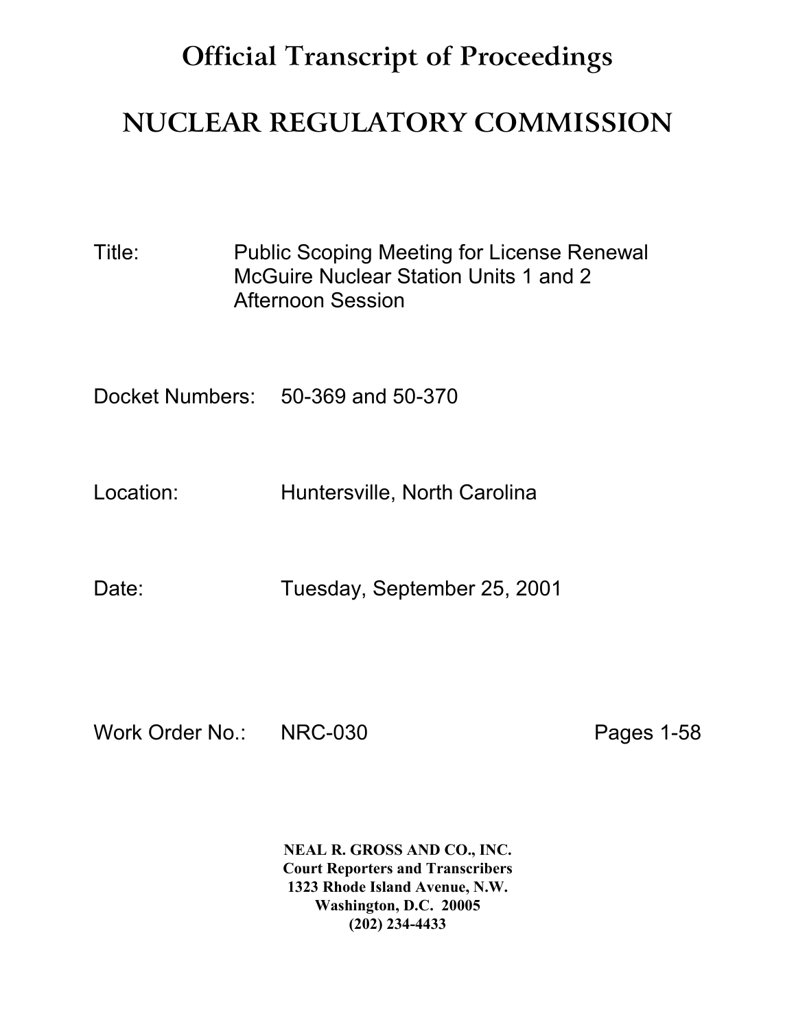# Official Transcript of Proceedings

# NUCLEAR REGULATORY COMMISSION

Title: Public Scoping Meeting for License Renewal
McGuire Nuclear Station Units 1 and 2
Afternoon Session

Docket Numbers: 50-369 and 50-370

Location: Huntersville, North Carolina

Date: Tuesday, September 25, 2001

Work Order No.: NRC-030 Pages 1-58

**NEAL R. GROSS AND CO., INC.**
**Court Reporters and Transcribers**
**1323 Rhode Island Avenue, N.W.**
**Washington, D.C. 20005**
**(202) 234-4433**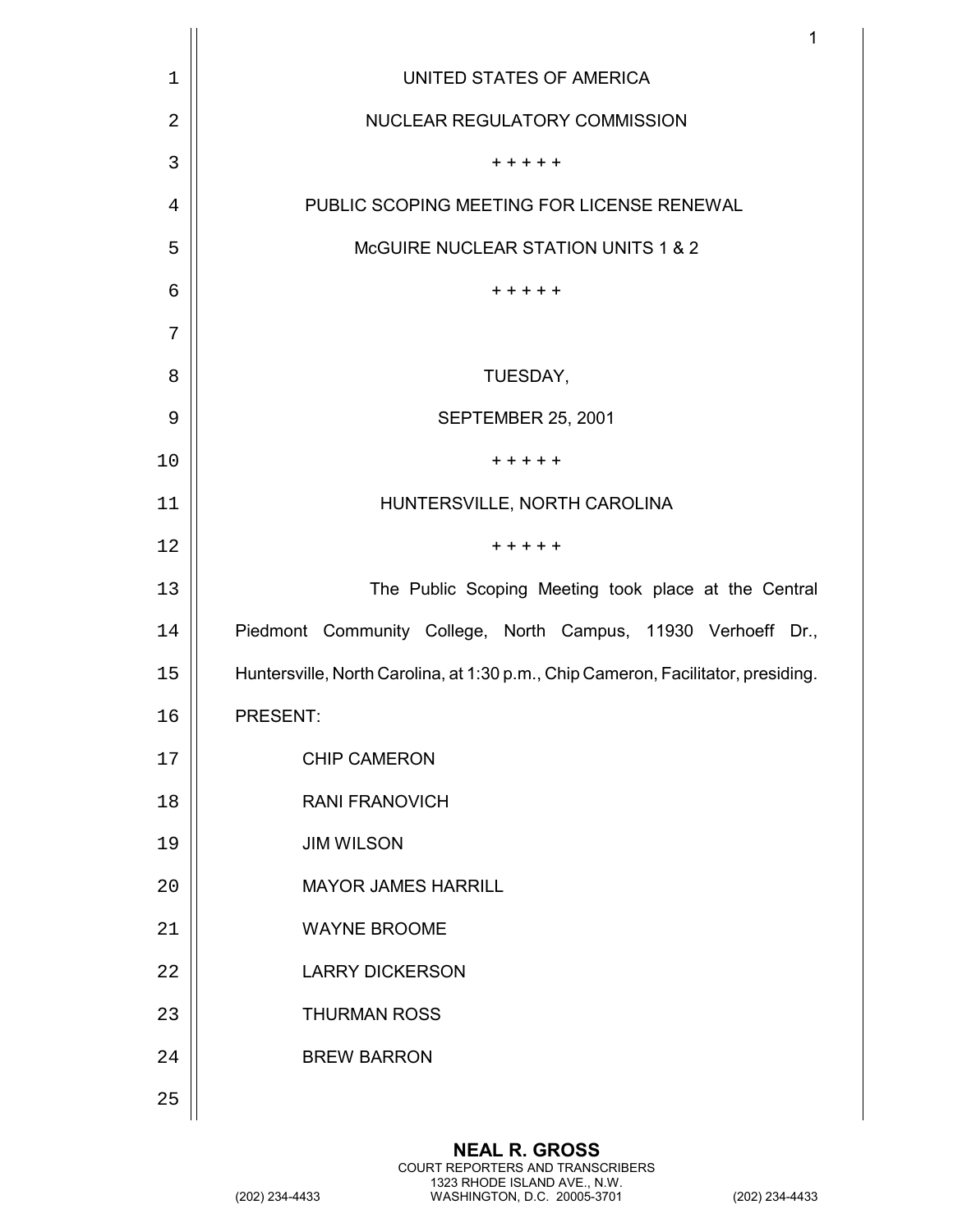UNITED STATES OF AMERICA

NUCLEAR REGULATORY COMMISSION

\+ + + + +

PUBLIC SCOPING MEETING FOR LICENSE RENEWAL

McGUIRE NUCLEAR STATION UNITS 1 & 2

\+ + + + +

TUESDAY,

SEPTEMBER 25, 2001

\+ + + + +

HUNTERSVILLE, NORTH CAROLINA

\+ + + + +

The Public Scoping Meeting took place at the Central Piedmont Community College, North Campus, 11930 Verhoeff Dr., Huntersville, North Carolina, at 1:30 p.m., Chip Cameron, Facilitator, presiding.

PRESENT:

CHIP CAMERON

RANI FRANOVICH

JIM WILSON

MAYOR JAMES HARRILL

WAYNE BROOME

LARRY DICKERSON

THURMAN ROSS

BREW BARRON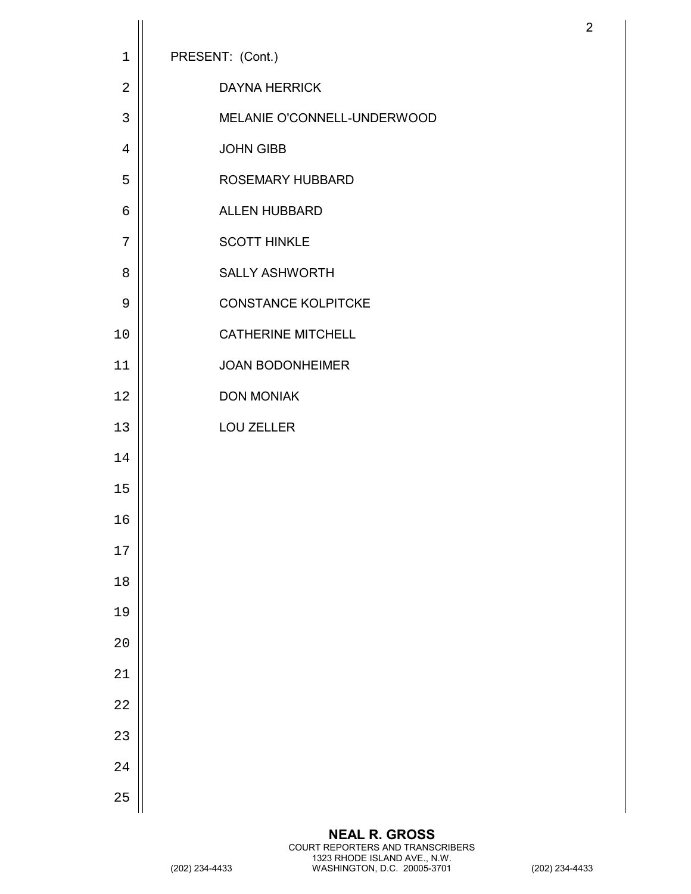PRESENT: (Cont.)

DAYNA HERRICK

MELANIE O'CONNELL-UNDERWOOD

JOHN GIBB

ROSEMARY HUBBARD

ALLEN HUBBARD

SCOTT HINKLE

SALLY ASHWORTH

CONSTANCE KOLPITCKE

CATHERINE MITCHELL

JOAN BODONHEIMER

DON MONIAK

LOU ZELLER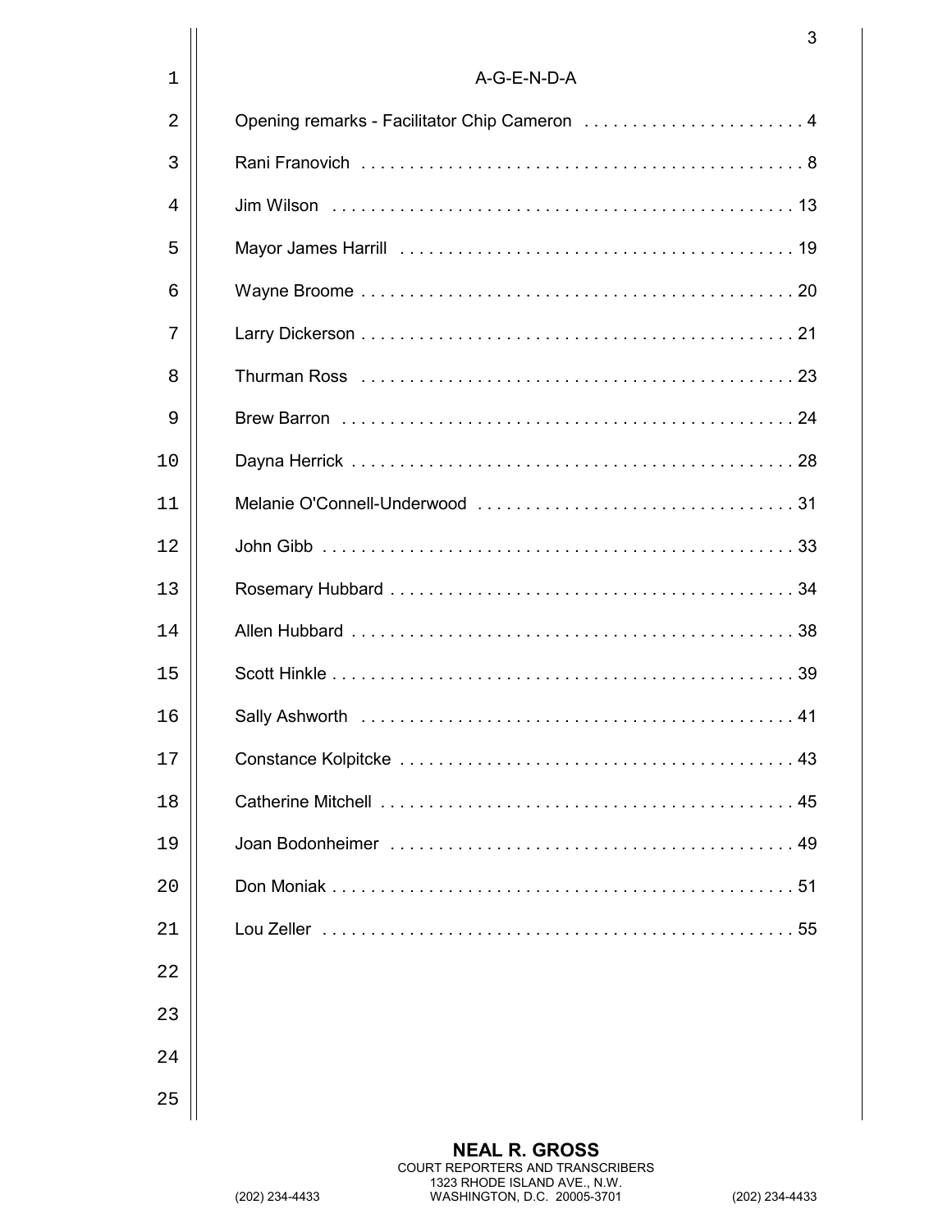# A-G-E-N-D-A

| | |
|---|---|
| Opening remarks - Facilitator Chip Cameron | 4 |
| Rani Franovich | 8 |
| Jim Wilson | 13 |
| Mayor James Harrill | 19 |
| Wayne Broome | 20 |
| Larry Dickerson | 21 |
| Thurman Ross | 23 |
| Brew Barron | 24 |
| Dayna Herrick | 28 |
| Melanie O'Connell-Underwood | 31 |
| John Gibb | 33 |
| Rosemary Hubbard | 34 |
| Allen Hubbard | 38 |
| Scott Hinkle | 39 |
| Sally Ashworth | 41 |
| Constance Kolpitcke | 43 |
| Catherine Mitchell | 45 |
| Joan Bodonheimer | 49 |
| Don Moniak | 51 |
| Lou Zeller | 55 |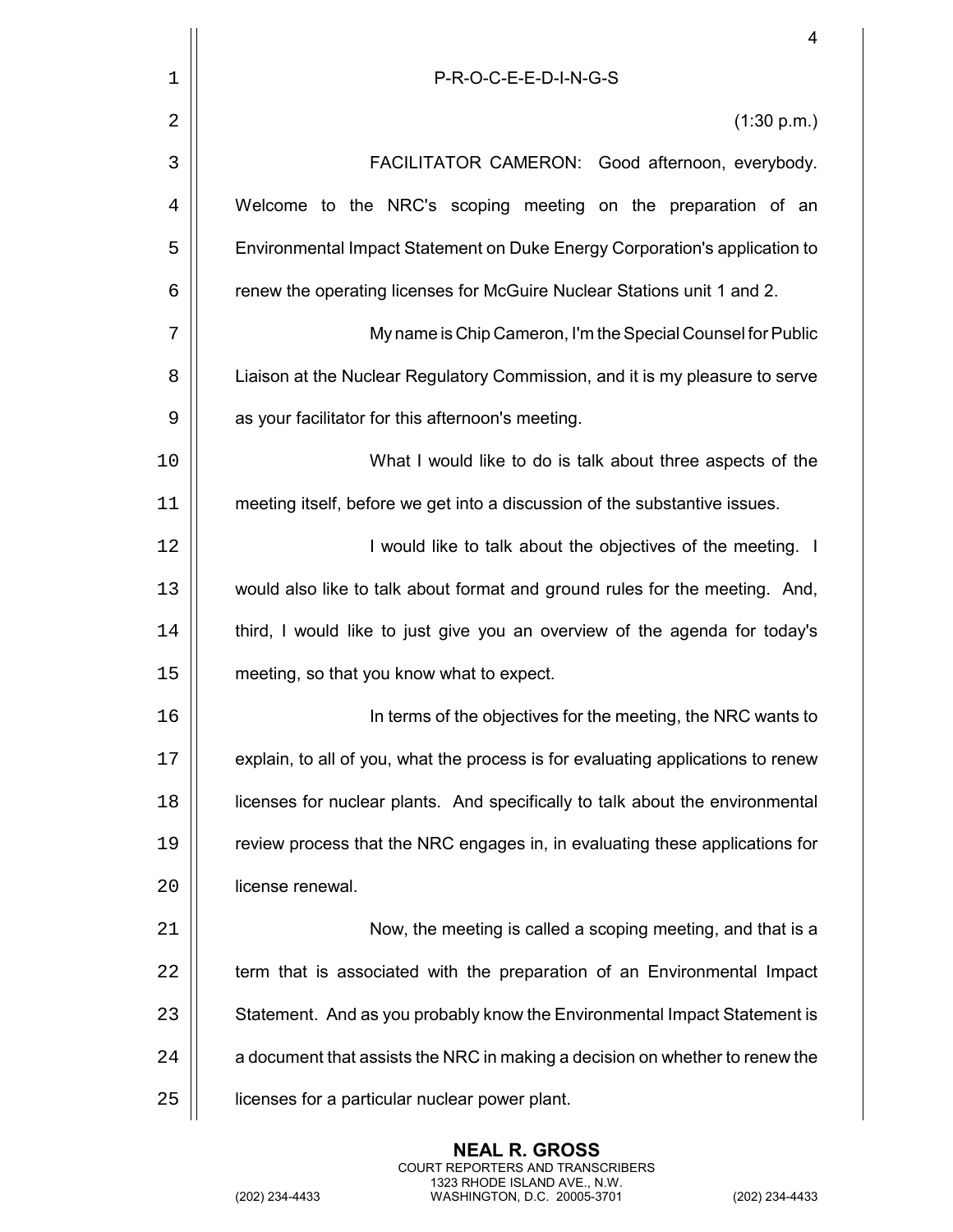P-R-O-C-E-E-D-I-N-G-S

(1:30 p.m.)

FACILITATOR CAMERON: Good afternoon, everybody. Welcome to the NRC's scoping meeting on the preparation of an Environmental Impact Statement on Duke Energy Corporation's application to renew the operating licenses for McGuire Nuclear Stations unit 1 and 2.

My name is Chip Cameron, I'm the Special Counsel for Public Liaison at the Nuclear Regulatory Commission, and it is my pleasure to serve as your facilitator for this afternoon's meeting.

What I would like to do is talk about three aspects of the meeting itself, before we get into a discussion of the substantive issues.

I would like to talk about the objectives of the meeting. I would also like to talk about format and ground rules for the meeting. And, third, I would like to just give you an overview of the agenda for today's meeting, so that you know what to expect.

In terms of the objectives for the meeting, the NRC wants to explain, to all of you, what the process is for evaluating applications to renew licenses for nuclear plants. And specifically to talk about the environmental review process that the NRC engages in, in evaluating these applications for license renewal.

Now, the meeting is called a scoping meeting, and that is a term that is associated with the preparation of an Environmental Impact Statement. And as you probably know the Environmental Impact Statement is a document that assists the NRC in making a decision on whether to renew the licenses for a particular nuclear power plant.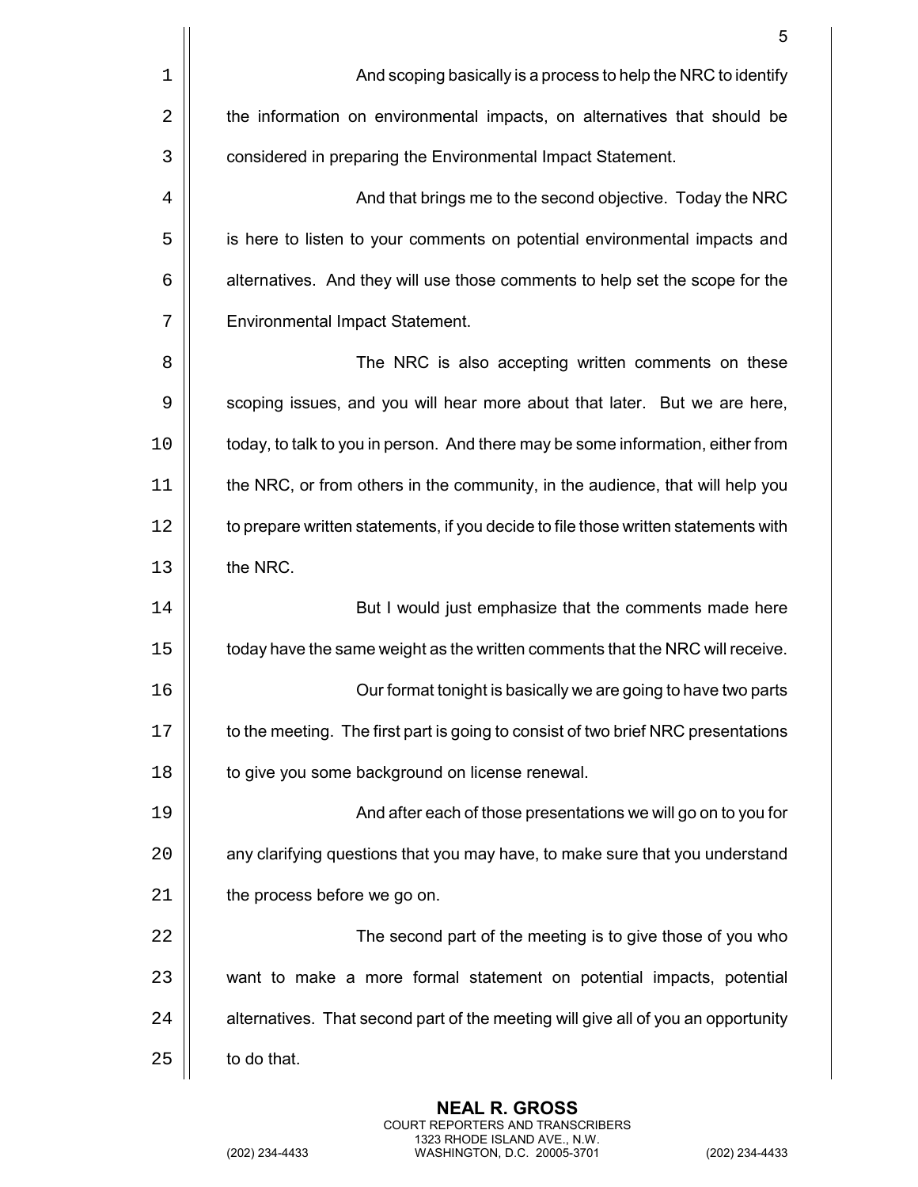And scoping basically is a process to help the NRC to identify the information on environmental impacts, on alternatives that should be considered in preparing the Environmental Impact Statement.

And that brings me to the second objective. Today the NRC is here to listen to your comments on potential environmental impacts and alternatives. And they will use those comments to help set the scope for the Environmental Impact Statement.

The NRC is also accepting written comments on these scoping issues, and you will hear more about that later. But we are here, today, to talk to you in person. And there may be some information, either from the NRC, or from others in the community, in the audience, that will help you to prepare written statements, if you decide to file those written statements with the NRC.

But I would just emphasize that the comments made here today have the same weight as the written comments that the NRC will receive.

Our format tonight is basically we are going to have two parts to the meeting. The first part is going to consist of two brief NRC presentations to give you some background on license renewal.

And after each of those presentations we will go on to you for any clarifying questions that you may have, to make sure that you understand the process before we go on.

The second part of the meeting is to give those of you who want to make a more formal statement on potential impacts, potential alternatives. That second part of the meeting will give all of you an opportunity to do that.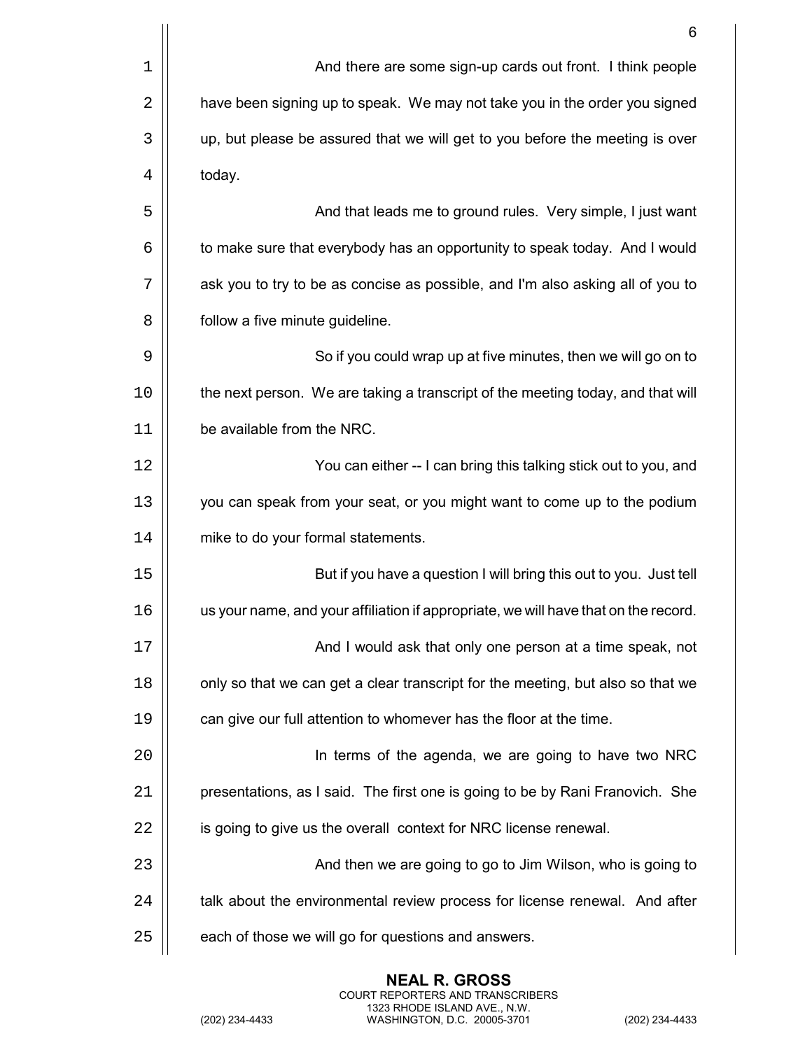And there are some sign-up cards out front. I think people have been signing up to speak. We may not take you in the order you signed up, but please be assured that we will get to you before the meeting is over today.

And that leads me to ground rules. Very simple, I just want to make sure that everybody has an opportunity to speak today. And I would ask you to try to be as concise as possible, and I'm also asking all of you to follow a five minute guideline.

So if you could wrap up at five minutes, then we will go on to the next person. We are taking a transcript of the meeting today, and that will be available from the NRC.

You can either -- I can bring this talking stick out to you, and you can speak from your seat, or you might want to come up to the podium mike to do your formal statements.

But if you have a question I will bring this out to you. Just tell us your name, and your affiliation if appropriate, we will have that on the record.

And I would ask that only one person at a time speak, not only so that we can get a clear transcript for the meeting, but also so that we can give our full attention to whomever has the floor at the time.

In terms of the agenda, we are going to have two NRC presentations, as I said. The first one is going to be by Rani Franovich. She is going to give us the overall context for NRC license renewal.

And then we are going to go to Jim Wilson, who is going to talk about the environmental review process for license renewal. And after each of those we will go for questions and answers.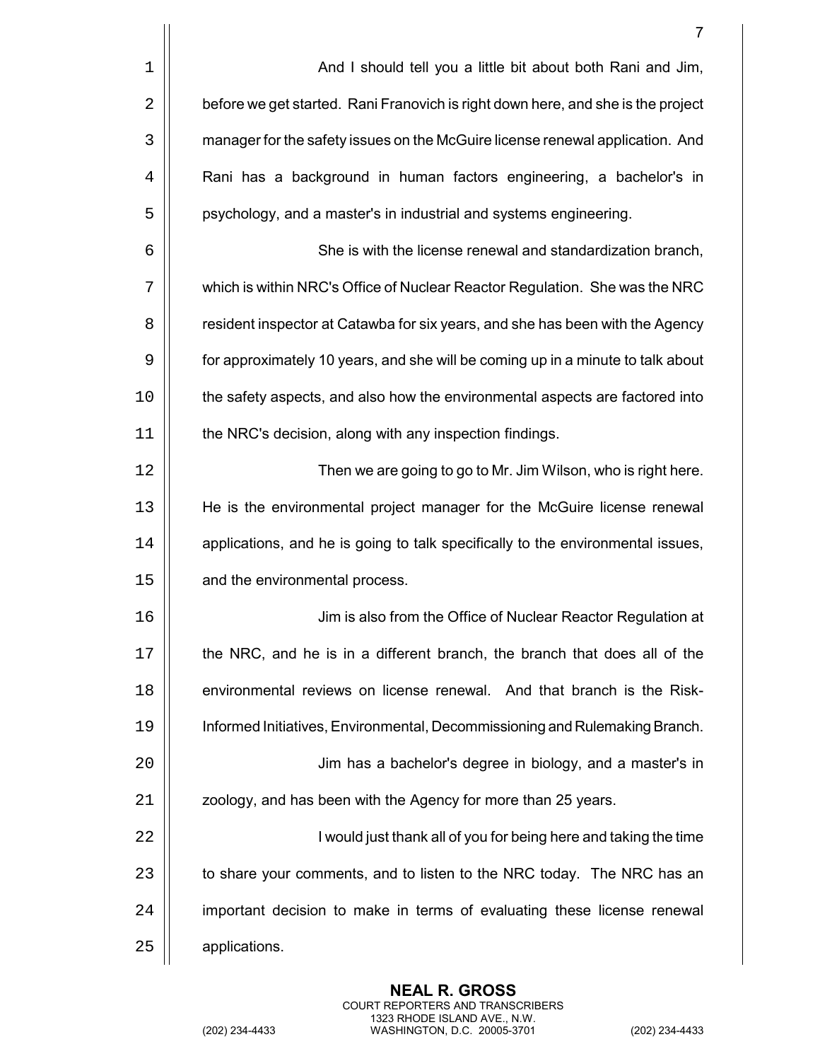And I should tell you a little bit about both Rani and Jim, before we get started. Rani Franovich is right down here, and she is the project manager for the safety issues on the McGuire license renewal application. And Rani has a background in human factors engineering, a bachelor's in psychology, and a master's in industrial and systems engineering.

She is with the license renewal and standardization branch, which is within NRC's Office of Nuclear Reactor Regulation. She was the NRC resident inspector at Catawba for six years, and she has been with the Agency for approximately 10 years, and she will be coming up in a minute to talk about the safety aspects, and also how the environmental aspects are factored into the NRC's decision, along with any inspection findings.

Then we are going to go to Mr. Jim Wilson, who is right here. He is the environmental project manager for the McGuire license renewal applications, and he is going to talk specifically to the environmental issues, and the environmental process.

Jim is also from the Office of Nuclear Reactor Regulation at the NRC, and he is in a different branch, the branch that does all of the environmental reviews on license renewal. And that branch is the Risk-Informed Initiatives, Environmental, Decommissioning and Rulemaking Branch.

Jim has a bachelor's degree in biology, and a master's in zoology, and has been with the Agency for more than 25 years.

I would just thank all of you for being here and taking the time to share your comments, and to listen to the NRC today. The NRC has an important decision to make in terms of evaluating these license renewal applications.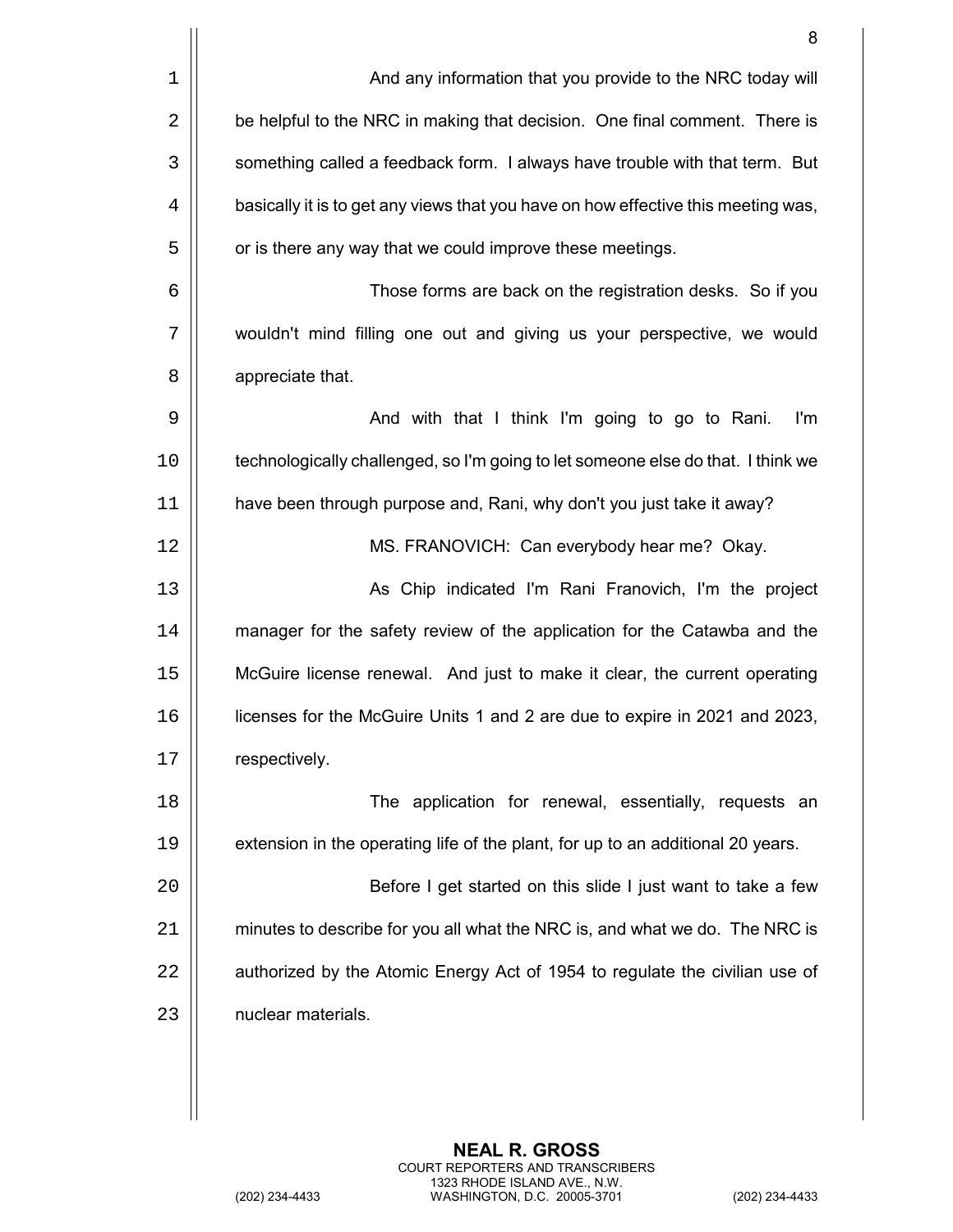And any information that you provide to the NRC today will be helpful to the NRC in making that decision. One final comment. There is something called a feedback form. I always have trouble with that term. But basically it is to get any views that you have on how effective this meeting was, or is there any way that we could improve these meetings.

Those forms are back on the registration desks. So if you wouldn't mind filling one out and giving us your perspective, we would appreciate that.

And with that I think I'm going to go to Rani. I'm technologically challenged, so I'm going to let someone else do that. I think we have been through purpose and, Rani, why don't you just take it away?

MS. FRANOVICH: Can everybody hear me? Okay.

As Chip indicated I'm Rani Franovich, I'm the project manager for the safety review of the application for the Catawba and the McGuire license renewal. And just to make it clear, the current operating licenses for the McGuire Units 1 and 2 are due to expire in 2021 and 2023, respectively.

The application for renewal, essentially, requests an extension in the operating life of the plant, for up to an additional 20 years.

Before I get started on this slide I just want to take a few minutes to describe for you all what the NRC is, and what we do. The NRC is authorized by the Atomic Energy Act of 1954 to regulate the civilian use of nuclear materials.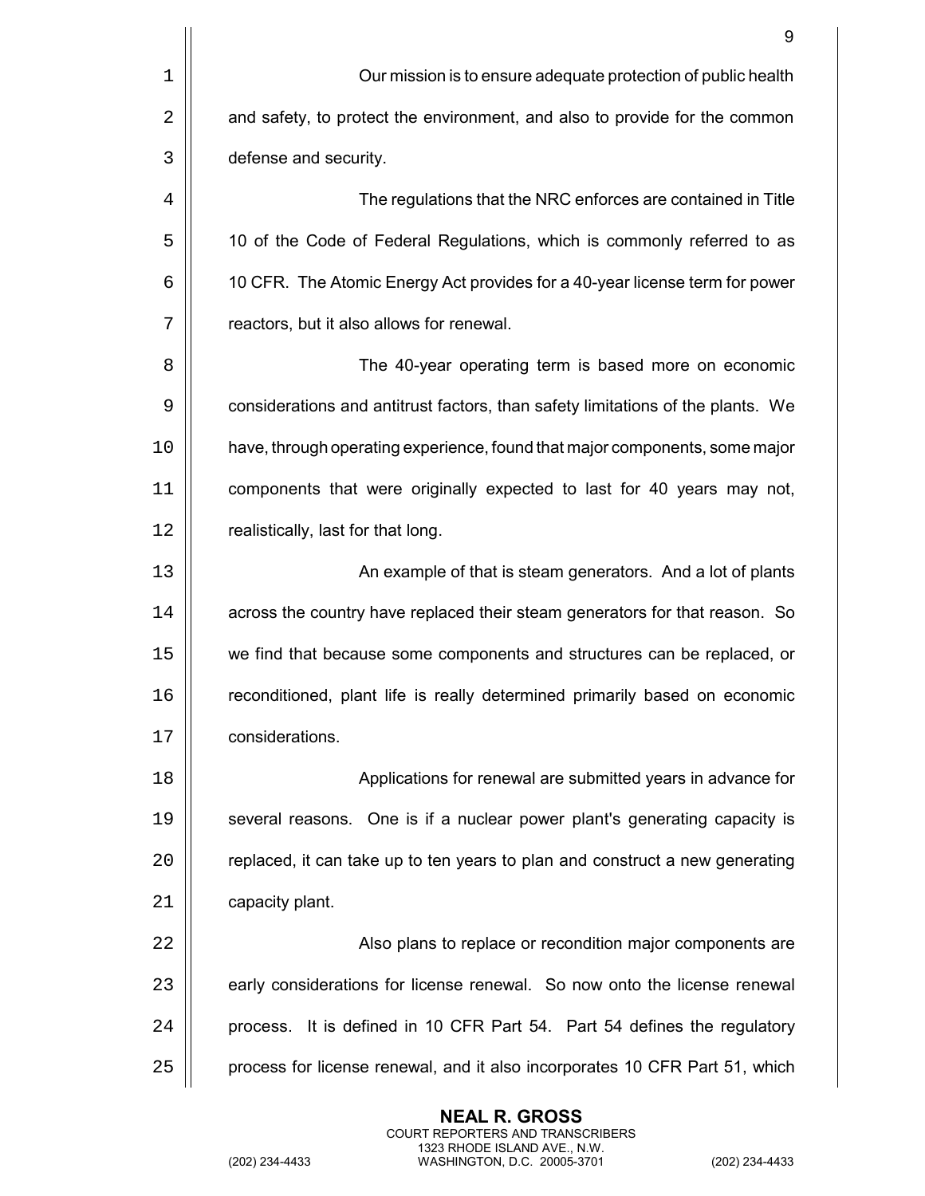Our mission is to ensure adequate protection of public health and safety, to protect the environment, and also to provide for the common defense and security.

The regulations that the NRC enforces are contained in Title 10 of the Code of Federal Regulations, which is commonly referred to as 10 CFR. The Atomic Energy Act provides for a 40-year license term for power reactors, but it also allows for renewal.

The 40-year operating term is based more on economic considerations and antitrust factors, than safety limitations of the plants. We have, through operating experience, found that major components, some major components that were originally expected to last for 40 years may not, realistically, last for that long.

An example of that is steam generators. And a lot of plants across the country have replaced their steam generators for that reason. So we find that because some components and structures can be replaced, or reconditioned, plant life is really determined primarily based on economic considerations.

Applications for renewal are submitted years in advance for several reasons. One is if a nuclear power plant's generating capacity is replaced, it can take up to ten years to plan and construct a new generating capacity plant.

Also plans to replace or recondition major components are early considerations for license renewal. So now onto the license renewal process. It is defined in 10 CFR Part 54. Part 54 defines the regulatory process for license renewal, and it also incorporates 10 CFR Part 51, which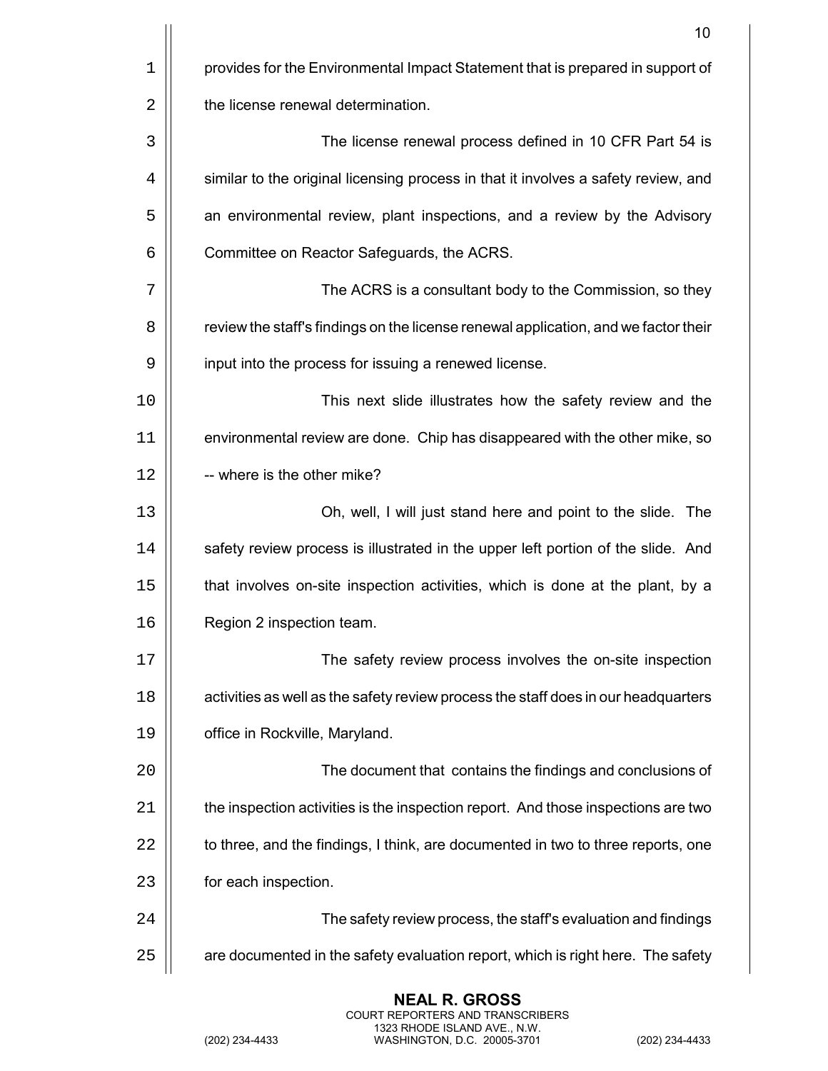provides for the Environmental Impact Statement that is prepared in support of the license renewal determination.

The license renewal process defined in 10 CFR Part 54 is similar to the original licensing process in that it involves a safety review, and an environmental review, plant inspections, and a review by the Advisory Committee on Reactor Safeguards, the ACRS.

The ACRS is a consultant body to the Commission, so they review the staff's findings on the license renewal application, and we factor their input into the process for issuing a renewed license.

This next slide illustrates how the safety review and the environmental review are done. Chip has disappeared with the other mike, so -- where is the other mike?

Oh, well, I will just stand here and point to the slide. The safety review process is illustrated in the upper left portion of the slide. And that involves on-site inspection activities, which is done at the plant, by a Region 2 inspection team.

The safety review process involves the on-site inspection activities as well as the safety review process the staff does in our headquarters office in Rockville, Maryland.

The document that contains the findings and conclusions of the inspection activities is the inspection report. And those inspections are two to three, and the findings, I think, are documented in two to three reports, one for each inspection.

The safety review process, the staff's evaluation and findings are documented in the safety evaluation report, which is right here. The safety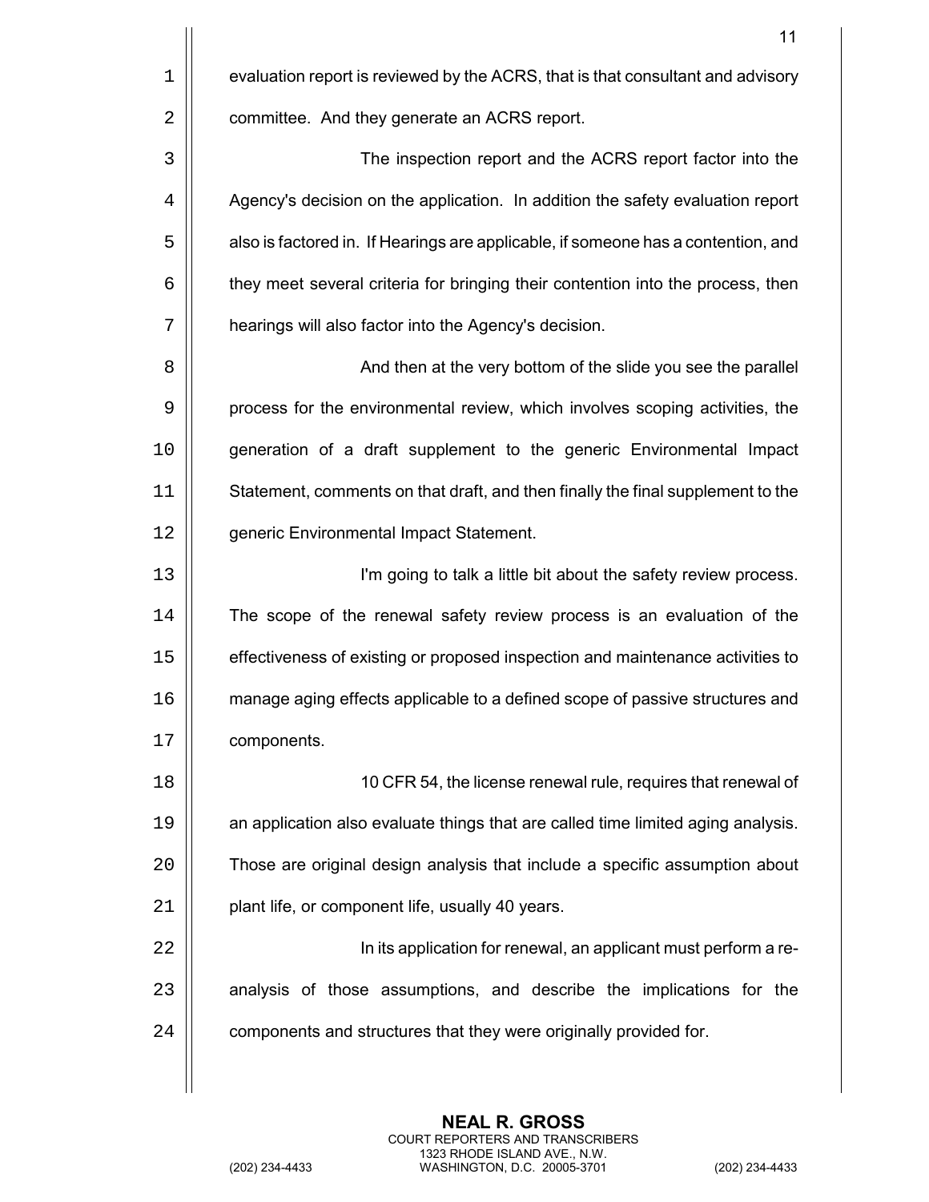evaluation report is reviewed by the ACRS, that is that consultant and advisory committee. And they generate an ACRS report.

The inspection report and the ACRS report factor into the Agency's decision on the application. In addition the safety evaluation report also is factored in. If Hearings are applicable, if someone has a contention, and they meet several criteria for bringing their contention into the process, then hearings will also factor into the Agency's decision.

And then at the very bottom of the slide you see the parallel process for the environmental review, which involves scoping activities, the generation of a draft supplement to the generic Environmental Impact Statement, comments on that draft, and then finally the final supplement to the generic Environmental Impact Statement.

I'm going to talk a little bit about the safety review process. The scope of the renewal safety review process is an evaluation of the effectiveness of existing or proposed inspection and maintenance activities to manage aging effects applicable to a defined scope of passive structures and components.

10 CFR 54, the license renewal rule, requires that renewal of an application also evaluate things that are called time limited aging analysis. Those are original design analysis that include a specific assumption about plant life, or component life, usually 40 years.

In its application for renewal, an applicant must perform a re-analysis of those assumptions, and describe the implications for the components and structures that they were originally provided for.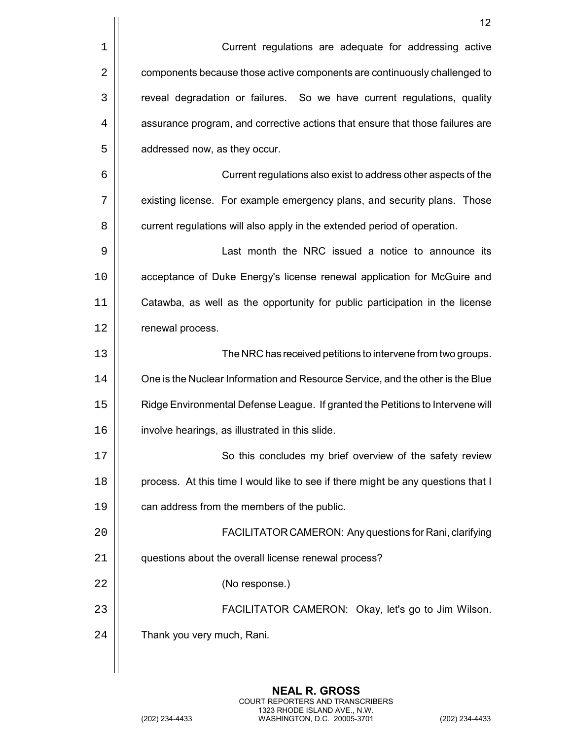Current regulations are adequate for addressing active components because those active components are continuously challenged to reveal degradation or failures. So we have current regulations, quality assurance program, and corrective actions that ensure that those failures are addressed now, as they occur.

Current regulations also exist to address other aspects of the existing license. For example emergency plans, and security plans. Those current regulations will also apply in the extended period of operation.

Last month the NRC issued a notice to announce its acceptance of Duke Energy's license renewal application for McGuire and Catawba, as well as the opportunity for public participation in the license renewal process.

The NRC has received petitions to intervene from two groups. One is the Nuclear Information and Resource Service, and the other is the Blue Ridge Environmental Defense League. If granted the Petitions to Intervene will involve hearings, as illustrated in this slide.

So this concludes my brief overview of the safety review process. At this time I would like to see if there might be any questions that I can address from the members of the public.

FACILITATOR CAMERON: Any questions for Rani, clarifying questions about the overall license renewal process?

(No response.)

FACILITATOR CAMERON: Okay, let's go to Jim Wilson. Thank you very much, Rani.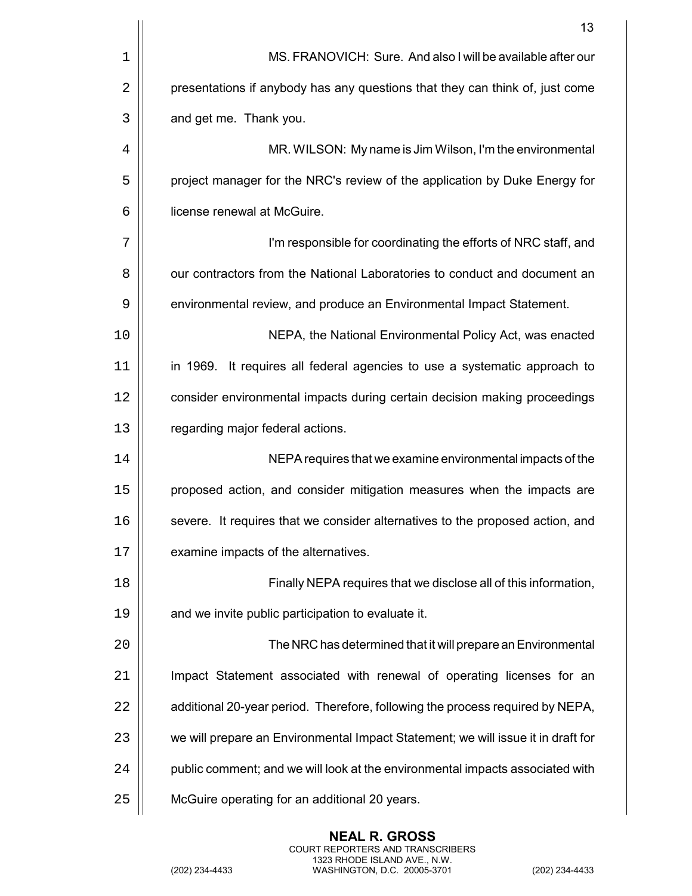MS. FRANOVICH: Sure. And also I will be available after our presentations if anybody has any questions that they can think of, just come and get me. Thank you.

MR. WILSON: My name is Jim Wilson, I'm the environmental project manager for the NRC's review of the application by Duke Energy for license renewal at McGuire.

I'm responsible for coordinating the efforts of NRC staff, and our contractors from the National Laboratories to conduct and document an environmental review, and produce an Environmental Impact Statement.

NEPA, the National Environmental Policy Act, was enacted in 1969. It requires all federal agencies to use a systematic approach to consider environmental impacts during certain decision making proceedings regarding major federal actions.

NEPA requires that we examine environmental impacts of the proposed action, and consider mitigation measures when the impacts are severe. It requires that we consider alternatives to the proposed action, and examine impacts of the alternatives.

Finally NEPA requires that we disclose all of this information, and we invite public participation to evaluate it.

The NRC has determined that it will prepare an Environmental Impact Statement associated with renewal of operating licenses for an additional 20-year period. Therefore, following the process required by NEPA, we will prepare an Environmental Impact Statement; we will issue it in draft for public comment; and we will look at the environmental impacts associated with McGuire operating for an additional 20 years.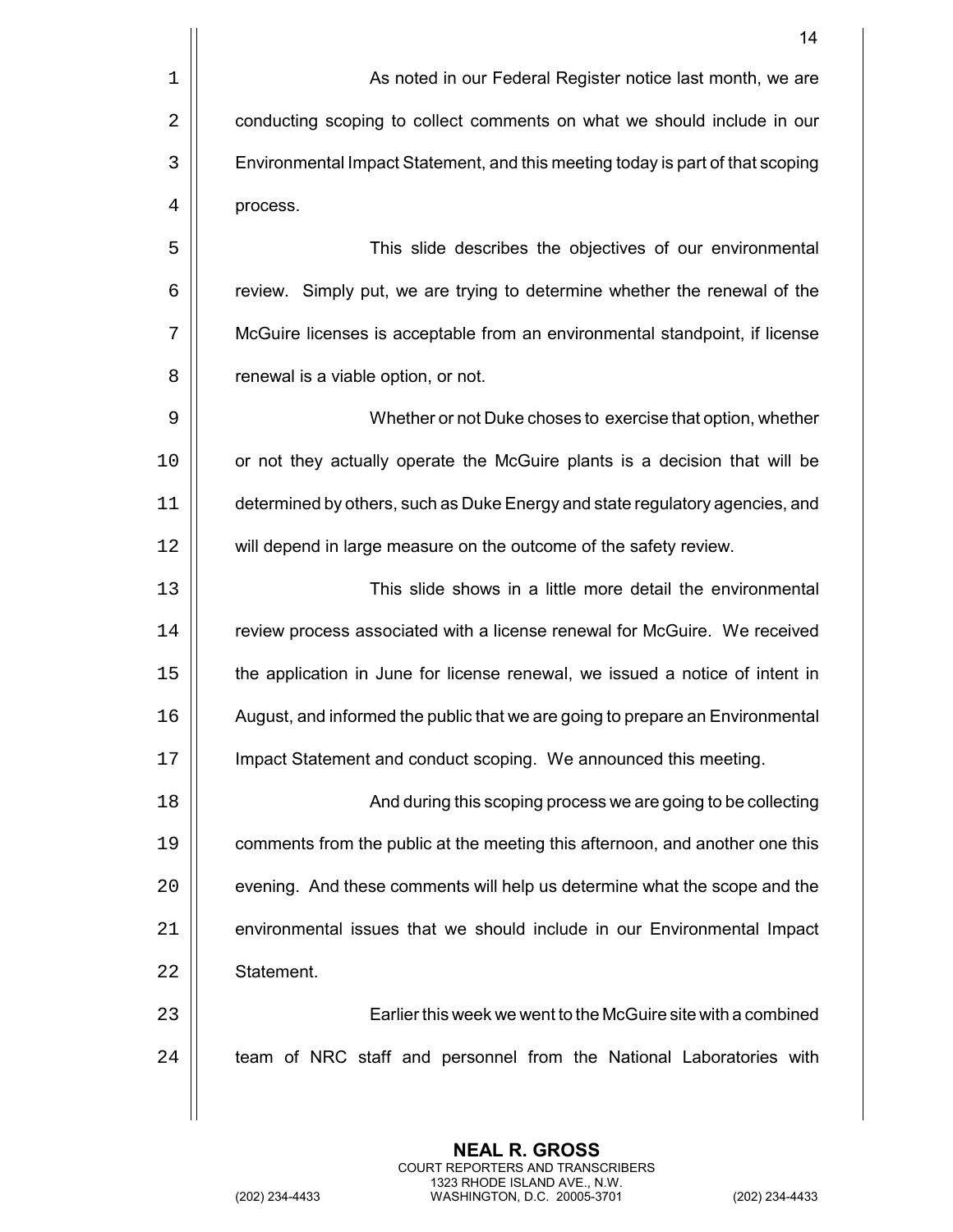As noted in our Federal Register notice last month, we are conducting scoping to collect comments on what we should include in our Environmental Impact Statement, and this meeting today is part of that scoping process.

This slide describes the objectives of our environmental review. Simply put, we are trying to determine whether the renewal of the McGuire licenses is acceptable from an environmental standpoint, if license renewal is a viable option, or not.

Whether or not Duke choses to exercise that option, whether or not they actually operate the McGuire plants is a decision that will be determined by others, such as Duke Energy and state regulatory agencies, and will depend in large measure on the outcome of the safety review.

This slide shows in a little more detail the environmental review process associated with a license renewal for McGuire. We received the application in June for license renewal, we issued a notice of intent in August, and informed the public that we are going to prepare an Environmental Impact Statement and conduct scoping. We announced this meeting.

And during this scoping process we are going to be collecting comments from the public at the meeting this afternoon, and another one this evening. And these comments will help us determine what the scope and the environmental issues that we should include in our Environmental Impact Statement.

Earlier this week we went to the McGuire site with a combined team of NRC staff and personnel from the National Laboratories with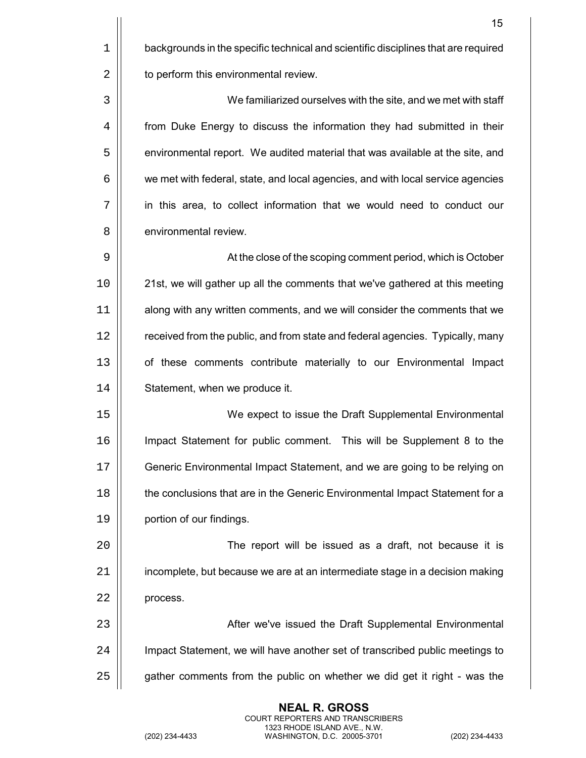backgrounds in the specific technical and scientific disciplines that are required to perform this environmental review.

We familiarized ourselves with the site, and we met with staff from Duke Energy to discuss the information they had submitted in their environmental report. We audited material that was available at the site, and we met with federal, state, and local agencies, and with local service agencies in this area, to collect information that we would need to conduct our environmental review.

At the close of the scoping comment period, which is October 21st, we will gather up all the comments that we've gathered at this meeting along with any written comments, and we will consider the comments that we received from the public, and from state and federal agencies. Typically, many of these comments contribute materially to our Environmental Impact Statement, when we produce it.

We expect to issue the Draft Supplemental Environmental Impact Statement for public comment. This will be Supplement 8 to the Generic Environmental Impact Statement, and we are going to be relying on the conclusions that are in the Generic Environmental Impact Statement for a portion of our findings.

The report will be issued as a draft, not because it is incomplete, but because we are at an intermediate stage in a decision making process.

After we've issued the Draft Supplemental Environmental Impact Statement, we will have another set of transcribed public meetings to gather comments from the public on whether we did get it right - was the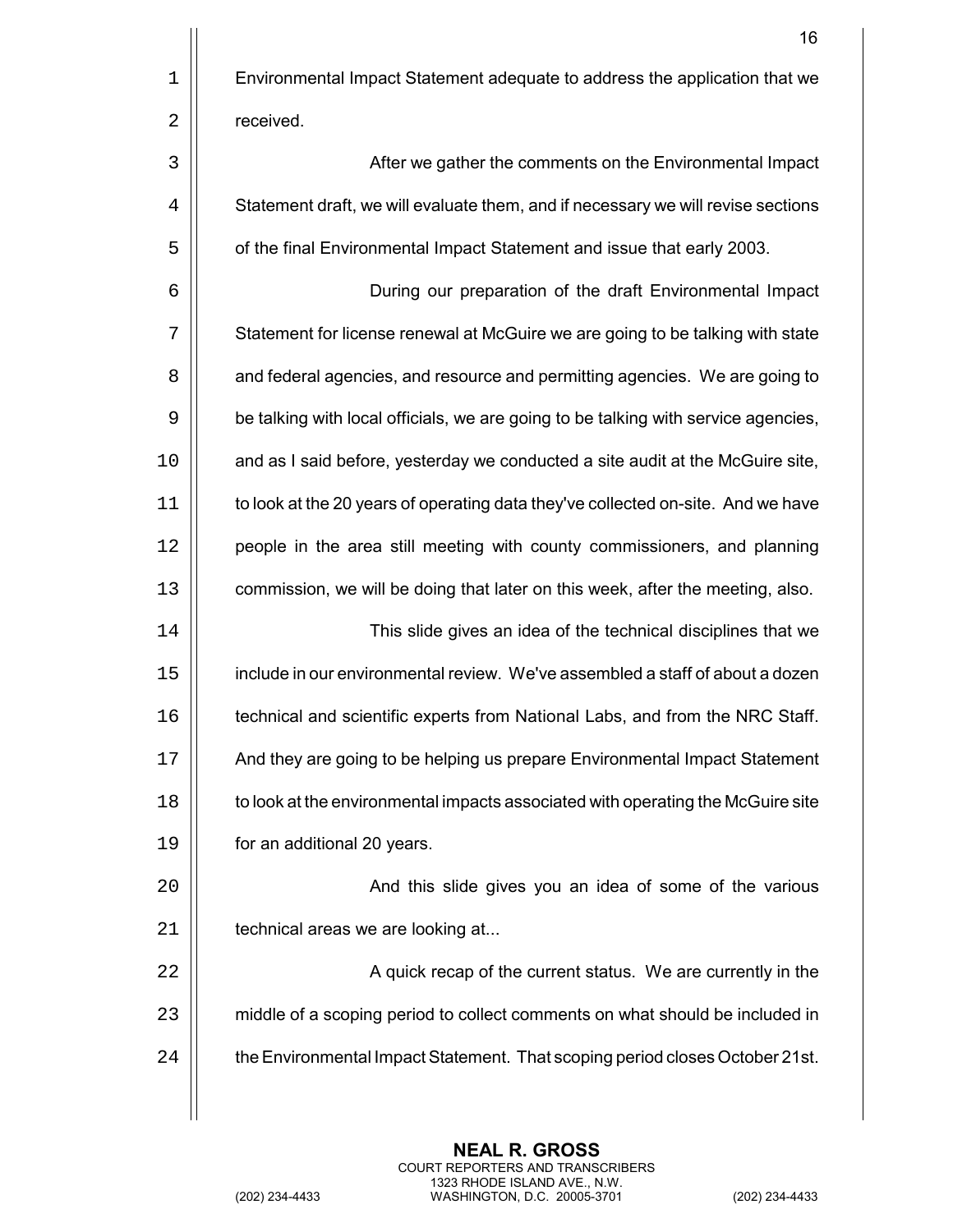Environmental Impact Statement adequate to address the application that we received.

After we gather the comments on the Environmental Impact Statement draft, we will evaluate them, and if necessary we will revise sections of the final Environmental Impact Statement and issue that early 2003.

During our preparation of the draft Environmental Impact Statement for license renewal at McGuire we are going to be talking with state and federal agencies, and resource and permitting agencies. We are going to be talking with local officials, we are going to be talking with service agencies, and as I said before, yesterday we conducted a site audit at the McGuire site, to look at the 20 years of operating data they've collected on-site. And we have people in the area still meeting with county commissioners, and planning commission, we will be doing that later on this week, after the meeting, also.

This slide gives an idea of the technical disciplines that we include in our environmental review. We've assembled a staff of about a dozen technical and scientific experts from National Labs, and from the NRC Staff. And they are going to be helping us prepare Environmental Impact Statement to look at the environmental impacts associated with operating the McGuire site for an additional 20 years.

And this slide gives you an idea of some of the various technical areas we are looking at...

A quick recap of the current status. We are currently in the middle of a scoping period to collect comments on what should be included in the Environmental Impact Statement. That scoping period closes October 21st.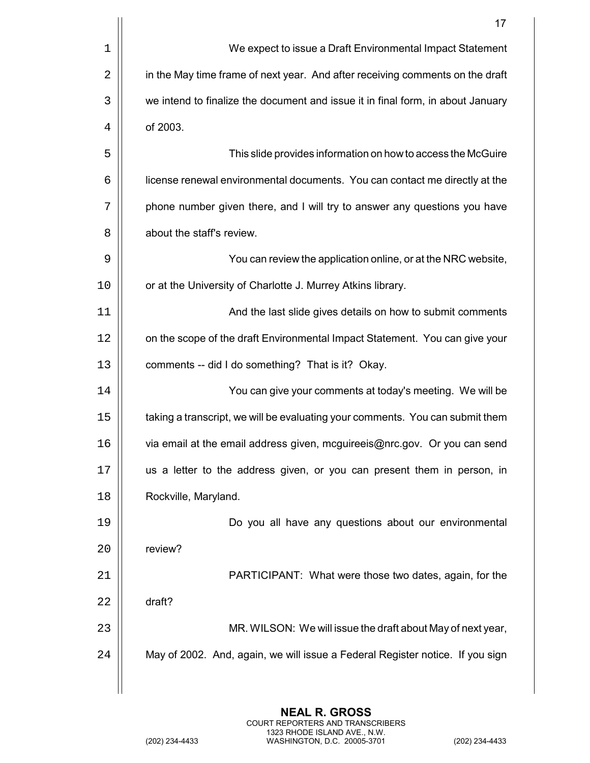We expect to issue a Draft Environmental Impact Statement in the May time frame of next year. And after receiving comments on the draft we intend to finalize the document and issue it in final form, in about January of 2003.

This slide provides information on how to access the McGuire license renewal environmental documents. You can contact me directly at the phone number given there, and I will try to answer any questions you have about the staff's review.

You can review the application online, or at the NRC website, or at the University of Charlotte J. Murrey Atkins library.

And the last slide gives details on how to submit comments on the scope of the draft Environmental Impact Statement. You can give your comments -- did I do something? That is it? Okay.

You can give your comments at today's meeting. We will be taking a transcript, we will be evaluating your comments. You can submit them via email at the email address given, mcguireeis@nrc.gov. Or you can send us a letter to the address given, or you can present them in person, in Rockville, Maryland.

Do you all have any questions about our environmental review?

PARTICIPANT: What were those two dates, again, for the draft?

MR. WILSON: We will issue the draft about May of next year, May of 2002. And, again, we will issue a Federal Register notice. If you sign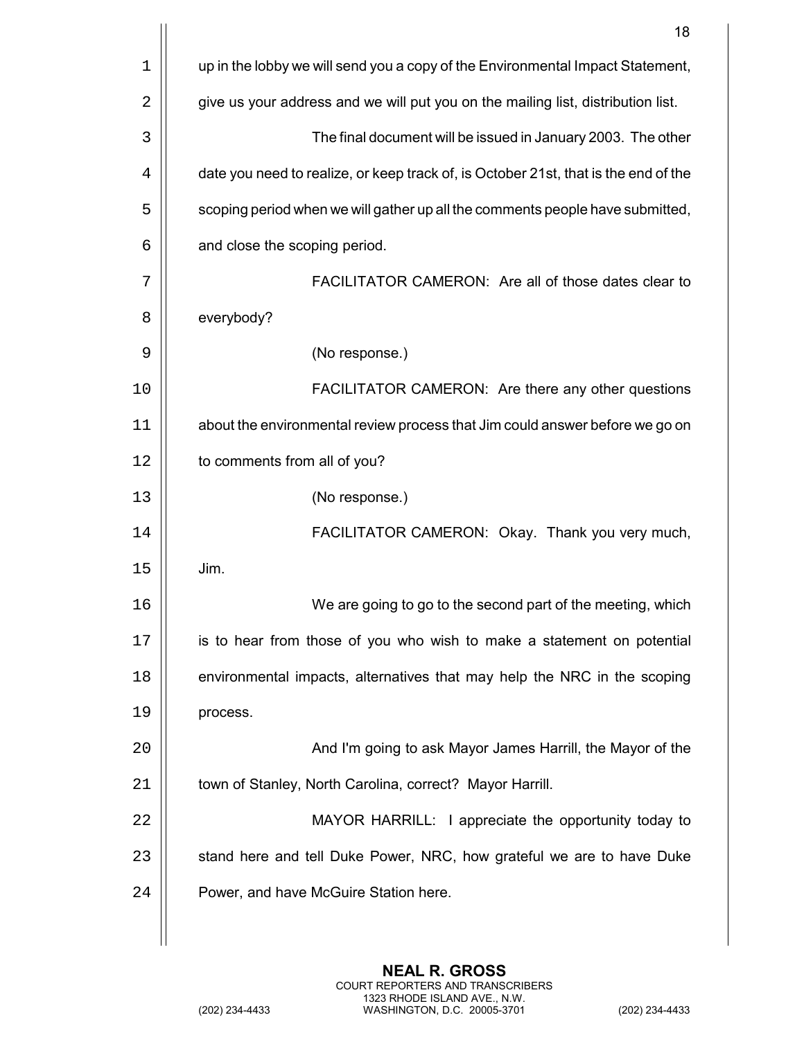up in the lobby we will send you a copy of the Environmental Impact Statement, give us your address and we will put you on the mailing list, distribution list.

The final document will be issued in January 2003. The other date you need to realize, or keep track of, is October 21st, that is the end of the scoping period when we will gather up all the comments people have submitted, and close the scoping period.

FACILITATOR CAMERON: Are all of those dates clear to everybody?

(No response.)

FACILITATOR CAMERON: Are there any other questions about the environmental review process that Jim could answer before we go on to comments from all of you?

(No response.)

FACILITATOR CAMERON: Okay. Thank you very much, Jim.

We are going to go to the second part of the meeting, which is to hear from those of you who wish to make a statement on potential environmental impacts, alternatives that may help the NRC in the scoping process.

And I'm going to ask Mayor James Harrill, the Mayor of the town of Stanley, North Carolina, correct? Mayor Harrill.

MAYOR HARRILL: I appreciate the opportunity today to stand here and tell Duke Power, NRC, how grateful we are to have Duke Power, and have McGuire Station here.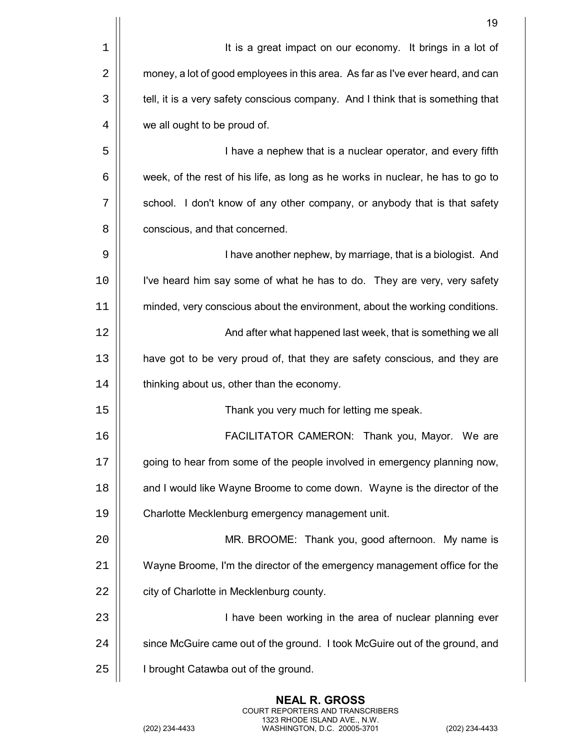It is a great impact on our economy. It brings in a lot of money, a lot of good employees in this area. As far as I've ever heard, and can tell, it is a very safety conscious company. And I think that is something that we all ought to be proud of.

I have a nephew that is a nuclear operator, and every fifth week, of the rest of his life, as long as he works in nuclear, he has to go to school. I don't know of any other company, or anybody that is that safety conscious, and that concerned.

I have another nephew, by marriage, that is a biologist. And I've heard him say some of what he has to do. They are very, very safety minded, very conscious about the environment, about the working conditions.

And after what happened last week, that is something we all have got to be very proud of, that they are safety conscious, and they are thinking about us, other than the economy.

Thank you very much for letting me speak.

FACILITATOR CAMERON: Thank you, Mayor. We are going to hear from some of the people involved in emergency planning now, and I would like Wayne Broome to come down. Wayne is the director of the Charlotte Mecklenburg emergency management unit.

MR. BROOME: Thank you, good afternoon. My name is Wayne Broome, I'm the director of the emergency management office for the city of Charlotte in Mecklenburg county.

I have been working in the area of nuclear planning ever since McGuire came out of the ground. I took McGuire out of the ground, and I brought Catawba out of the ground.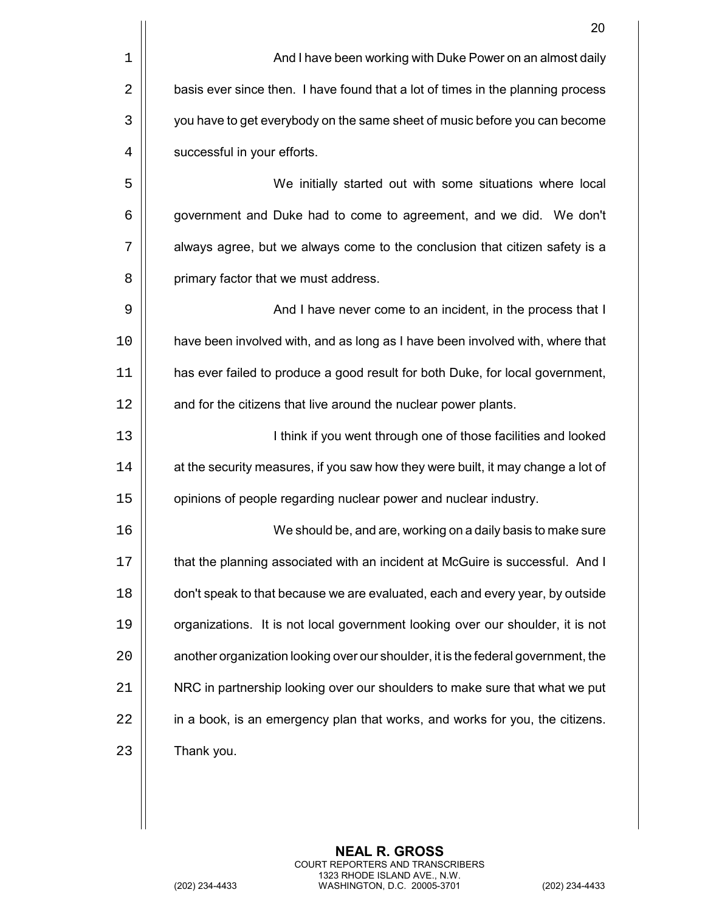And I have been working with Duke Power on an almost daily basis ever since then. I have found that a lot of times in the planning process you have to get everybody on the same sheet of music before you can become successful in your efforts.

We initially started out with some situations where local government and Duke had to come to agreement, and we did. We don't always agree, but we always come to the conclusion that citizen safety is a primary factor that we must address.

And I have never come to an incident, in the process that I have been involved with, and as long as I have been involved with, where that has ever failed to produce a good result for both Duke, for local government, and for the citizens that live around the nuclear power plants.

I think if you went through one of those facilities and looked at the security measures, if you saw how they were built, it may change a lot of opinions of people regarding nuclear power and nuclear industry.

We should be, and are, working on a daily basis to make sure that the planning associated with an incident at McGuire is successful. And I don't speak to that because we are evaluated, each and every year, by outside organizations. It is not local government looking over our shoulder, it is not another organization looking over our shoulder, it is the federal government, the NRC in partnership looking over our shoulders to make sure that what we put in a book, is an emergency plan that works, and works for you, the citizens. Thank you.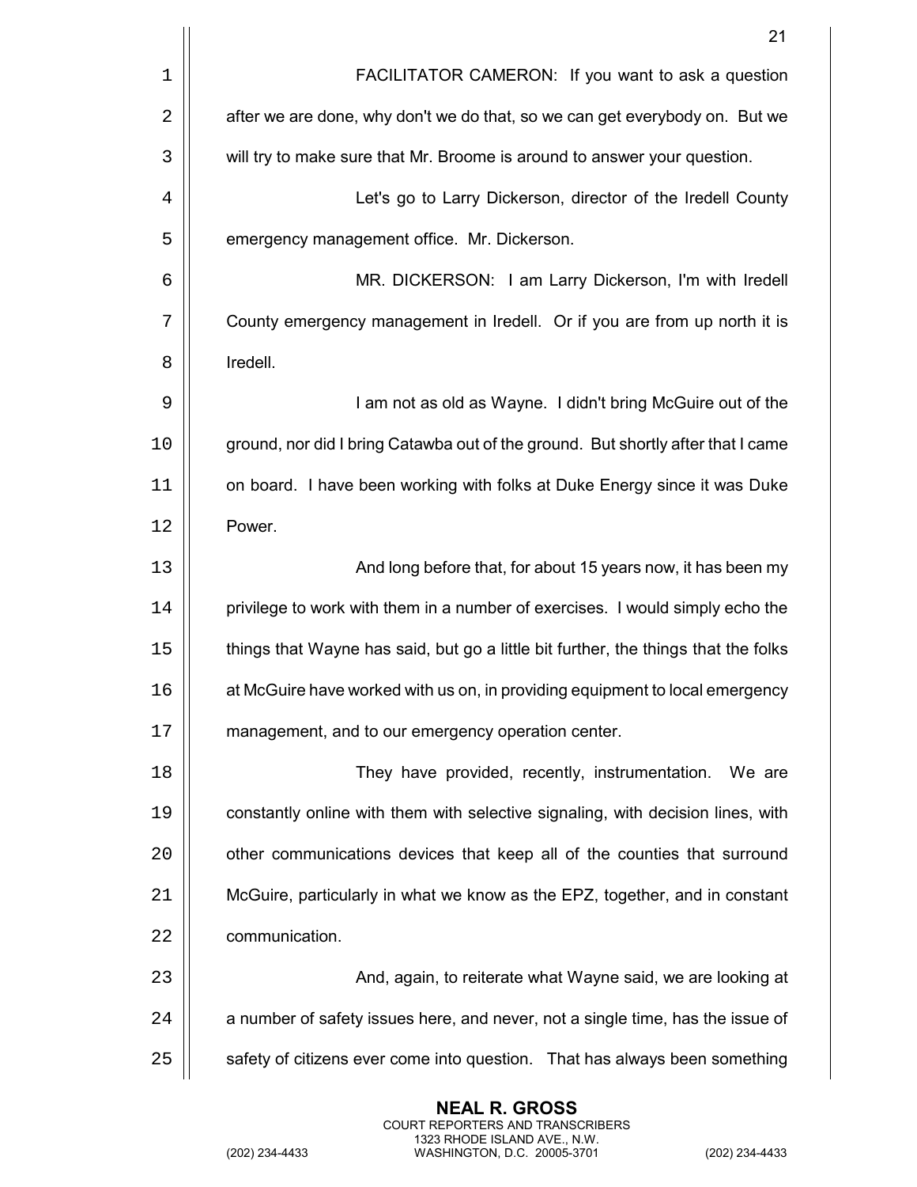FACILITATOR CAMERON: If you want to ask a question after we are done, why don't we do that, so we can get everybody on. But we will try to make sure that Mr. Broome is around to answer your question.

Let's go to Larry Dickerson, director of the Iredell County emergency management office. Mr. Dickerson.

MR. DICKERSON: I am Larry Dickerson, I'm with Iredell County emergency management in Iredell. Or if you are from up north it is Iredell.

I am not as old as Wayne. I didn't bring McGuire out of the ground, nor did I bring Catawba out of the ground. But shortly after that I came on board. I have been working with folks at Duke Energy since it was Duke Power.

And long before that, for about 15 years now, it has been my privilege to work with them in a number of exercises. I would simply echo the things that Wayne has said, but go a little bit further, the things that the folks at McGuire have worked with us on, in providing equipment to local emergency management, and to our emergency operation center.

They have provided, recently, instrumentation. We are constantly online with them with selective signaling, with decision lines, with other communications devices that keep all of the counties that surround McGuire, particularly in what we know as the EPZ, together, and in constant communication.

And, again, to reiterate what Wayne said, we are looking at a number of safety issues here, and never, not a single time, has the issue of safety of citizens ever come into question. That has always been something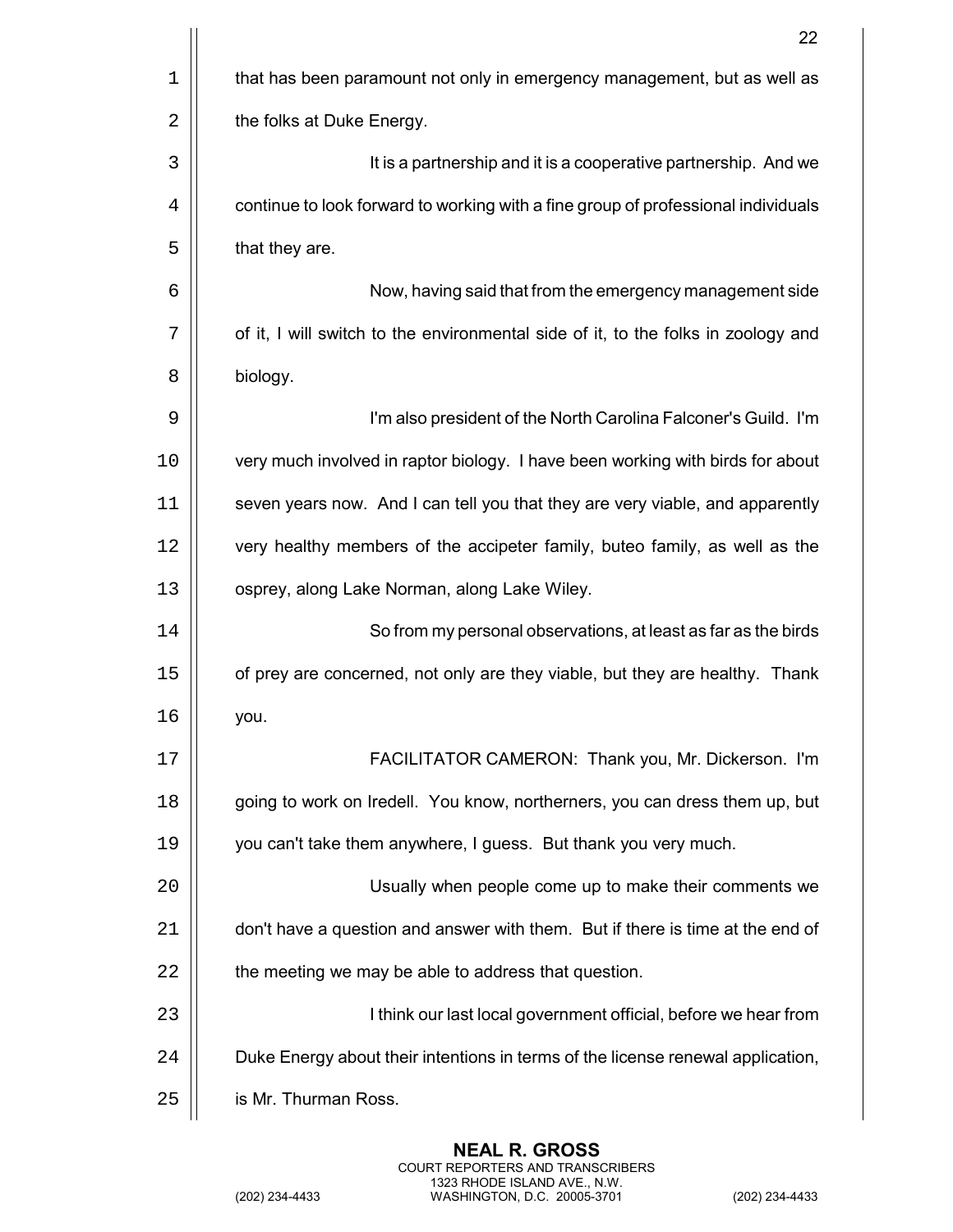that has been paramount not only in emergency management, but as well as the folks at Duke Energy.

It is a partnership and it is a cooperative partnership. And we continue to look forward to working with a fine group of professional individuals that they are.

Now, having said that from the emergency management side of it, I will switch to the environmental side of it, to the folks in zoology and biology.

I'm also president of the North Carolina Falconer's Guild. I'm very much involved in raptor biology. I have been working with birds for about seven years now. And I can tell you that they are very viable, and apparently very healthy members of the accipeter family, buteo family, as well as the osprey, along Lake Norman, along Lake Wiley.

So from my personal observations, at least as far as the birds of prey are concerned, not only are they viable, but they are healthy. Thank you.

FACILITATOR CAMERON: Thank you, Mr. Dickerson. I'm going to work on Iredell. You know, northerners, you can dress them up, but you can't take them anywhere, I guess. But thank you very much.

Usually when people come up to make their comments we don't have a question and answer with them. But if there is time at the end of the meeting we may be able to address that question.

I think our last local government official, before we hear from Duke Energy about their intentions in terms of the license renewal application, is Mr. Thurman Ross.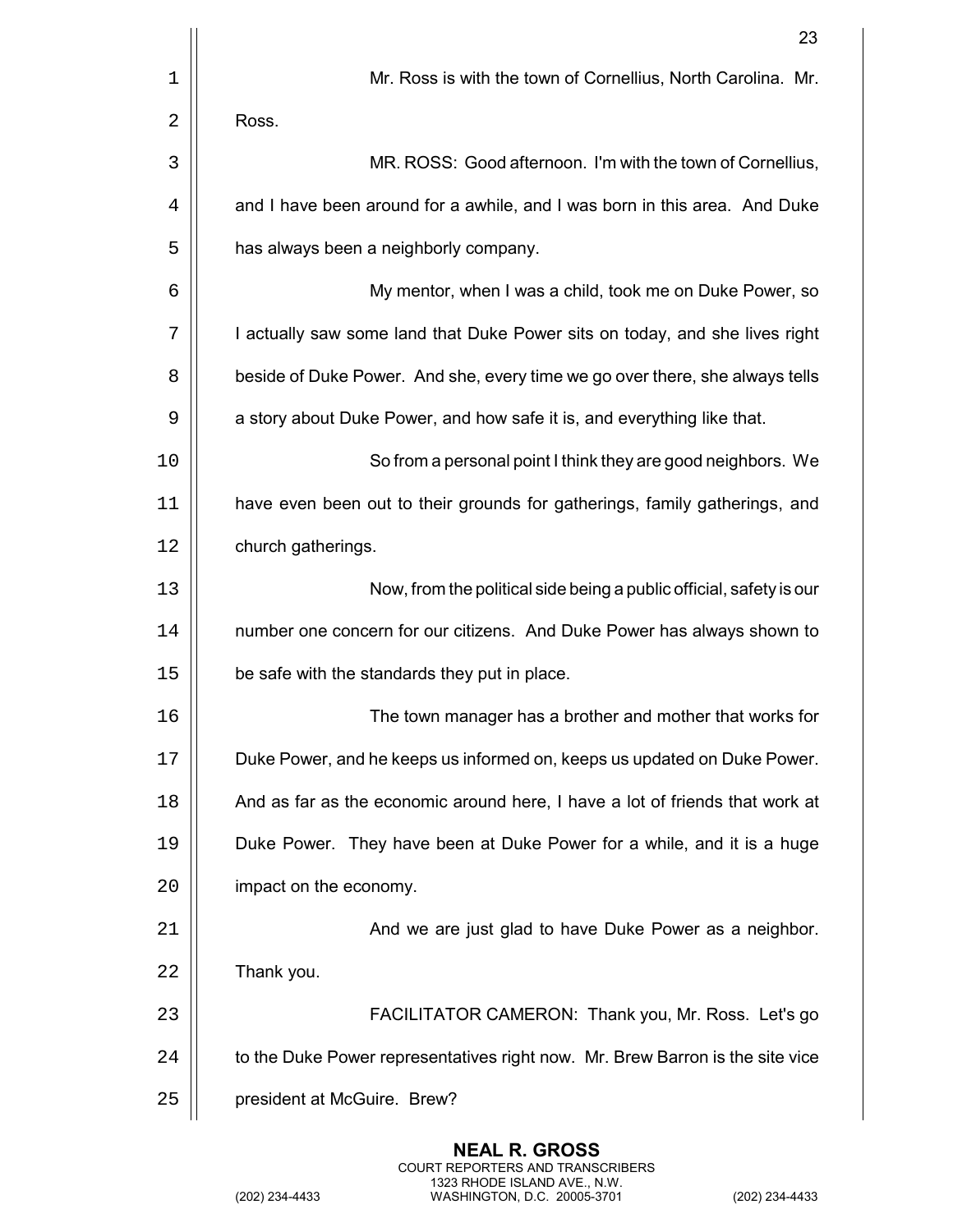Mr. Ross is with the town of Cornellius, North Carolina. Mr. Ross.

MR. ROSS: Good afternoon. I'm with the town of Cornellius, and I have been around for a awhile, and I was born in this area. And Duke has always been a neighborly company.

My mentor, when I was a child, took me on Duke Power, so I actually saw some land that Duke Power sits on today, and she lives right beside of Duke Power. And she, every time we go over there, she always tells a story about Duke Power, and how safe it is, and everything like that.

So from a personal point I think they are good neighbors. We have even been out to their grounds for gatherings, family gatherings, and church gatherings.

Now, from the political side being a public official, safety is our number one concern for our citizens. And Duke Power has always shown to be safe with the standards they put in place.

The town manager has a brother and mother that works for Duke Power, and he keeps us informed on, keeps us updated on Duke Power. And as far as the economic around here, I have a lot of friends that work at Duke Power. They have been at Duke Power for a while, and it is a huge impact on the economy.

And we are just glad to have Duke Power as a neighbor. Thank you.

FACILITATOR CAMERON: Thank you, Mr. Ross. Let's go to the Duke Power representatives right now. Mr. Brew Barron is the site vice president at McGuire. Brew?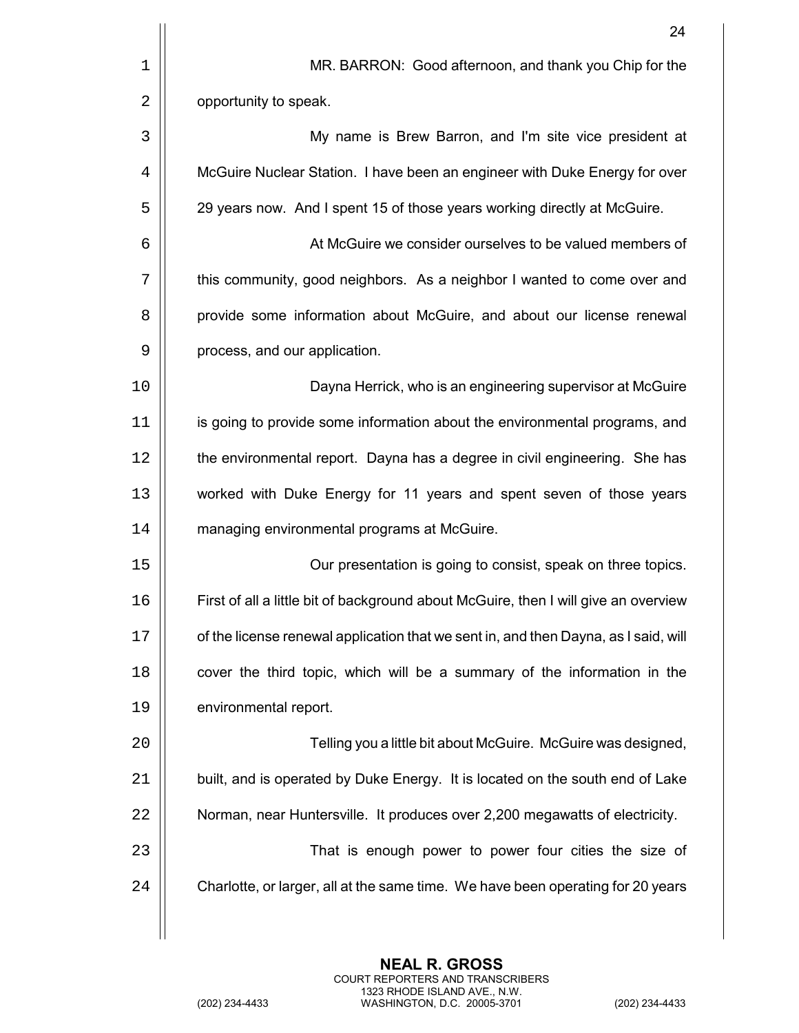MR. BARRON: Good afternoon, and thank you Chip for the opportunity to speak.

My name is Brew Barron, and I'm site vice president at McGuire Nuclear Station. I have been an engineer with Duke Energy for over 29 years now. And I spent 15 of those years working directly at McGuire.

At McGuire we consider ourselves to be valued members of this community, good neighbors. As a neighbor I wanted to come over and provide some information about McGuire, and about our license renewal process, and our application.

Dayna Herrick, who is an engineering supervisor at McGuire is going to provide some information about the environmental programs, and the environmental report. Dayna has a degree in civil engineering. She has worked with Duke Energy for 11 years and spent seven of those years managing environmental programs at McGuire.

Our presentation is going to consist, speak on three topics. First of all a little bit of background about McGuire, then I will give an overview of the license renewal application that we sent in, and then Dayna, as I said, will cover the third topic, which will be a summary of the information in the environmental report.

Telling you a little bit about McGuire. McGuire was designed, built, and is operated by Duke Energy. It is located on the south end of Lake Norman, near Huntersville. It produces over 2,200 megawatts of electricity.

That is enough power to power four cities the size of Charlotte, or larger, all at the same time. We have been operating for 20 years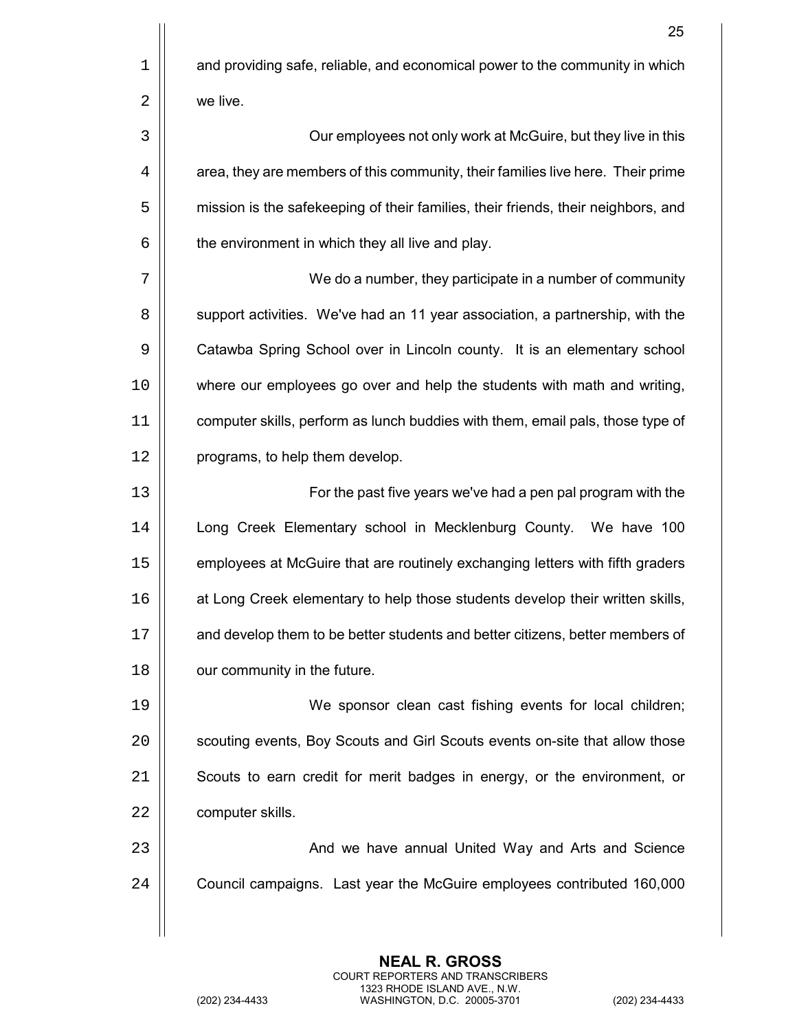and providing safe, reliable, and economical power to the community in which we live.

Our employees not only work at McGuire, but they live in this area, they are members of this community, their families live here. Their prime mission is the safekeeping of their families, their friends, their neighbors, and the environment in which they all live and play.

We do a number, they participate in a number of community support activities. We've had an 11 year association, a partnership, with the Catawba Spring School over in Lincoln county. It is an elementary school where our employees go over and help the students with math and writing, computer skills, perform as lunch buddies with them, email pals, those type of programs, to help them develop.

For the past five years we've had a pen pal program with the Long Creek Elementary school in Mecklenburg County. We have 100 employees at McGuire that are routinely exchanging letters with fifth graders at Long Creek elementary to help those students develop their written skills, and develop them to be better students and better citizens, better members of our community in the future.

We sponsor clean cast fishing events for local children; scouting events, Boy Scouts and Girl Scouts events on-site that allow those Scouts to earn credit for merit badges in energy, or the environment, or computer skills.

And we have annual United Way and Arts and Science Council campaigns. Last year the McGuire employees contributed 160,000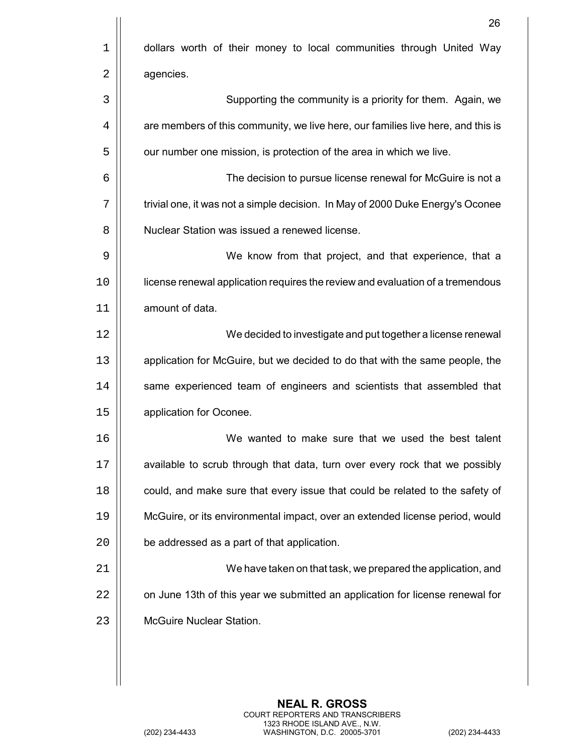dollars worth of their money to local communities through United Way agencies.

Supporting the community is a priority for them. Again, we are members of this community, we live here, our families live here, and this is our number one mission, is protection of the area in which we live.

The decision to pursue license renewal for McGuire is not a trivial one, it was not a simple decision. In May of 2000 Duke Energy's Oconee Nuclear Station was issued a renewed license.

We know from that project, and that experience, that a license renewal application requires the review and evaluation of a tremendous amount of data.

We decided to investigate and put together a license renewal application for McGuire, but we decided to do that with the same people, the same experienced team of engineers and scientists that assembled that application for Oconee.

We wanted to make sure that we used the best talent available to scrub through that data, turn over every rock that we possibly could, and make sure that every issue that could be related to the safety of McGuire, or its environmental impact, over an extended license period, would be addressed as a part of that application.

We have taken on that task, we prepared the application, and on June 13th of this year we submitted an application for license renewal for McGuire Nuclear Station.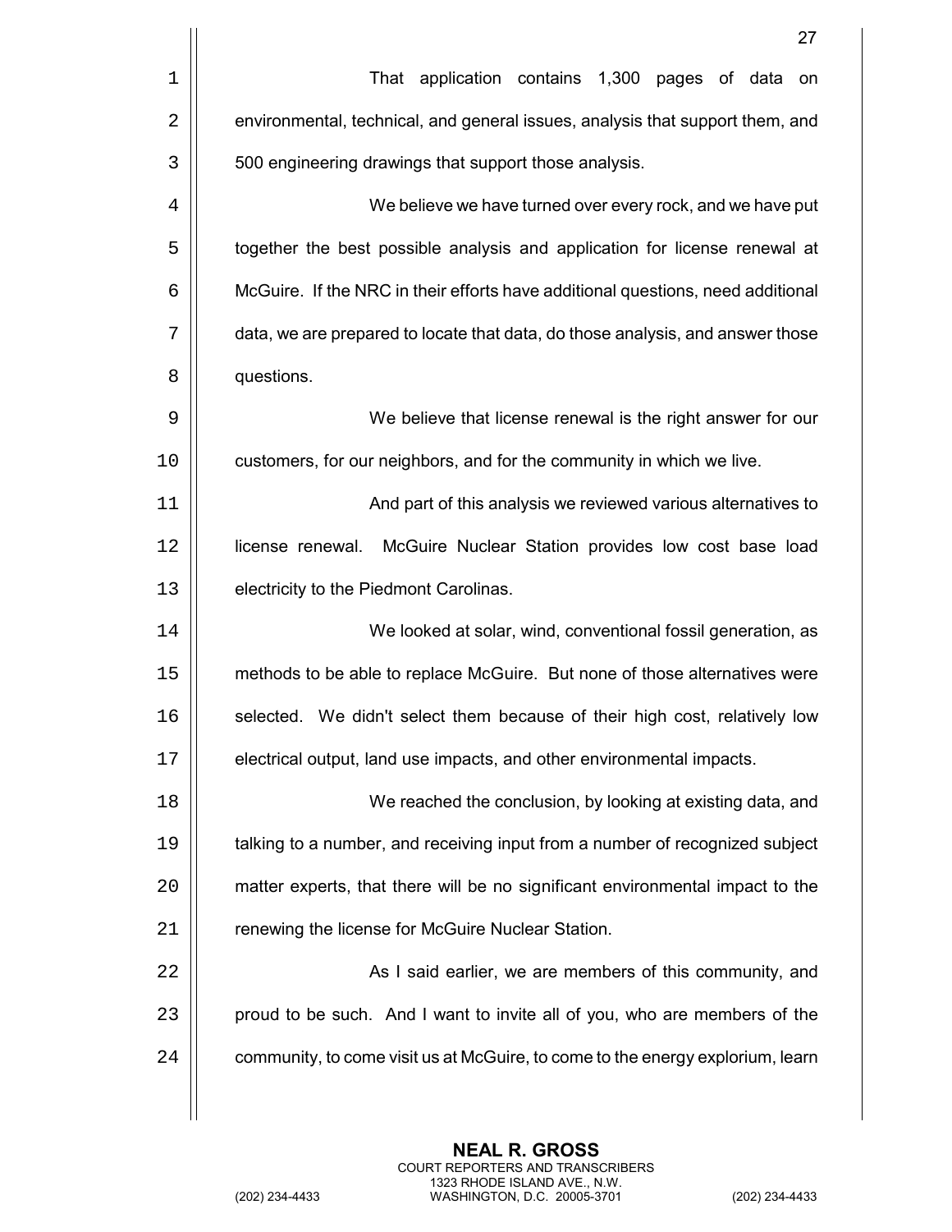That application contains 1,300 pages of data on environmental, technical, and general issues, analysis that support them, and 500 engineering drawings that support those analysis.

We believe we have turned over every rock, and we have put together the best possible analysis and application for license renewal at McGuire. If the NRC in their efforts have additional questions, need additional data, we are prepared to locate that data, do those analysis, and answer those questions.

We believe that license renewal is the right answer for our customers, for our neighbors, and for the community in which we live.

And part of this analysis we reviewed various alternatives to license renewal. McGuire Nuclear Station provides low cost base load electricity to the Piedmont Carolinas.

We looked at solar, wind, conventional fossil generation, as methods to be able to replace McGuire. But none of those alternatives were selected. We didn't select them because of their high cost, relatively low electrical output, land use impacts, and other environmental impacts.

We reached the conclusion, by looking at existing data, and talking to a number, and receiving input from a number of recognized subject matter experts, that there will be no significant environmental impact to the renewing the license for McGuire Nuclear Station.

As I said earlier, we are members of this community, and proud to be such. And I want to invite all of you, who are members of the community, to come visit us at McGuire, to come to the energy explorium, learn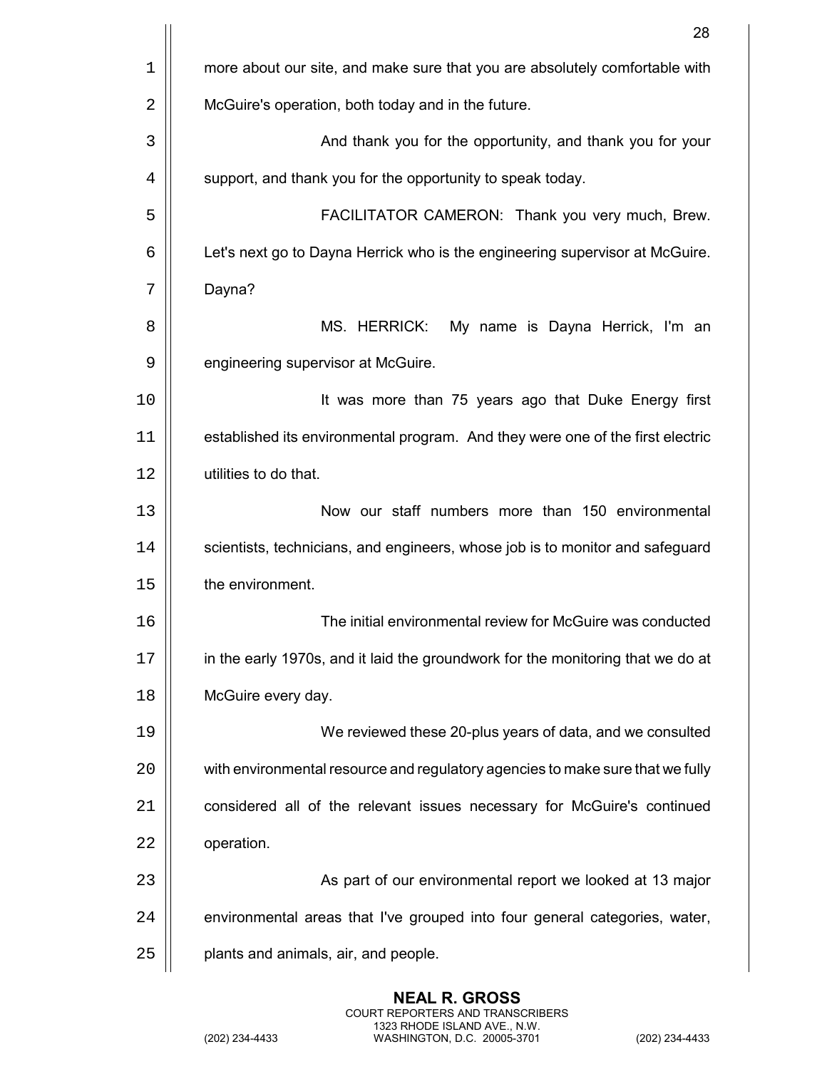more about our site, and make sure that you are absolutely comfortable with McGuire's operation, both today and in the future.

And thank you for the opportunity, and thank you for your support, and thank you for the opportunity to speak today.

FACILITATOR CAMERON: Thank you very much, Brew. Let's next go to Dayna Herrick who is the engineering supervisor at McGuire. Dayna?

MS. HERRICK: My name is Dayna Herrick, I'm an engineering supervisor at McGuire.

It was more than 75 years ago that Duke Energy first established its environmental program. And they were one of the first electric utilities to do that.

Now our staff numbers more than 150 environmental scientists, technicians, and engineers, whose job is to monitor and safeguard the environment.

The initial environmental review for McGuire was conducted in the early 1970s, and it laid the groundwork for the monitoring that we do at McGuire every day.

We reviewed these 20-plus years of data, and we consulted with environmental resource and regulatory agencies to make sure that we fully considered all of the relevant issues necessary for McGuire's continued operation.

As part of our environmental report we looked at 13 major environmental areas that I've grouped into four general categories, water, plants and animals, air, and people.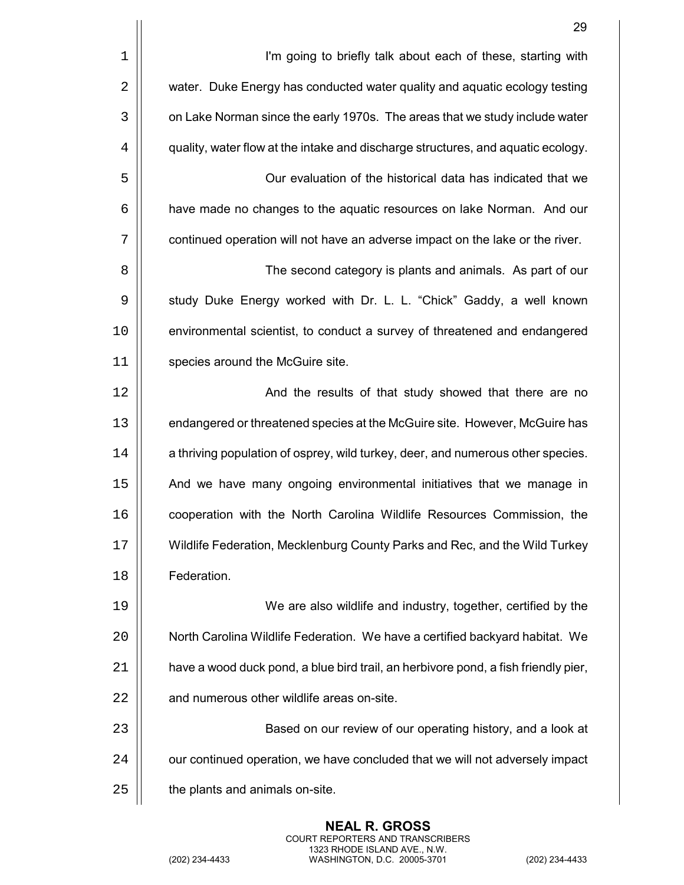I'm going to briefly talk about each of these, starting with water. Duke Energy has conducted water quality and aquatic ecology testing on Lake Norman since the early 1970s. The areas that we study include water quality, water flow at the intake and discharge structures, and aquatic ecology.

Our evaluation of the historical data has indicated that we have made no changes to the aquatic resources on lake Norman. And our continued operation will not have an adverse impact on the lake or the river.

The second category is plants and animals. As part of our study Duke Energy worked with Dr. L. L. "Chick" Gaddy, a well known environmental scientist, to conduct a survey of threatened and endangered species around the McGuire site.

And the results of that study showed that there are no endangered or threatened species at the McGuire site. However, McGuire has a thriving population of osprey, wild turkey, deer, and numerous other species. And we have many ongoing environmental initiatives that we manage in cooperation with the North Carolina Wildlife Resources Commission, the Wildlife Federation, Mecklenburg County Parks and Rec, and the Wild Turkey Federation.

We are also wildlife and industry, together, certified by the North Carolina Wildlife Federation. We have a certified backyard habitat. We have a wood duck pond, a blue bird trail, an herbivore pond, a fish friendly pier, and numerous other wildlife areas on-site.

Based on our review of our operating history, and a look at our continued operation, we have concluded that we will not adversely impact the plants and animals on-site.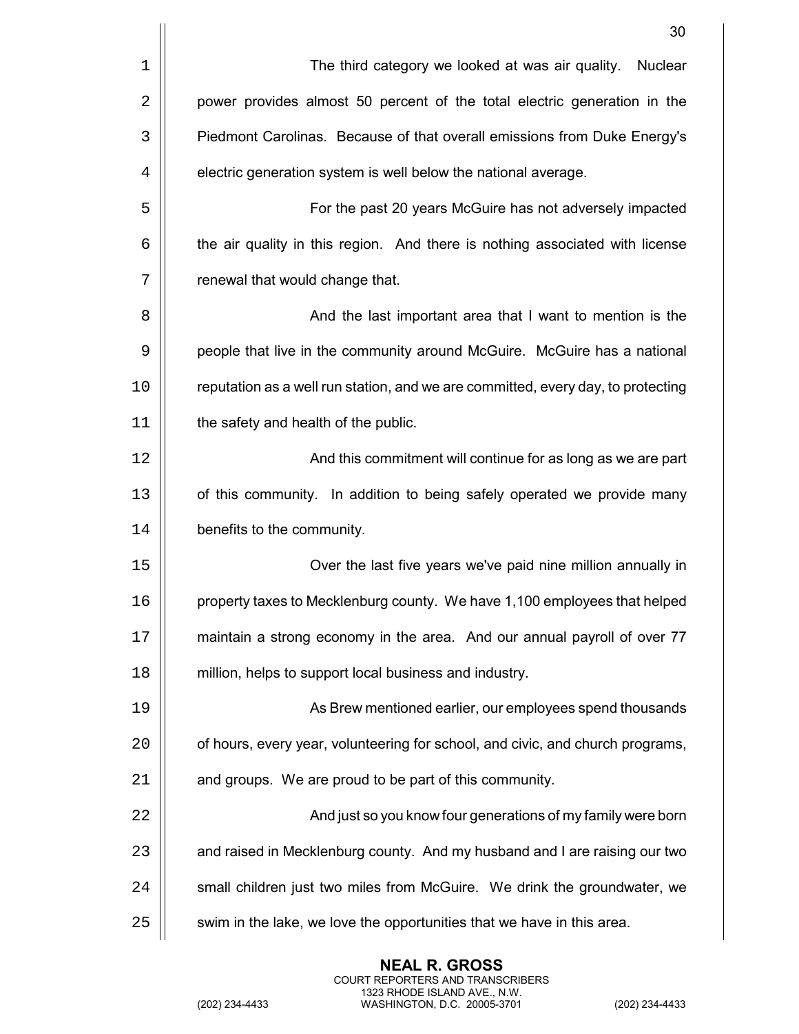The third category we looked at was air quality. Nuclear power provides almost 50 percent of the total electric generation in the Piedmont Carolinas. Because of that overall emissions from Duke Energy's electric generation system is well below the national average.

For the past 20 years McGuire has not adversely impacted the air quality in this region. And there is nothing associated with license renewal that would change that.

And the last important area that I want to mention is the people that live in the community around McGuire. McGuire has a national reputation as a well run station, and we are committed, every day, to protecting the safety and health of the public.

And this commitment will continue for as long as we are part of this community. In addition to being safely operated we provide many benefits to the community.

Over the last five years we've paid nine million annually in property taxes to Mecklenburg county. We have 1,100 employees that helped maintain a strong economy in the area. And our annual payroll of over 77 million, helps to support local business and industry.

As Brew mentioned earlier, our employees spend thousands of hours, every year, volunteering for school, and civic, and church programs, and groups. We are proud to be part of this community.

And just so you know four generations of my family were born and raised in Mecklenburg county. And my husband and I are raising our two small children just two miles from McGuire. We drink the groundwater, we swim in the lake, we love the opportunities that we have in this area.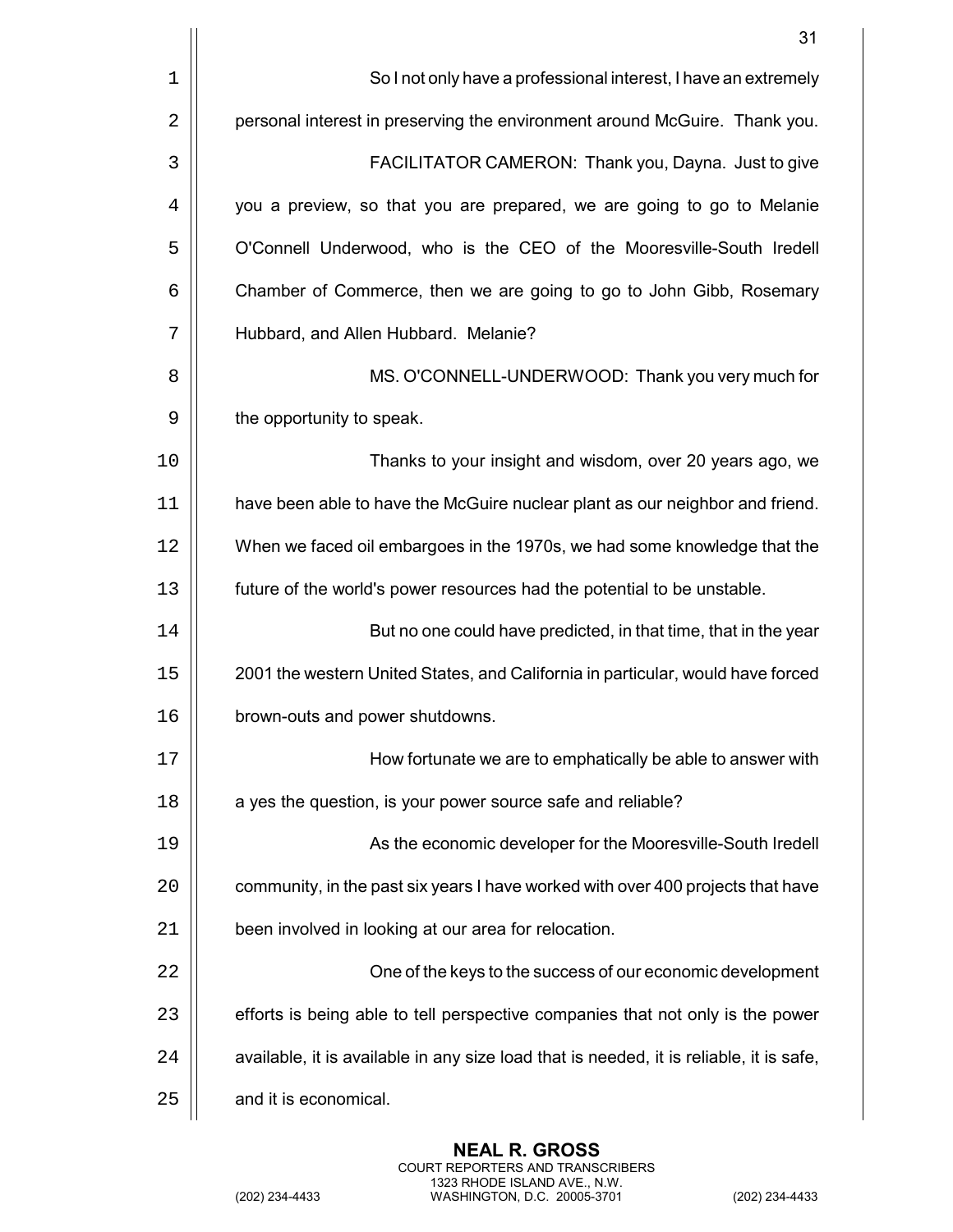So I not only have a professional interest, I have an extremely personal interest in preserving the environment around McGuire. Thank you.

FACILITATOR CAMERON: Thank you, Dayna. Just to give you a preview, so that you are prepared, we are going to go to Melanie O'Connell Underwood, who is the CEO of the Mooresville-South Iredell Chamber of Commerce, then we are going to go to John Gibb, Rosemary Hubbard, and Allen Hubbard. Melanie?

MS. O'CONNELL-UNDERWOOD: Thank you very much for the opportunity to speak.

Thanks to your insight and wisdom, over 20 years ago, we have been able to have the McGuire nuclear plant as our neighbor and friend. When we faced oil embargoes in the 1970s, we had some knowledge that the future of the world's power resources had the potential to be unstable.

But no one could have predicted, in that time, that in the year 2001 the western United States, and California in particular, would have forced brown-outs and power shutdowns.

How fortunate we are to emphatically be able to answer with a yes the question, is your power source safe and reliable?

As the economic developer for the Mooresville-South Iredell community, in the past six years I have worked with over 400 projects that have been involved in looking at our area for relocation.

One of the keys to the success of our economic development efforts is being able to tell perspective companies that not only is the power available, it is available in any size load that is needed, it is reliable, it is safe, and it is economical.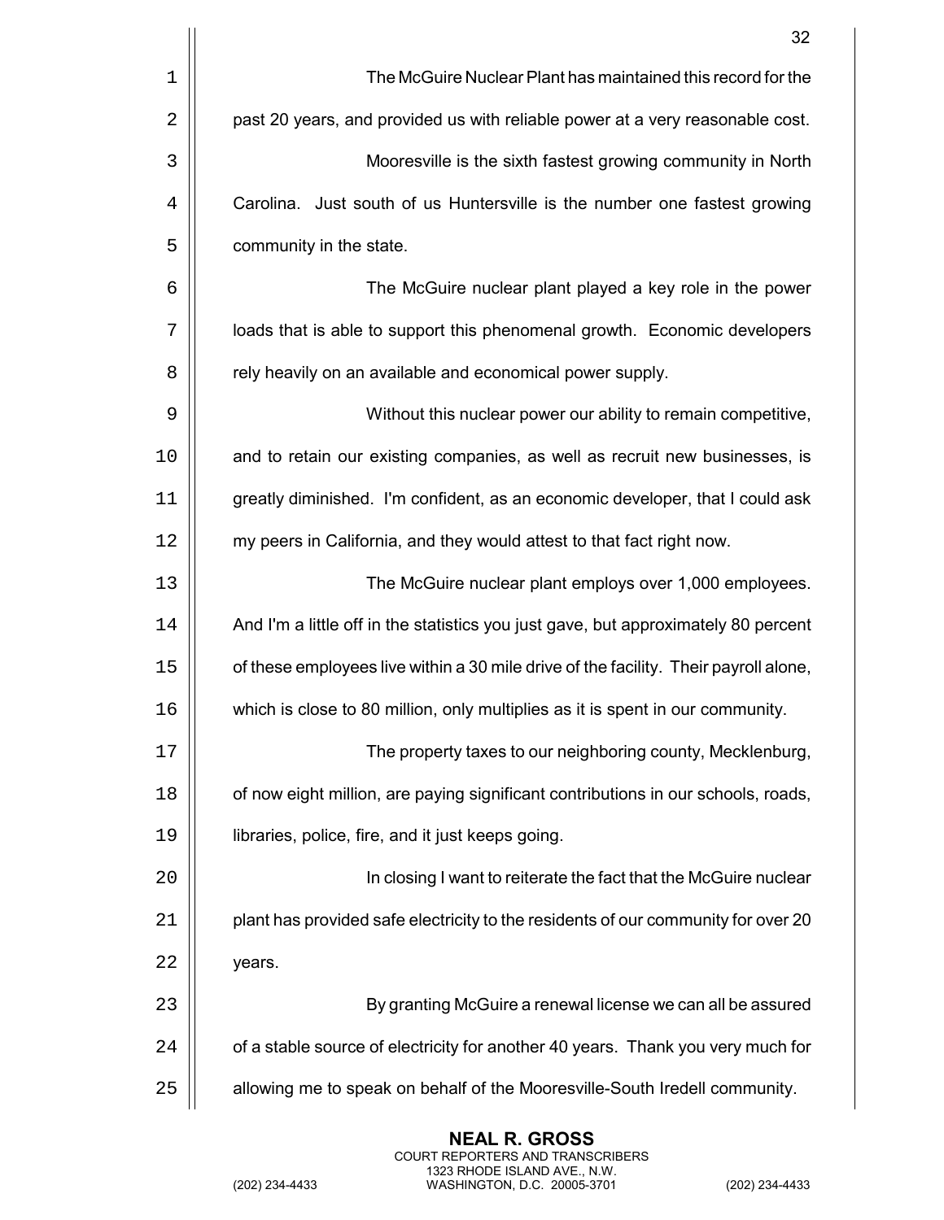The McGuire Nuclear Plant has maintained this record for the past 20 years, and provided us with reliable power at a very reasonable cost.

Mooresville is the sixth fastest growing community in North Carolina. Just south of us Huntersville is the number one fastest growing community in the state.

The McGuire nuclear plant played a key role in the power loads that is able to support this phenomenal growth. Economic developers rely heavily on an available and economical power supply.

Without this nuclear power our ability to remain competitive, and to retain our existing companies, as well as recruit new businesses, is greatly diminished. I'm confident, as an economic developer, that I could ask my peers in California, and they would attest to that fact right now.

The McGuire nuclear plant employs over 1,000 employees. And I'm a little off in the statistics you just gave, but approximately 80 percent of these employees live within a 30 mile drive of the facility. Their payroll alone, which is close to 80 million, only multiplies as it is spent in our community.

The property taxes to our neighboring county, Mecklenburg, of now eight million, are paying significant contributions in our schools, roads, libraries, police, fire, and it just keeps going.

In closing I want to reiterate the fact that the McGuire nuclear plant has provided safe electricity to the residents of our community for over 20 years.

By granting McGuire a renewal license we can all be assured of a stable source of electricity for another 40 years. Thank you very much for allowing me to speak on behalf of the Mooresville-South Iredell community.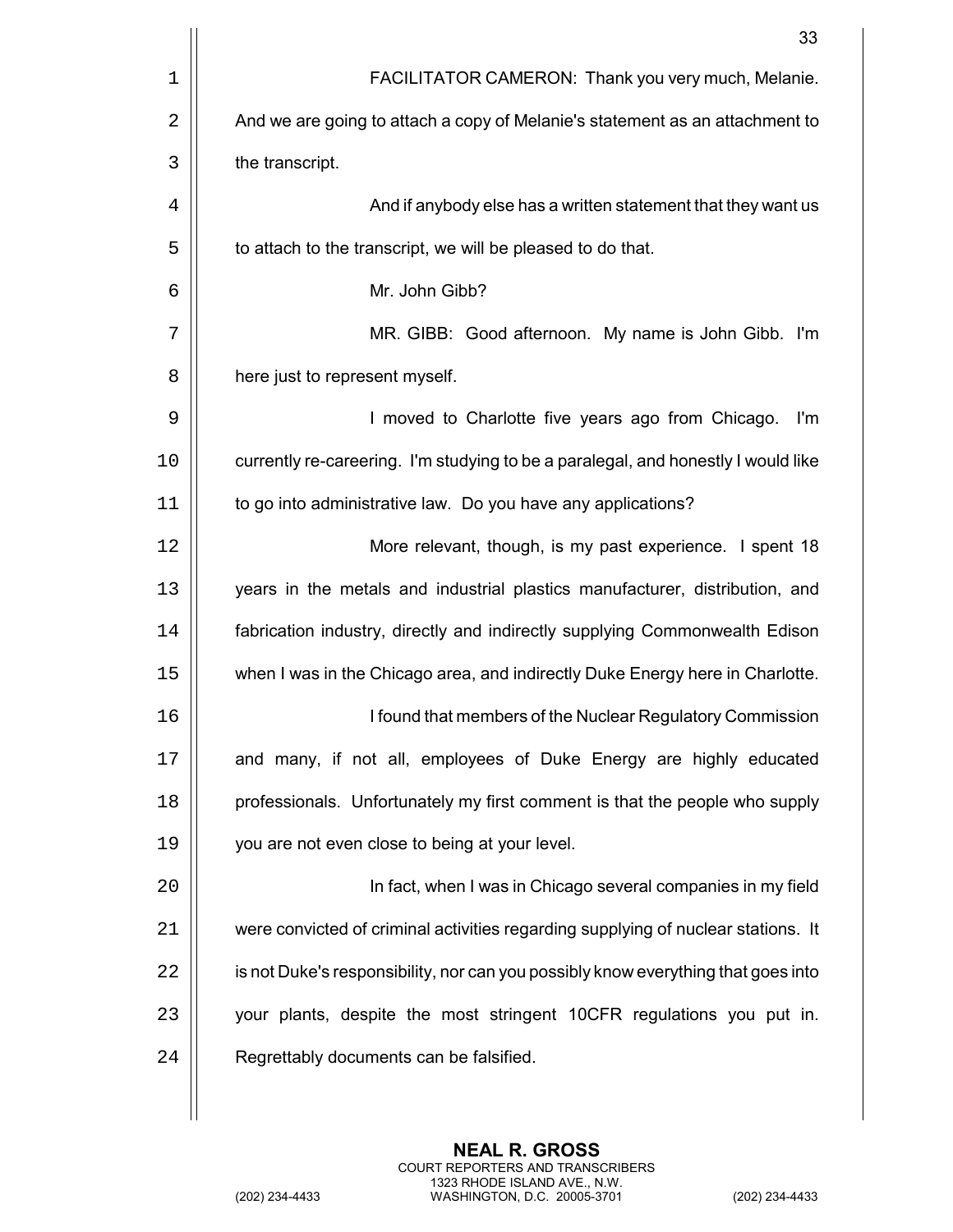FACILITATOR CAMERON: Thank you very much, Melanie. And we are going to attach a copy of Melanie's statement as an attachment to the transcript.

And if anybody else has a written statement that they want us to attach to the transcript, we will be pleased to do that.

Mr. John Gibb?

MR. GIBB: Good afternoon. My name is John Gibb. I'm here just to represent myself.

I moved to Charlotte five years ago from Chicago. I'm currently re-careering. I'm studying to be a paralegal, and honestly I would like to go into administrative law. Do you have any applications?

More relevant, though, is my past experience. I spent 18 years in the metals and industrial plastics manufacturer, distribution, and fabrication industry, directly and indirectly supplying Commonwealth Edison when I was in the Chicago area, and indirectly Duke Energy here in Charlotte.

I found that members of the Nuclear Regulatory Commission and many, if not all, employees of Duke Energy are highly educated professionals. Unfortunately my first comment is that the people who supply you are not even close to being at your level.

In fact, when I was in Chicago several companies in my field were convicted of criminal activities regarding supplying of nuclear stations. It is not Duke's responsibility, nor can you possibly know everything that goes into your plants, despite the most stringent 10CFR regulations you put in. Regrettably documents can be falsified.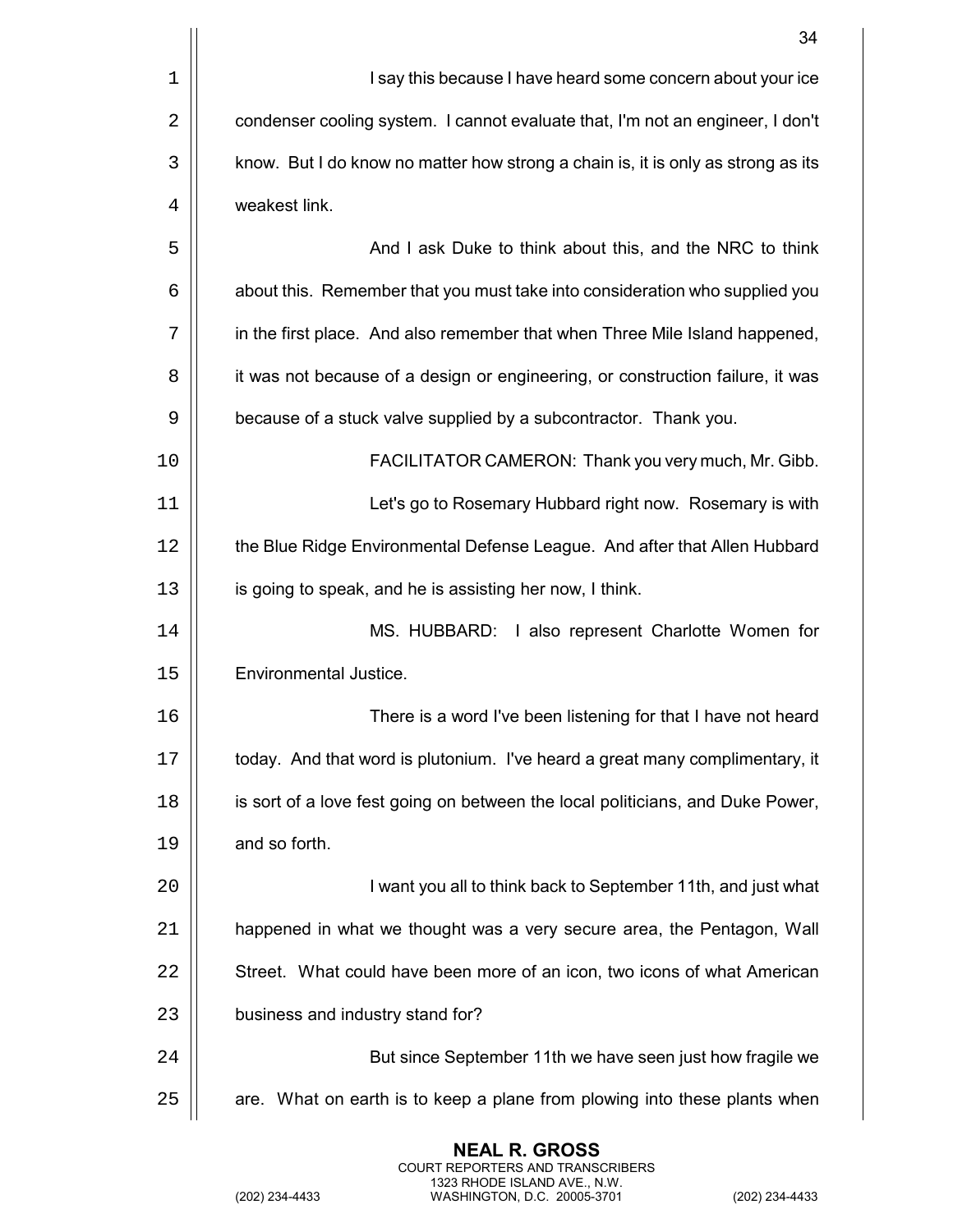I say this because I have heard some concern about your ice condenser cooling system. I cannot evaluate that, I'm not an engineer, I don't know. But I do know no matter how strong a chain is, it is only as strong as its weakest link.

And I ask Duke to think about this, and the NRC to think about this. Remember that you must take into consideration who supplied you in the first place. And also remember that when Three Mile Island happened, it was not because of a design or engineering, or construction failure, it was because of a stuck valve supplied by a subcontractor. Thank you.

FACILITATOR CAMERON: Thank you very much, Mr. Gibb.

Let's go to Rosemary Hubbard right now. Rosemary is with the Blue Ridge Environmental Defense League. And after that Allen Hubbard is going to speak, and he is assisting her now, I think.

MS. HUBBARD: I also represent Charlotte Women for Environmental Justice.

There is a word I've been listening for that I have not heard today. And that word is plutonium. I've heard a great many complimentary, it is sort of a love fest going on between the local politicians, and Duke Power, and so forth.

I want you all to think back to September 11th, and just what happened in what we thought was a very secure area, the Pentagon, Wall Street. What could have been more of an icon, two icons of what American business and industry stand for?

But since September 11th we have seen just how fragile we are. What on earth is to keep a plane from plowing into these plants when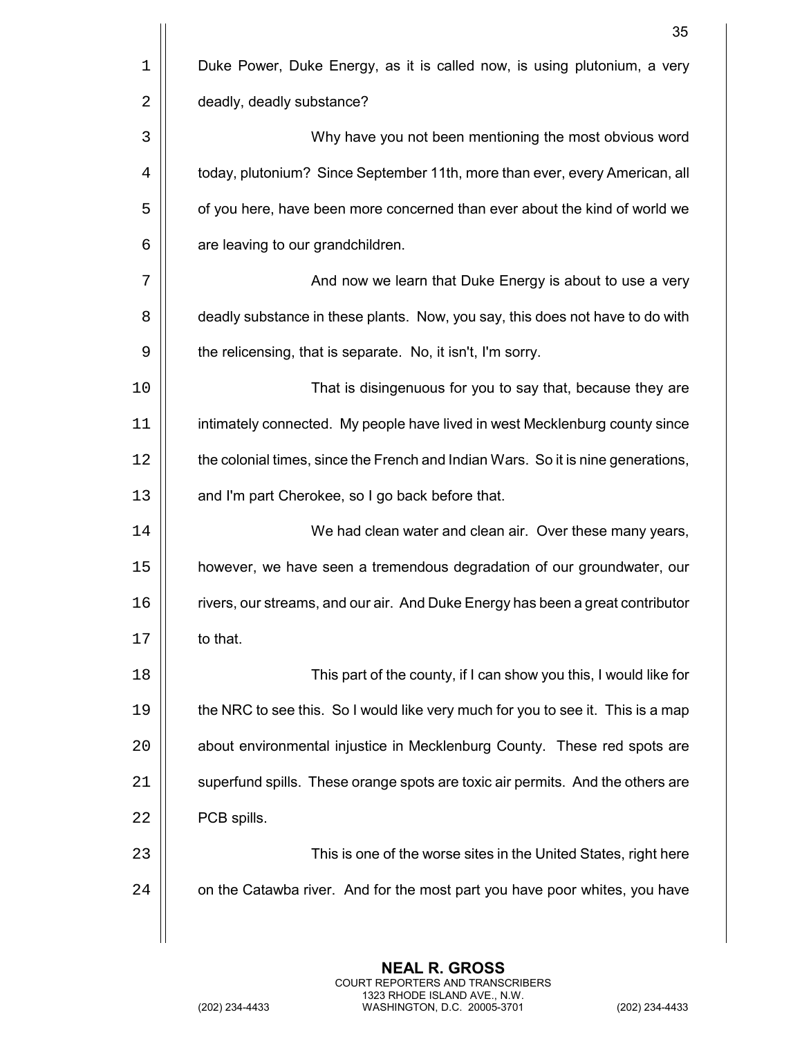Duke Power, Duke Energy, as it is called now, is using plutonium, a very deadly, deadly substance?

Why have you not been mentioning the most obvious word today, plutonium? Since September 11th, more than ever, every American, all of you here, have been more concerned than ever about the kind of world we are leaving to our grandchildren.

And now we learn that Duke Energy is about to use a very deadly substance in these plants. Now, you say, this does not have to do with the relicensing, that is separate. No, it isn't, I'm sorry.

That is disingenuous for you to say that, because they are intimately connected. My people have lived in west Mecklenburg county since the colonial times, since the French and Indian Wars. So it is nine generations, and I'm part Cherokee, so I go back before that.

We had clean water and clean air. Over these many years, however, we have seen a tremendous degradation of our groundwater, our rivers, our streams, and our air. And Duke Energy has been a great contributor to that.

This part of the county, if I can show you this, I would like for the NRC to see this. So I would like very much for you to see it. This is a map about environmental injustice in Mecklenburg County. These red spots are superfund spills. These orange spots are toxic air permits. And the others are PCB spills.

This is one of the worse sites in the United States, right here on the Catawba river. And for the most part you have poor whites, you have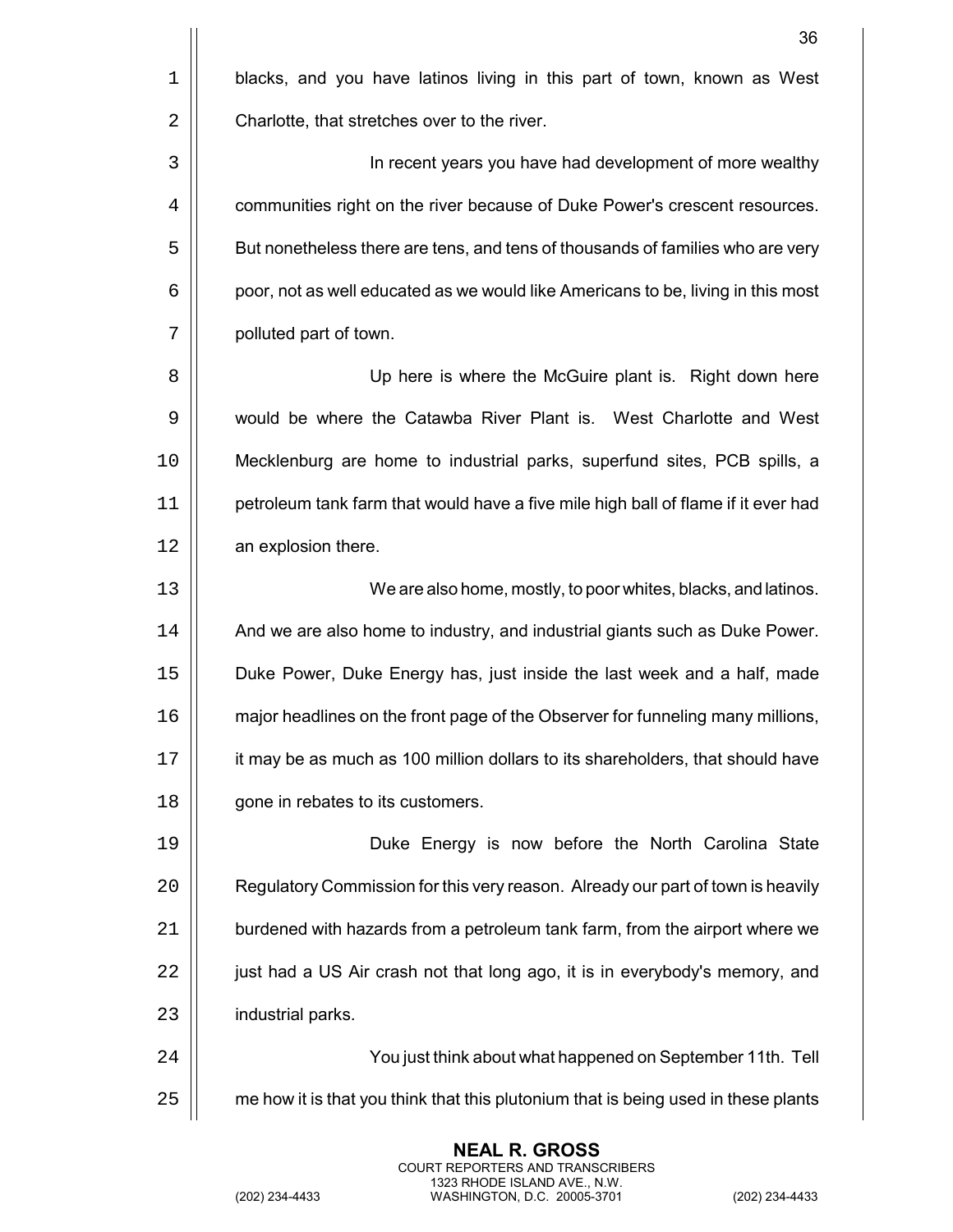blacks, and you have latinos living in this part of town, known as West Charlotte, that stretches over to the river.

In recent years you have had development of more wealthy communities right on the river because of Duke Power's crescent resources. But nonetheless there are tens, and tens of thousands of families who are very poor, not as well educated as we would like Americans to be, living in this most polluted part of town.

Up here is where the McGuire plant is. Right down here would be where the Catawba River Plant is. West Charlotte and West Mecklenburg are home to industrial parks, superfund sites, PCB spills, a petroleum tank farm that would have a five mile high ball of flame if it ever had an explosion there.

We are also home, mostly, to poor whites, blacks, and latinos. And we are also home to industry, and industrial giants such as Duke Power. Duke Power, Duke Energy has, just inside the last week and a half, made major headlines on the front page of the Observer for funneling many millions, it may be as much as 100 million dollars to its shareholders, that should have gone in rebates to its customers.

Duke Energy is now before the North Carolina State Regulatory Commission for this very reason. Already our part of town is heavily burdened with hazards from a petroleum tank farm, from the airport where we just had a US Air crash not that long ago, it is in everybody's memory, and industrial parks.

You just think about what happened on September 11th. Tell me how it is that you think that this plutonium that is being used in these plants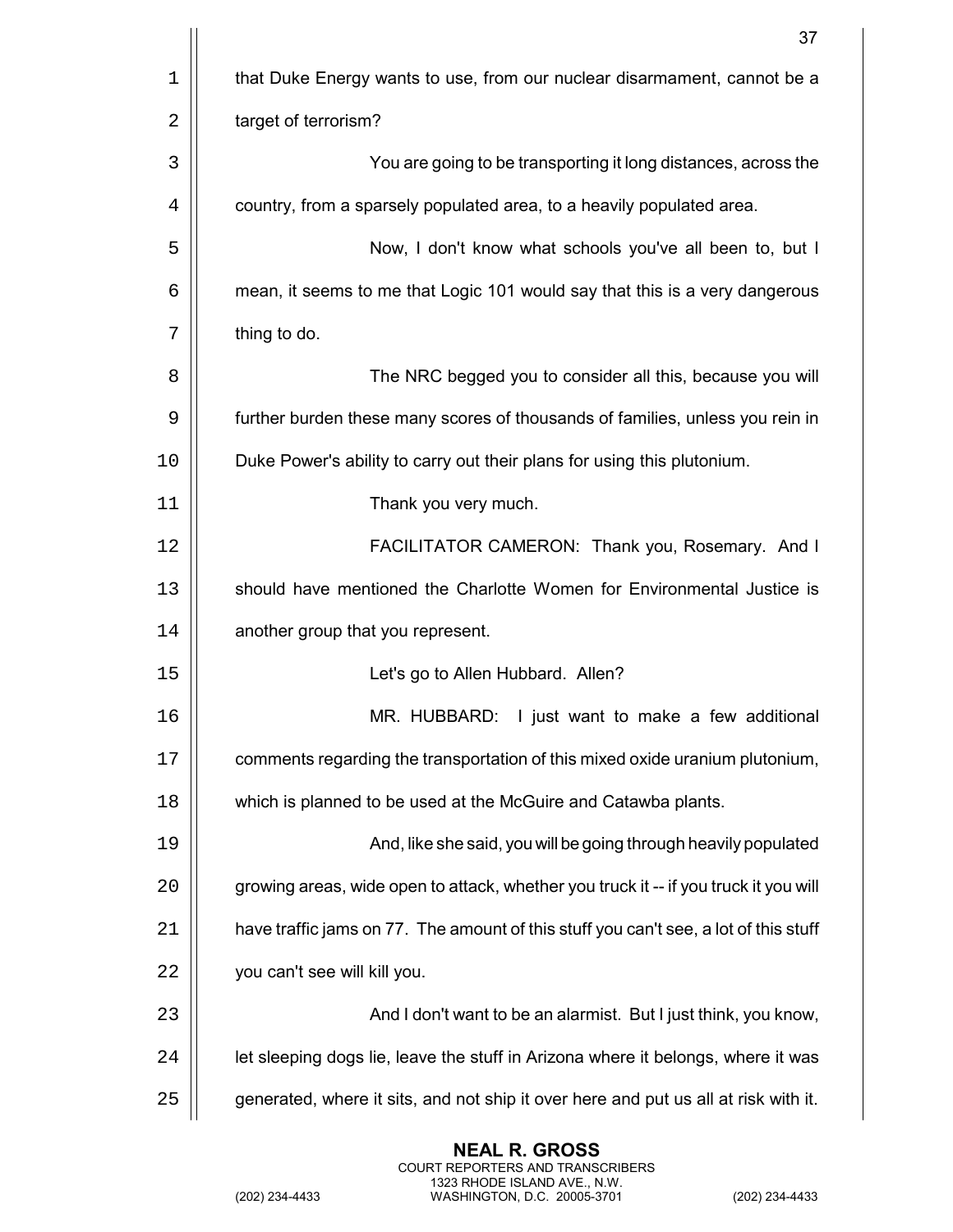that Duke Energy wants to use, from our nuclear disarmament, cannot be a target of terrorism?

You are going to be transporting it long distances, across the country, from a sparsely populated area, to a heavily populated area.

Now, I don't know what schools you've all been to, but I mean, it seems to me that Logic 101 would say that this is a very dangerous thing to do.

The NRC begged you to consider all this, because you will further burden these many scores of thousands of families, unless you rein in Duke Power's ability to carry out their plans for using this plutonium.

Thank you very much.

FACILITATOR CAMERON: Thank you, Rosemary. And I should have mentioned the Charlotte Women for Environmental Justice is another group that you represent.

Let's go to Allen Hubbard. Allen?

MR. HUBBARD: I just want to make a few additional comments regarding the transportation of this mixed oxide uranium plutonium, which is planned to be used at the McGuire and Catawba plants.

And, like she said, you will be going through heavily populated growing areas, wide open to attack, whether you truck it -- if you truck it you will have traffic jams on 77. The amount of this stuff you can't see, a lot of this stuff you can't see will kill you.

And I don't want to be an alarmist. But I just think, you know, let sleeping dogs lie, leave the stuff in Arizona where it belongs, where it was generated, where it sits, and not ship it over here and put us all at risk with it.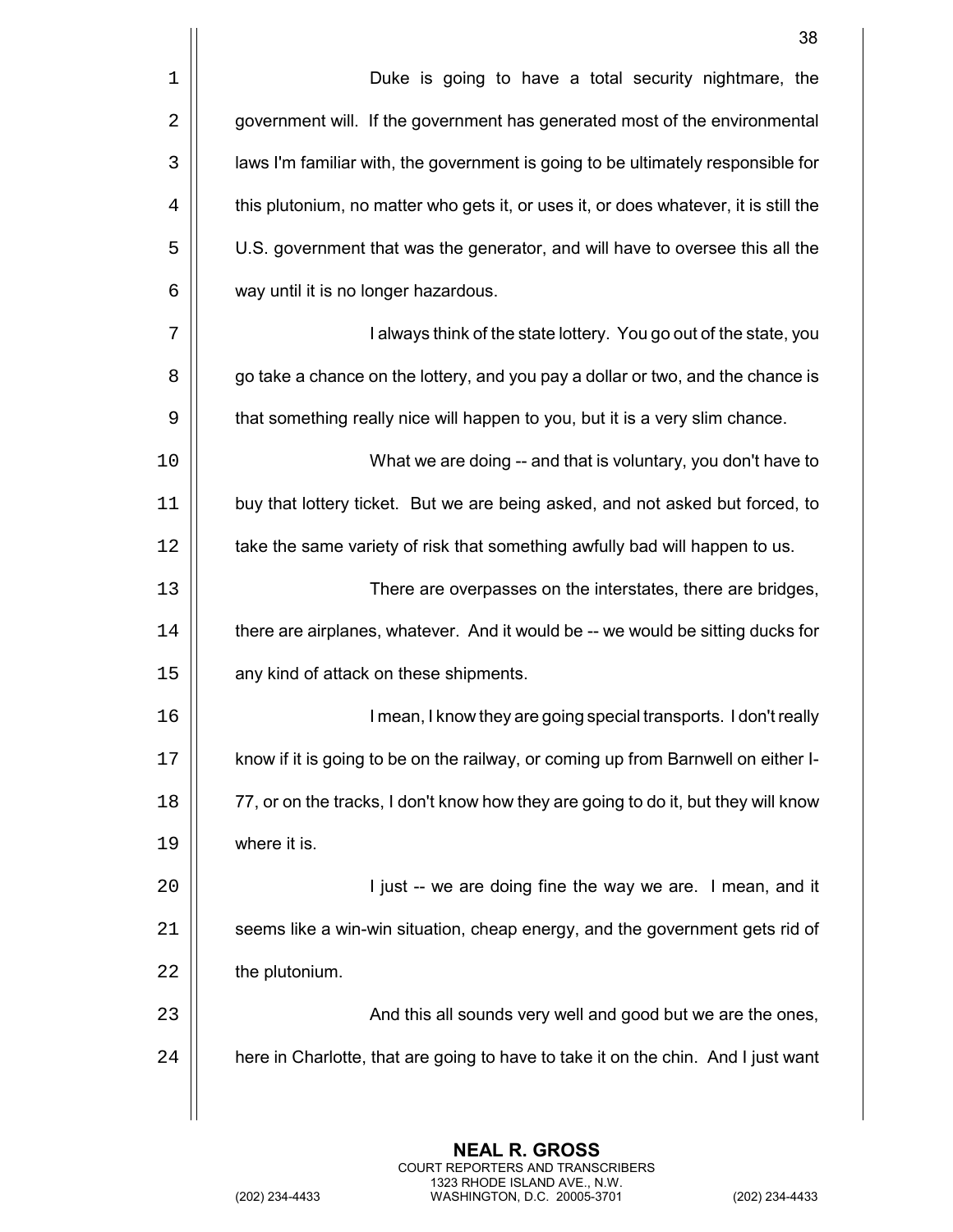Duke is going to have a total security nightmare, the government will. If the government has generated most of the environmental laws I'm familiar with, the government is going to be ultimately responsible for this plutonium, no matter who gets it, or uses it, or does whatever, it is still the U.S. government that was the generator, and will have to oversee this all the way until it is no longer hazardous.

I always think of the state lottery. You go out of the state, you go take a chance on the lottery, and you pay a dollar or two, and the chance is that something really nice will happen to you, but it is a very slim chance.

What we are doing -- and that is voluntary, you don't have to buy that lottery ticket. But we are being asked, and not asked but forced, to take the same variety of risk that something awfully bad will happen to us.

There are overpasses on the interstates, there are bridges, there are airplanes, whatever. And it would be -- we would be sitting ducks for any kind of attack on these shipments.

I mean, I know they are going special transports. I don't really know if it is going to be on the railway, or coming up from Barnwell on either I-77, or on the tracks, I don't know how they are going to do it, but they will know where it is.

I just -- we are doing fine the way we are. I mean, and it seems like a win-win situation, cheap energy, and the government gets rid of the plutonium.

And this all sounds very well and good but we are the ones, here in Charlotte, that are going to have to take it on the chin. And I just want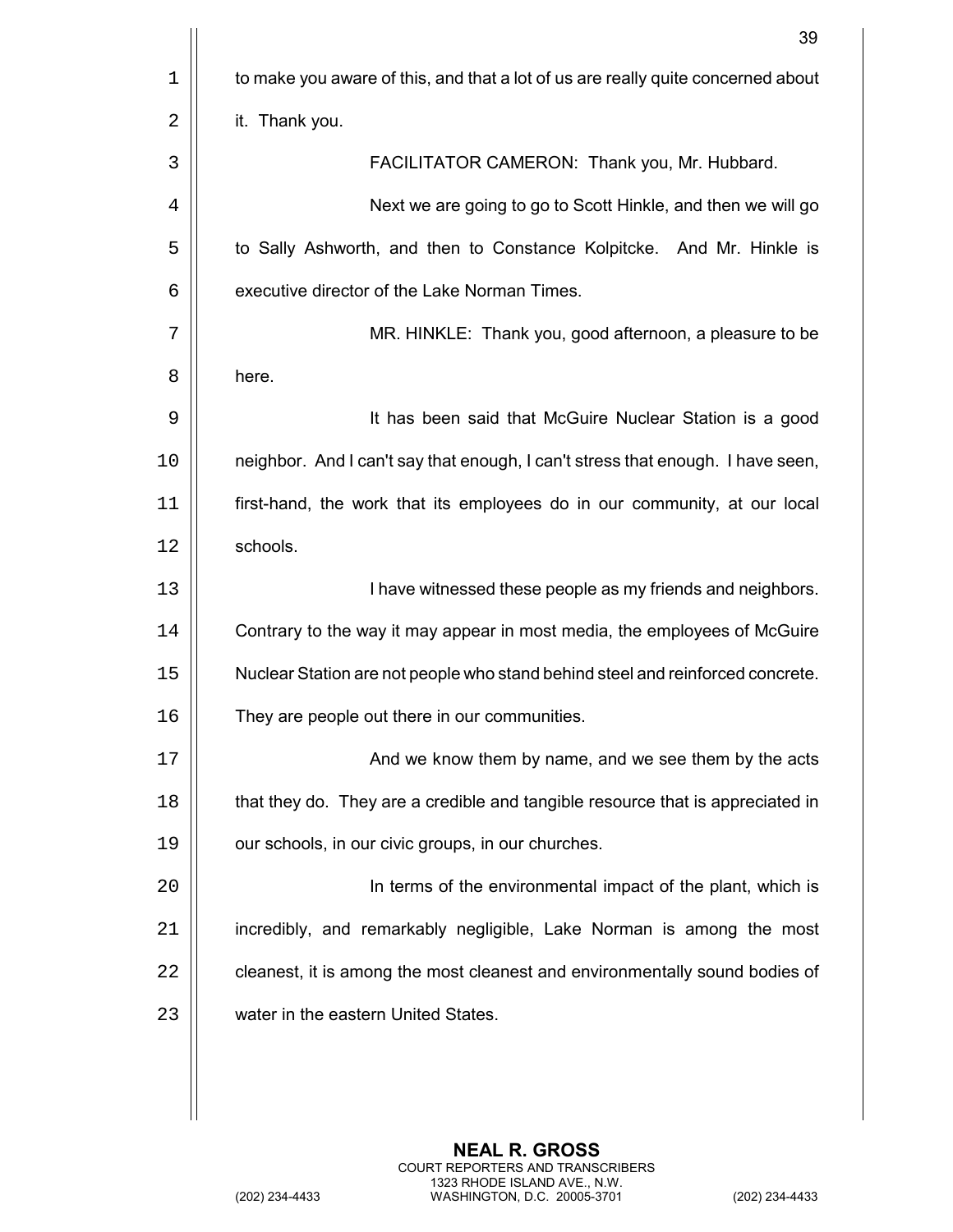to make you aware of this, and that a lot of us are really quite concerned about it. Thank you.

FACILITATOR CAMERON: Thank you, Mr. Hubbard.

Next we are going to go to Scott Hinkle, and then we will go to Sally Ashworth, and then to Constance Kolpitcke. And Mr. Hinkle is executive director of the Lake Norman Times.

MR. HINKLE: Thank you, good afternoon, a pleasure to be here.

It has been said that McGuire Nuclear Station is a good neighbor. And I can't say that enough, I can't stress that enough. I have seen, first-hand, the work that its employees do in our community, at our local schools.

I have witnessed these people as my friends and neighbors. Contrary to the way it may appear in most media, the employees of McGuire Nuclear Station are not people who stand behind steel and reinforced concrete. They are people out there in our communities.

And we know them by name, and we see them by the acts that they do. They are a credible and tangible resource that is appreciated in our schools, in our civic groups, in our churches.

In terms of the environmental impact of the plant, which is incredibly, and remarkably negligible, Lake Norman is among the most cleanest, it is among the most cleanest and environmentally sound bodies of water in the eastern United States.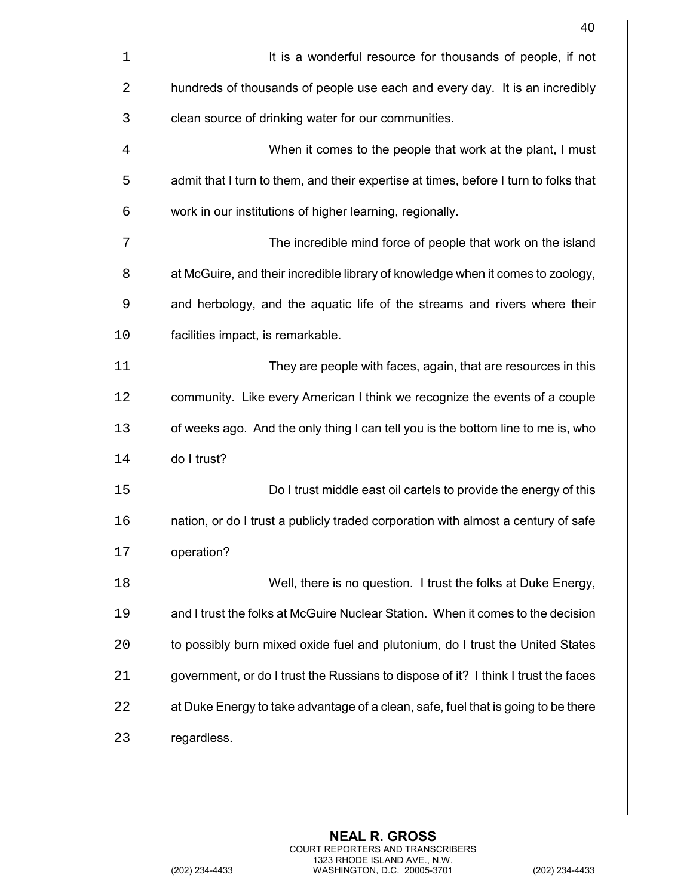It is a wonderful resource for thousands of people, if not hundreds of thousands of people use each and every day. It is an incredibly clean source of drinking water for our communities.

When it comes to the people that work at the plant, I must admit that I turn to them, and their expertise at times, before I turn to folks that work in our institutions of higher learning, regionally.

The incredible mind force of people that work on the island at McGuire, and their incredible library of knowledge when it comes to zoology, and herbology, and the aquatic life of the streams and rivers where their facilities impact, is remarkable.

They are people with faces, again, that are resources in this community. Like every American I think we recognize the events of a couple of weeks ago. And the only thing I can tell you is the bottom line to me is, who do I trust?

Do I trust middle east oil cartels to provide the energy of this nation, or do I trust a publicly traded corporation with almost a century of safe operation?

Well, there is no question. I trust the folks at Duke Energy, and I trust the folks at McGuire Nuclear Station. When it comes to the decision to possibly burn mixed oxide fuel and plutonium, do I trust the United States government, or do I trust the Russians to dispose of it? I think I trust the faces at Duke Energy to take advantage of a clean, safe, fuel that is going to be there regardless.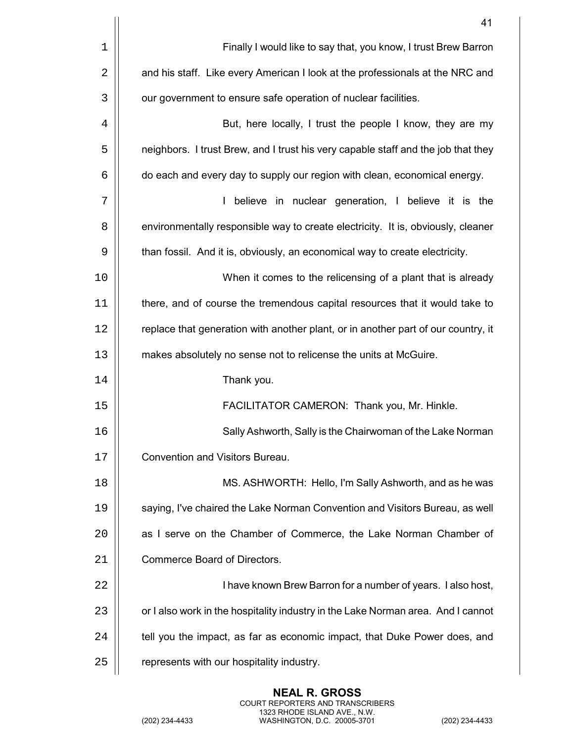Finally I would like to say that, you know, I trust Brew Barron and his staff. Like every American I look at the professionals at the NRC and our government to ensure safe operation of nuclear facilities.

But, here locally, I trust the people I know, they are my neighbors. I trust Brew, and I trust his very capable staff and the job that they do each and every day to supply our region with clean, economical energy.

I believe in nuclear generation, I believe it is the environmentally responsible way to create electricity. It is, obviously, cleaner than fossil. And it is, obviously, an economical way to create electricity.

When it comes to the relicensing of a plant that is already there, and of course the tremendous capital resources that it would take to replace that generation with another plant, or in another part of our country, it makes absolutely no sense not to relicense the units at McGuire.

Thank you.

FACILITATOR CAMERON: Thank you, Mr. Hinkle.

Sally Ashworth, Sally is the Chairwoman of the Lake Norman Convention and Visitors Bureau.

MS. ASHWORTH: Hello, I'm Sally Ashworth, and as he was saying, I've chaired the Lake Norman Convention and Visitors Bureau, as well as I serve on the Chamber of Commerce, the Lake Norman Chamber of Commerce Board of Directors.

I have known Brew Barron for a number of years. I also host, or I also work in the hospitality industry in the Lake Norman area. And I cannot tell you the impact, as far as economic impact, that Duke Power does, and represents with our hospitality industry.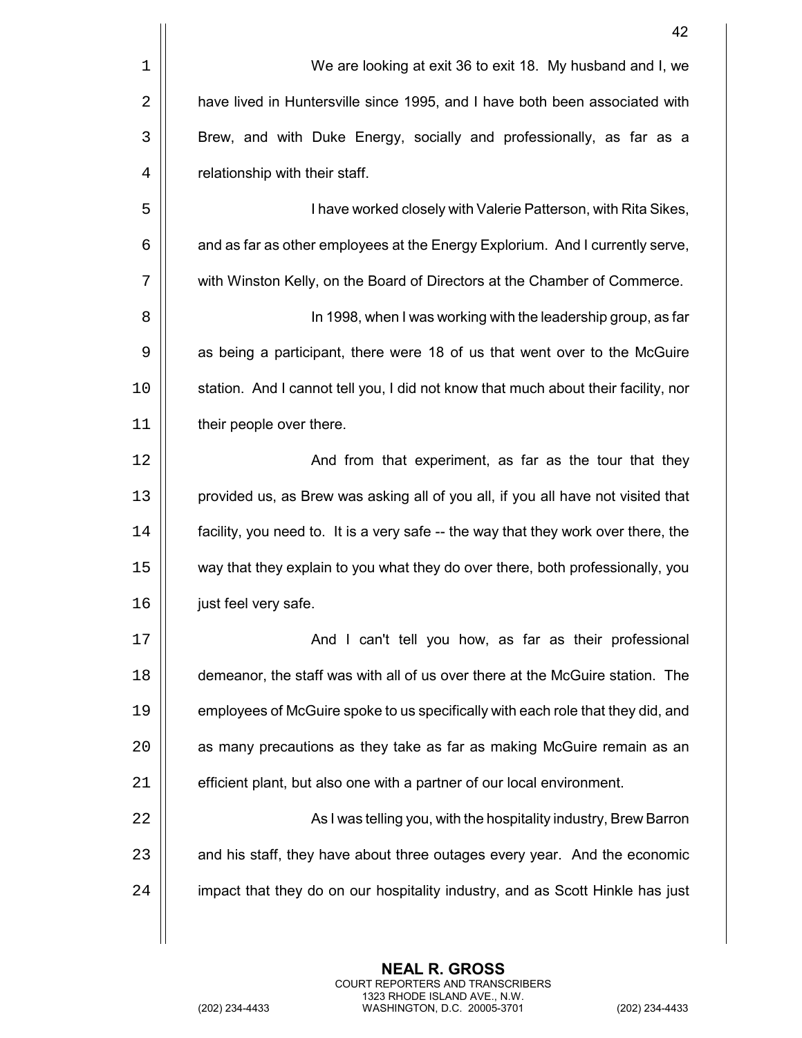We are looking at exit 36 to exit 18. My husband and I, we have lived in Huntersville since 1995, and I have both been associated with Brew, and with Duke Energy, socially and professionally, as far as a relationship with their staff.

I have worked closely with Valerie Patterson, with Rita Sikes, and as far as other employees at the Energy Explorium. And I currently serve, with Winston Kelly, on the Board of Directors at the Chamber of Commerce.

In 1998, when I was working with the leadership group, as far as being a participant, there were 18 of us that went over to the McGuire station. And I cannot tell you, I did not know that much about their facility, nor their people over there.

And from that experiment, as far as the tour that they provided us, as Brew was asking all of you all, if you all have not visited that facility, you need to. It is a very safe -- the way that they work over there, the way that they explain to you what they do over there, both professionally, you just feel very safe.

And I can't tell you how, as far as their professional demeanor, the staff was with all of us over there at the McGuire station. The employees of McGuire spoke to us specifically with each role that they did, and as many precautions as they take as far as making McGuire remain as an efficient plant, but also one with a partner of our local environment.

As I was telling you, with the hospitality industry, Brew Barron and his staff, they have about three outages every year. And the economic impact that they do on our hospitality industry, and as Scott Hinkle has just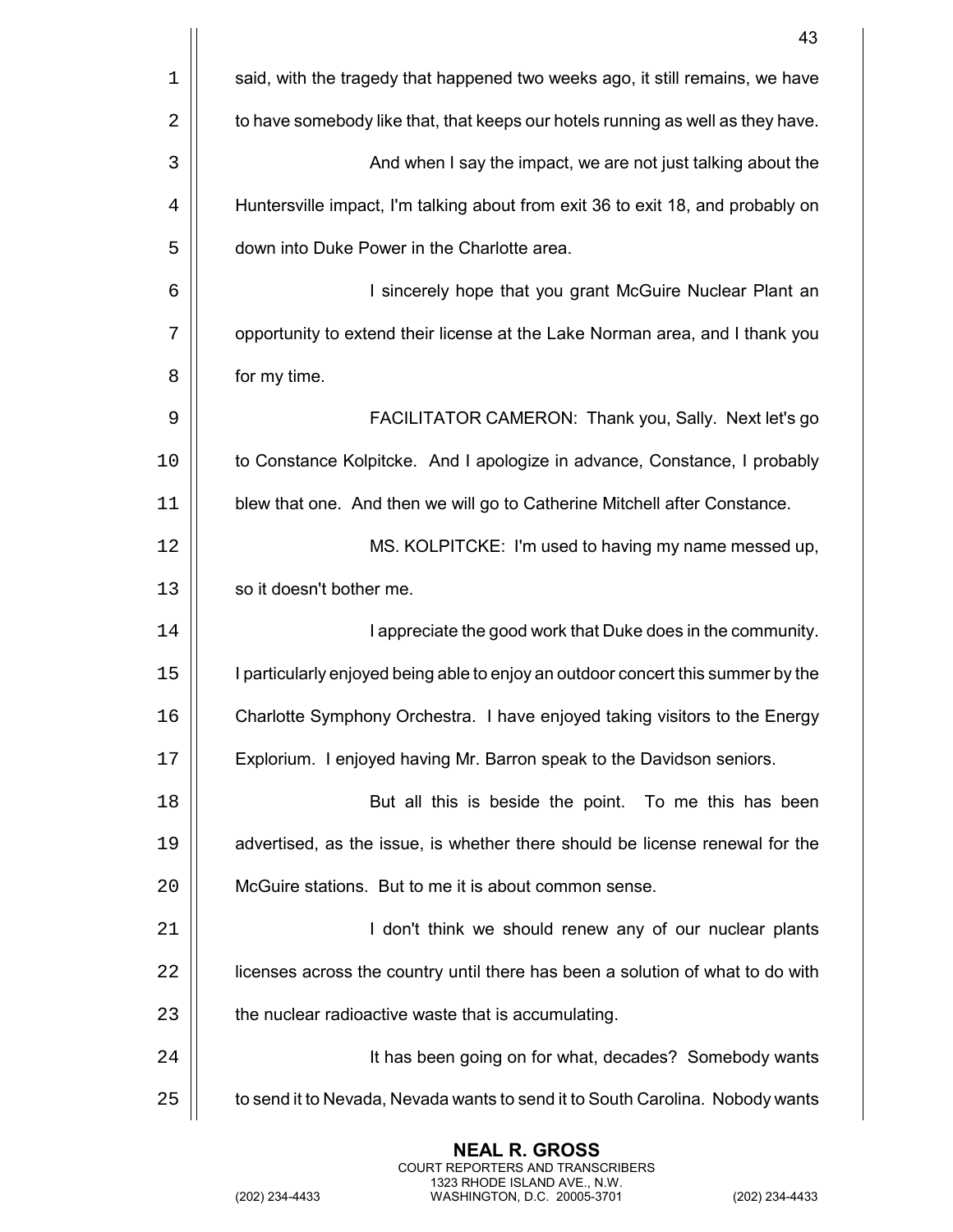said, with the tragedy that happened two weeks ago, it still remains, we have to have somebody like that, that keeps our hotels running as well as they have.

And when I say the impact, we are not just talking about the Huntersville impact, I'm talking about from exit 36 to exit 18, and probably on down into Duke Power in the Charlotte area.

I sincerely hope that you grant McGuire Nuclear Plant an opportunity to extend their license at the Lake Norman area, and I thank you for my time.

FACILITATOR CAMERON: Thank you, Sally. Next let's go to Constance Kolpitcke. And I apologize in advance, Constance, I probably blew that one. And then we will go to Catherine Mitchell after Constance.

MS. KOLPITCKE: I'm used to having my name messed up, so it doesn't bother me.

I appreciate the good work that Duke does in the community. I particularly enjoyed being able to enjoy an outdoor concert this summer by the Charlotte Symphony Orchestra. I have enjoyed taking visitors to the Energy Explorium. I enjoyed having Mr. Barron speak to the Davidson seniors.

But all this is beside the point. To me this has been advertised, as the issue, is whether there should be license renewal for the McGuire stations. But to me it is about common sense.

I don't think we should renew any of our nuclear plants licenses across the country until there has been a solution of what to do with the nuclear radioactive waste that is accumulating.

It has been going on for what, decades? Somebody wants to send it to Nevada, Nevada wants to send it to South Carolina. Nobody wants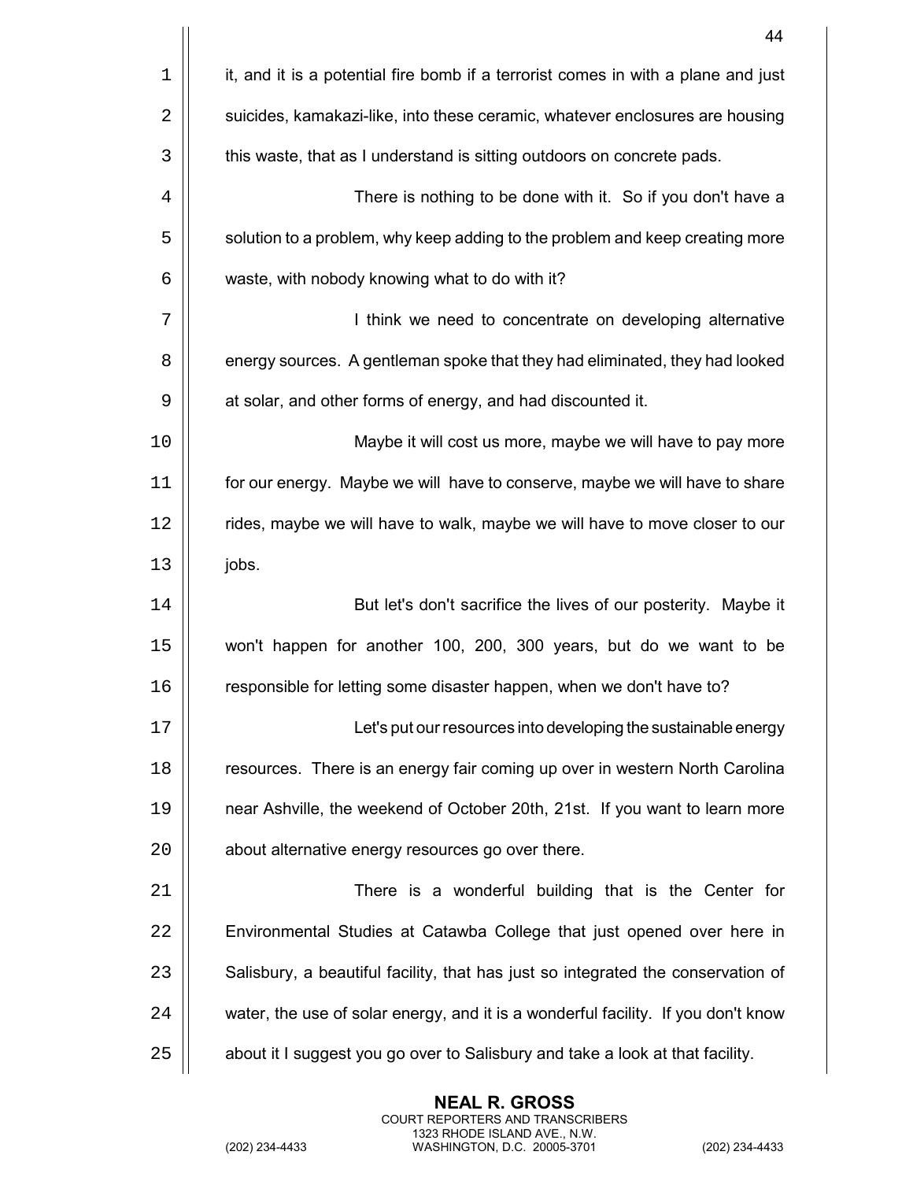it, and it is a potential fire bomb if a terrorist comes in with a plane and just suicides, kamakazi-like, into these ceramic, whatever enclosures are housing this waste, that as I understand is sitting outdoors on concrete pads.

There is nothing to be done with it. So if you don't have a solution to a problem, why keep adding to the problem and keep creating more waste, with nobody knowing what to do with it?

I think we need to concentrate on developing alternative energy sources. A gentleman spoke that they had eliminated, they had looked at solar, and other forms of energy, and had discounted it.

Maybe it will cost us more, maybe we will have to pay more for our energy. Maybe we will have to conserve, maybe we will have to share rides, maybe we will have to walk, maybe we will have to move closer to our jobs.

But let's don't sacrifice the lives of our posterity. Maybe it won't happen for another 100, 200, 300 years, but do we want to be responsible for letting some disaster happen, when we don't have to?

Let's put our resources into developing the sustainable energy resources. There is an energy fair coming up over in western North Carolina near Ashville, the weekend of October 20th, 21st. If you want to learn more about alternative energy resources go over there.

There is a wonderful building that is the Center for Environmental Studies at Catawba College that just opened over here in Salisbury, a beautiful facility, that has just so integrated the conservation of water, the use of solar energy, and it is a wonderful facility. If you don't know about it I suggest you go over to Salisbury and take a look at that facility.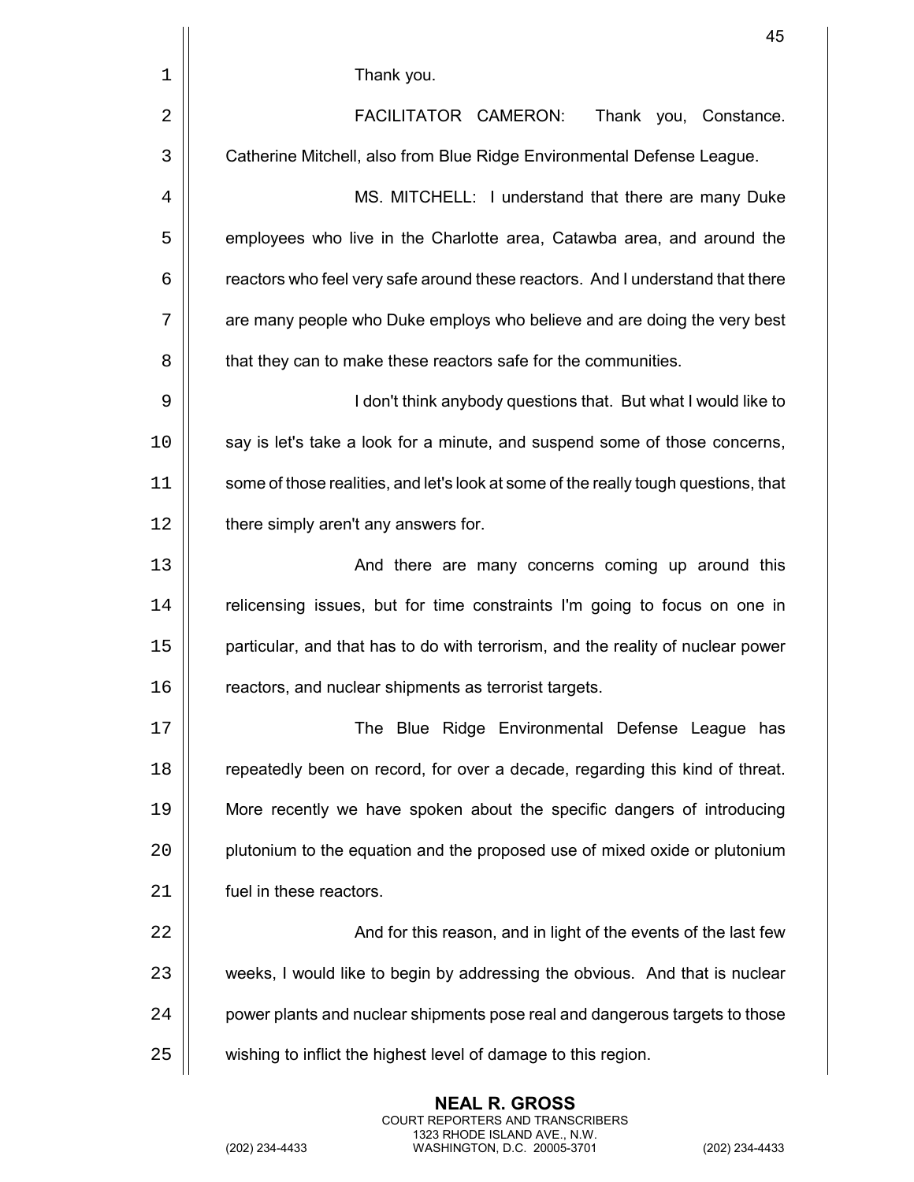Thank you.

FACILITATOR CAMERON: Thank you, Constance. Catherine Mitchell, also from Blue Ridge Environmental Defense League.

MS. MITCHELL: I understand that there are many Duke employees who live in the Charlotte area, Catawba area, and around the reactors who feel very safe around these reactors. And I understand that there are many people who Duke employs who believe and are doing the very best that they can to make these reactors safe for the communities.

I don't think anybody questions that. But what I would like to say is let's take a look for a minute, and suspend some of those concerns, some of those realities, and let's look at some of the really tough questions, that there simply aren't any answers for.

And there are many concerns coming up around this relicensing issues, but for time constraints I'm going to focus on one in particular, and that has to do with terrorism, and the reality of nuclear power reactors, and nuclear shipments as terrorist targets.

The Blue Ridge Environmental Defense League has repeatedly been on record, for over a decade, regarding this kind of threat. More recently we have spoken about the specific dangers of introducing plutonium to the equation and the proposed use of mixed oxide or plutonium fuel in these reactors.

And for this reason, and in light of the events of the last few weeks, I would like to begin by addressing the obvious. And that is nuclear power plants and nuclear shipments pose real and dangerous targets to those wishing to inflict the highest level of damage to this region.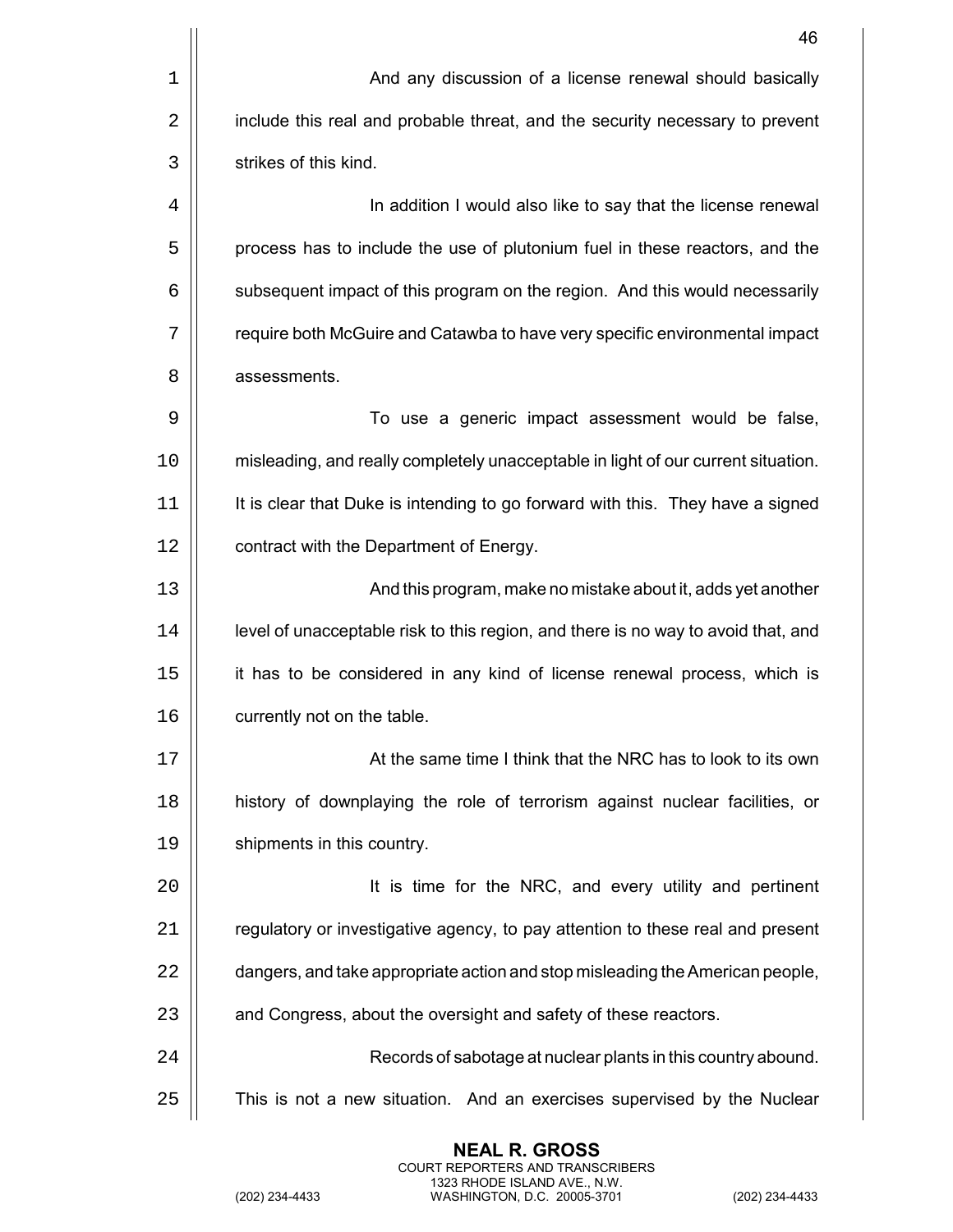And any discussion of a license renewal should basically include this real and probable threat, and the security necessary to prevent strikes of this kind.

In addition I would also like to say that the license renewal process has to include the use of plutonium fuel in these reactors, and the subsequent impact of this program on the region. And this would necessarily require both McGuire and Catawba to have very specific environmental impact assessments.

To use a generic impact assessment would be false, misleading, and really completely unacceptable in light of our current situation. It is clear that Duke is intending to go forward with this. They have a signed contract with the Department of Energy.

And this program, make no mistake about it, adds yet another level of unacceptable risk to this region, and there is no way to avoid that, and it has to be considered in any kind of license renewal process, which is currently not on the table.

At the same time I think that the NRC has to look to its own history of downplaying the role of terrorism against nuclear facilities, or shipments in this country.

It is time for the NRC, and every utility and pertinent regulatory or investigative agency, to pay attention to these real and present dangers, and take appropriate action and stop misleading the American people, and Congress, about the oversight and safety of these reactors.

Records of sabotage at nuclear plants in this country abound. This is not a new situation. And an exercises supervised by the Nuclear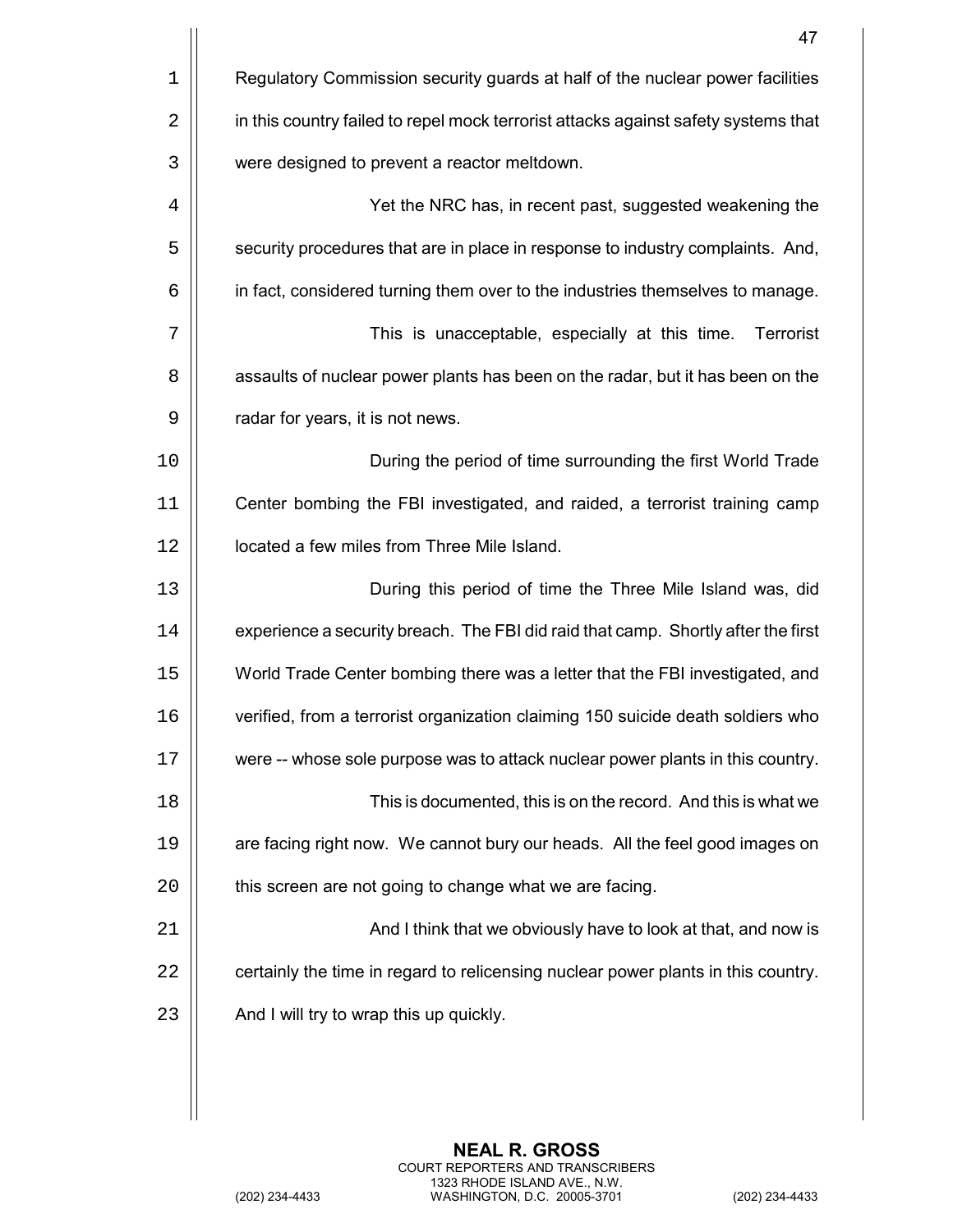Regulatory Commission security guards at half of the nuclear power facilities in this country failed to repel mock terrorist attacks against safety systems that were designed to prevent a reactor meltdown.

Yet the NRC has, in recent past, suggested weakening the security procedures that are in place in response to industry complaints. And, in fact, considered turning them over to the industries themselves to manage.

This is unacceptable, especially at this time. Terrorist assaults of nuclear power plants has been on the radar, but it has been on the radar for years, it is not news.

During the period of time surrounding the first World Trade Center bombing the FBI investigated, and raided, a terrorist training camp located a few miles from Three Mile Island.

During this period of time the Three Mile Island was, did experience a security breach. The FBI did raid that camp. Shortly after the first World Trade Center bombing there was a letter that the FBI investigated, and verified, from a terrorist organization claiming 150 suicide death soldiers who were -- whose sole purpose was to attack nuclear power plants in this country.

This is documented, this is on the record. And this is what we are facing right now. We cannot bury our heads. All the feel good images on this screen are not going to change what we are facing.

And I think that we obviously have to look at that, and now is certainly the time in regard to relicensing nuclear power plants in this country. And I will try to wrap this up quickly.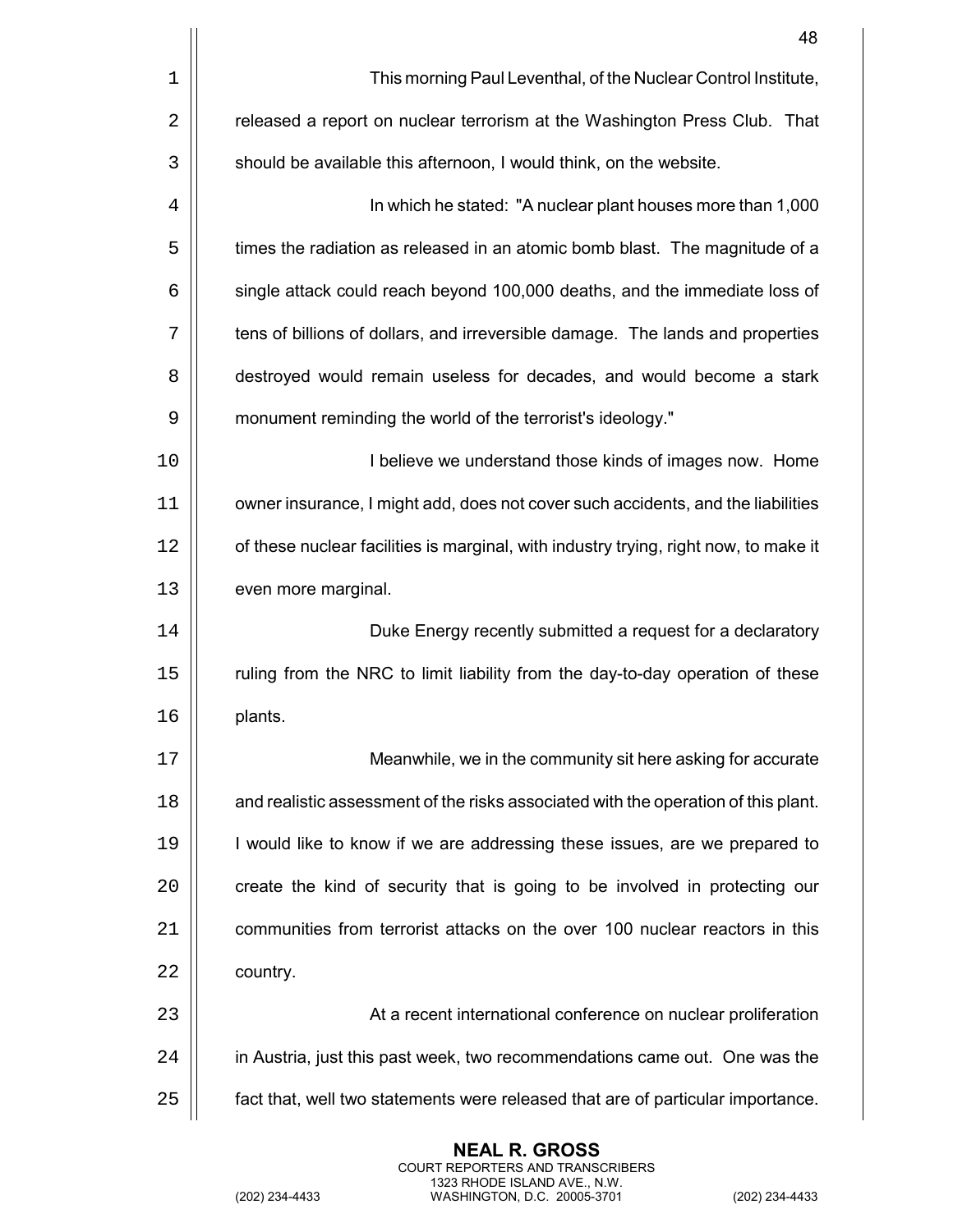This morning Paul Leventhal, of the Nuclear Control Institute, released a report on nuclear terrorism at the Washington Press Club. That should be available this afternoon, I would think, on the website.

In which he stated: "A nuclear plant houses more than 1,000 times the radiation as released in an atomic bomb blast. The magnitude of a single attack could reach beyond 100,000 deaths, and the immediate loss of tens of billions of dollars, and irreversible damage. The lands and properties destroyed would remain useless for decades, and would become a stark monument reminding the world of the terrorist's ideology."

I believe we understand those kinds of images now. Home owner insurance, I might add, does not cover such accidents, and the liabilities of these nuclear facilities is marginal, with industry trying, right now, to make it even more marginal.

Duke Energy recently submitted a request for a declaratory ruling from the NRC to limit liability from the day-to-day operation of these plants.

Meanwhile, we in the community sit here asking for accurate and realistic assessment of the risks associated with the operation of this plant. I would like to know if we are addressing these issues, are we prepared to create the kind of security that is going to be involved in protecting our communities from terrorist attacks on the over 100 nuclear reactors in this country.

At a recent international conference on nuclear proliferation in Austria, just this past week, two recommendations came out. One was the fact that, well two statements were released that are of particular importance.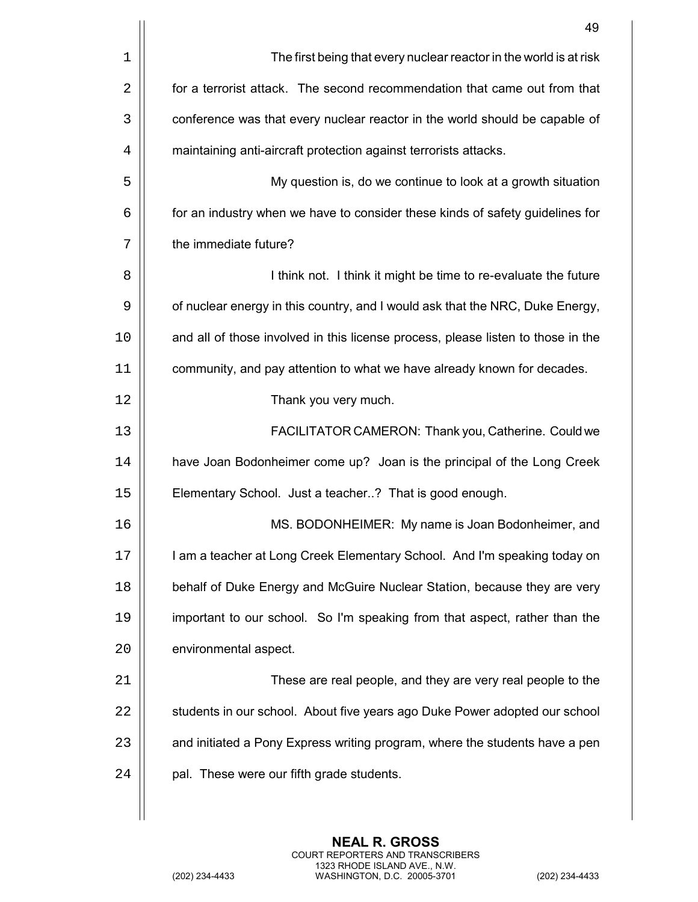The first being that every nuclear reactor in the world is at risk for a terrorist attack. The second recommendation that came out from that conference was that every nuclear reactor in the world should be capable of maintaining anti-aircraft protection against terrorists attacks.

My question is, do we continue to look at a growth situation for an industry when we have to consider these kinds of safety guidelines for the immediate future?

I think not. I think it might be time to re-evaluate the future of nuclear energy in this country, and I would ask that the NRC, Duke Energy, and all of those involved in this license process, please listen to those in the community, and pay attention to what we have already known for decades.

Thank you very much.

FACILITATOR CAMERON: Thank you, Catherine. Could we have Joan Bodonheimer come up? Joan is the principal of the Long Creek Elementary School. Just a teacher..? That is good enough.

MS. BODONHEIMER: My name is Joan Bodonheimer, and I am a teacher at Long Creek Elementary School. And I'm speaking today on behalf of Duke Energy and McGuire Nuclear Station, because they are very important to our school. So I'm speaking from that aspect, rather than the environmental aspect.

These are real people, and they are very real people to the students in our school. About five years ago Duke Power adopted our school and initiated a Pony Express writing program, where the students have a pen pal. These were our fifth grade students.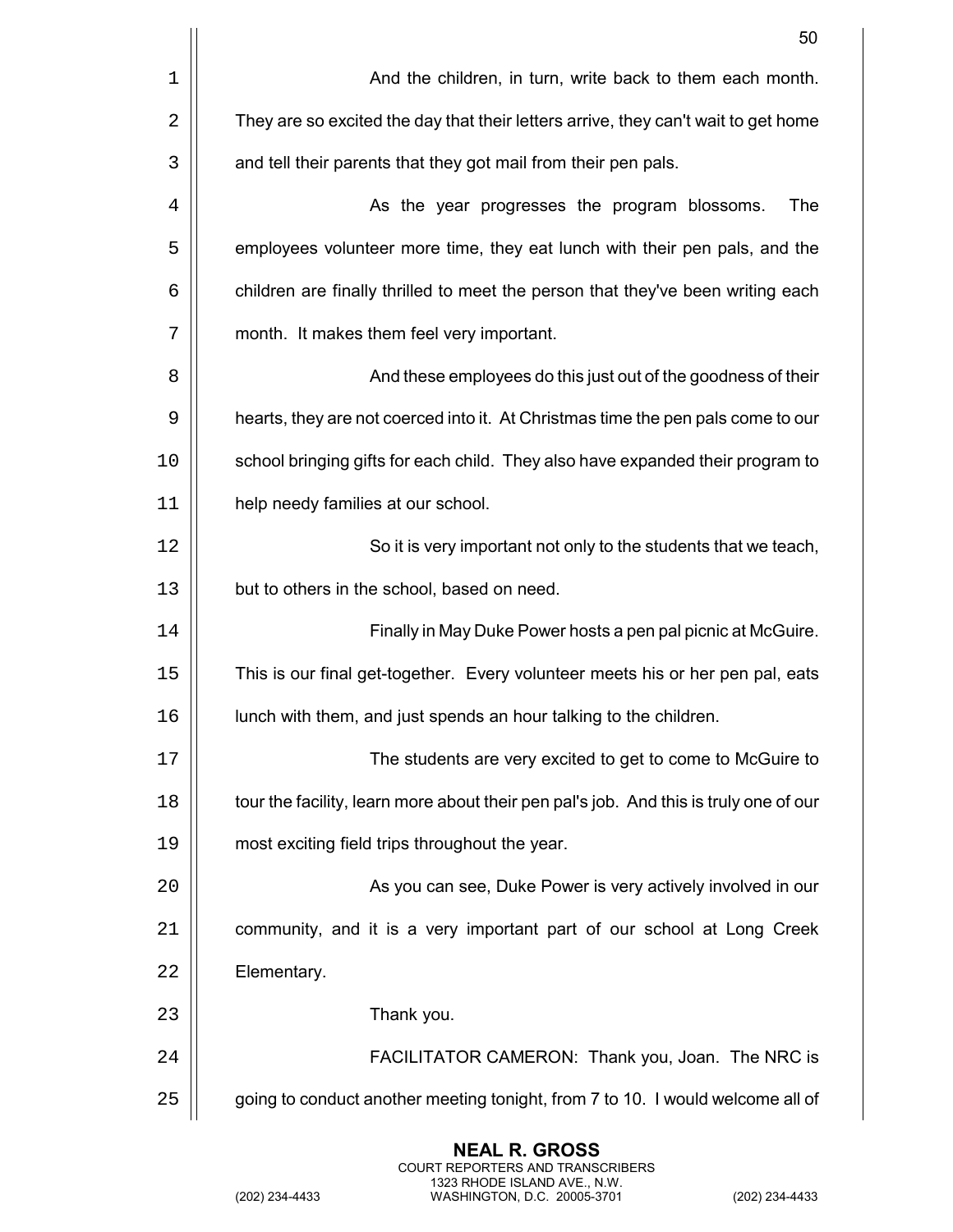And the children, in turn, write back to them each month. They are so excited the day that their letters arrive, they can't wait to get home and tell their parents that they got mail from their pen pals.

As the year progresses the program blossoms. The employees volunteer more time, they eat lunch with their pen pals, and the children are finally thrilled to meet the person that they've been writing each month. It makes them feel very important.

And these employees do this just out of the goodness of their hearts, they are not coerced into it. At Christmas time the pen pals come to our school bringing gifts for each child. They also have expanded their program to help needy families at our school.

So it is very important not only to the students that we teach, but to others in the school, based on need.

Finally in May Duke Power hosts a pen pal picnic at McGuire. This is our final get-together. Every volunteer meets his or her pen pal, eats lunch with them, and just spends an hour talking to the children.

The students are very excited to get to come to McGuire to tour the facility, learn more about their pen pal's job. And this is truly one of our most exciting field trips throughout the year.

As you can see, Duke Power is very actively involved in our community, and it is a very important part of our school at Long Creek Elementary.

Thank you.

FACILITATOR CAMERON: Thank you, Joan. The NRC is going to conduct another meeting tonight, from 7 to 10. I would welcome all of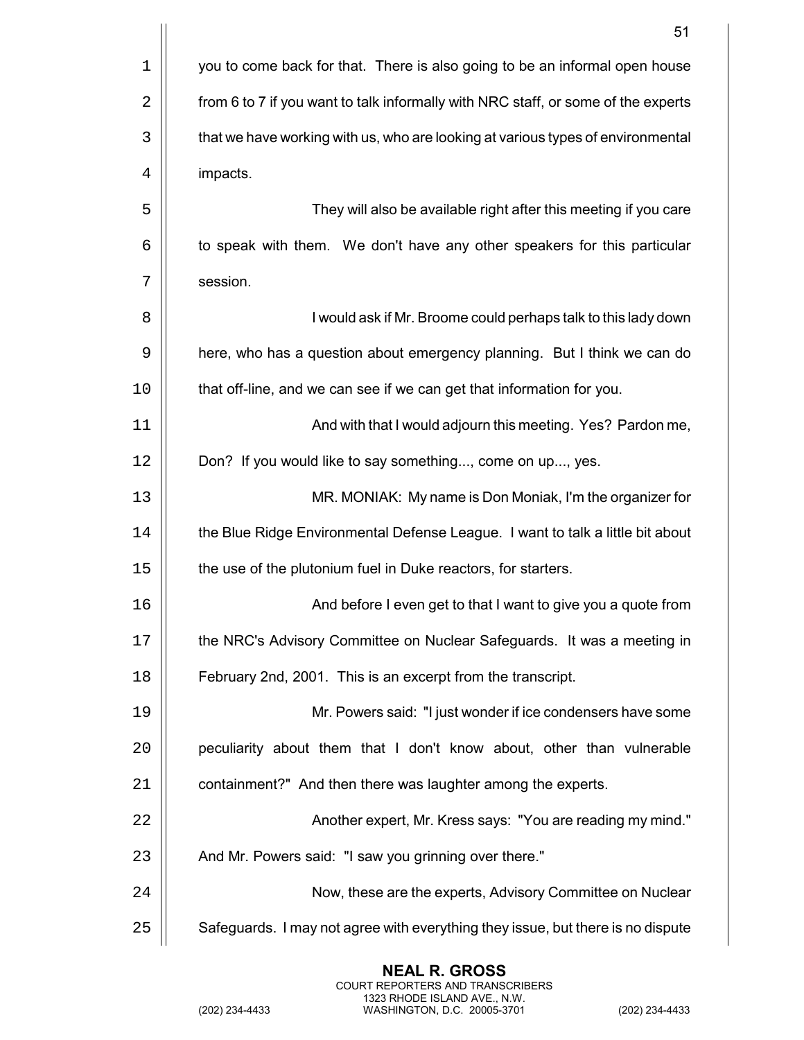you to come back for that. There is also going to be an informal open house from 6 to 7 if you want to talk informally with NRC staff, or some of the experts that we have working with us, who are looking at various types of environmental impacts.

They will also be available right after this meeting if you care to speak with them. We don't have any other speakers for this particular session.

I would ask if Mr. Broome could perhaps talk to this lady down here, who has a question about emergency planning. But I think we can do that off-line, and we can see if we can get that information for you.

And with that I would adjourn this meeting. Yes? Pardon me, Don? If you would like to say something..., come on up..., yes.

MR. MONIAK: My name is Don Moniak, I'm the organizer for the Blue Ridge Environmental Defense League. I want to talk a little bit about the use of the plutonium fuel in Duke reactors, for starters.

And before I even get to that I want to give you a quote from the NRC's Advisory Committee on Nuclear Safeguards. It was a meeting in February 2nd, 2001. This is an excerpt from the transcript.

Mr. Powers said: "I just wonder if ice condensers have some peculiarity about them that I don't know about, other than vulnerable containment?" And then there was laughter among the experts.

Another expert, Mr. Kress says: "You are reading my mind." And Mr. Powers said: "I saw you grinning over there."

Now, these are the experts, Advisory Committee on Nuclear Safeguards. I may not agree with everything they issue, but there is no dispute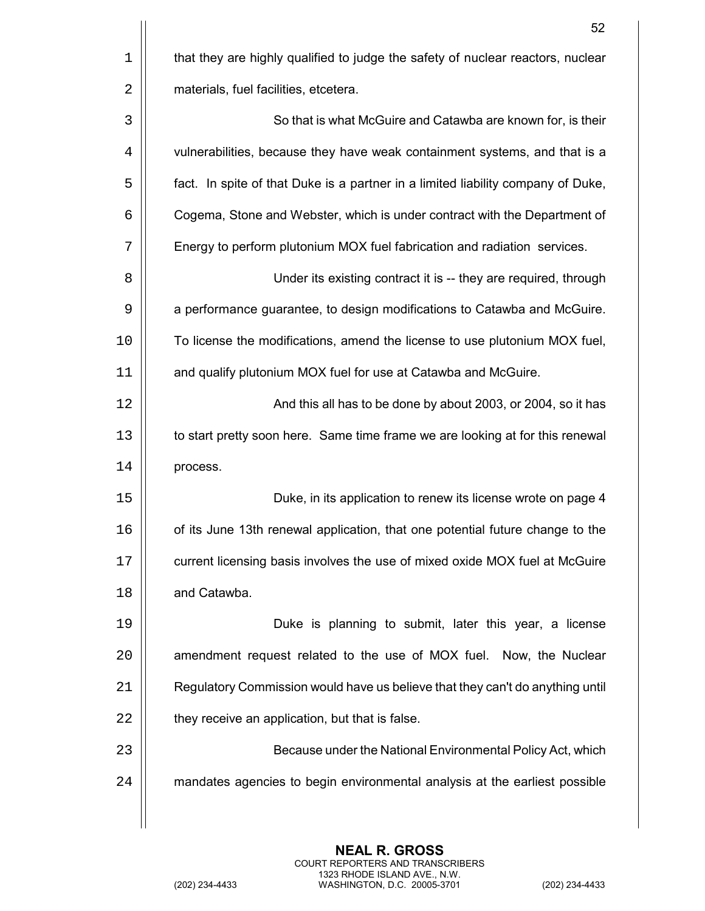that they are highly qualified to judge the safety of nuclear reactors, nuclear materials, fuel facilities, etcetera.

So that is what McGuire and Catawba are known for, is their vulnerabilities, because they have weak containment systems, and that is a fact. In spite of that Duke is a partner in a limited liability company of Duke, Cogema, Stone and Webster, which is under contract with the Department of Energy to perform plutonium MOX fuel fabrication and radiation services.

Under its existing contract it is -- they are required, through a performance guarantee, to design modifications to Catawba and McGuire. To license the modifications, amend the license to use plutonium MOX fuel, and qualify plutonium MOX fuel for use at Catawba and McGuire.

And this all has to be done by about 2003, or 2004, so it has to start pretty soon here. Same time frame we are looking at for this renewal process.

Duke, in its application to renew its license wrote on page 4 of its June 13th renewal application, that one potential future change to the current licensing basis involves the use of mixed oxide MOX fuel at McGuire and Catawba.

Duke is planning to submit, later this year, a license amendment request related to the use of MOX fuel. Now, the Nuclear Regulatory Commission would have us believe that they can't do anything until they receive an application, but that is false.

Because under the National Environmental Policy Act, which mandates agencies to begin environmental analysis at the earliest possible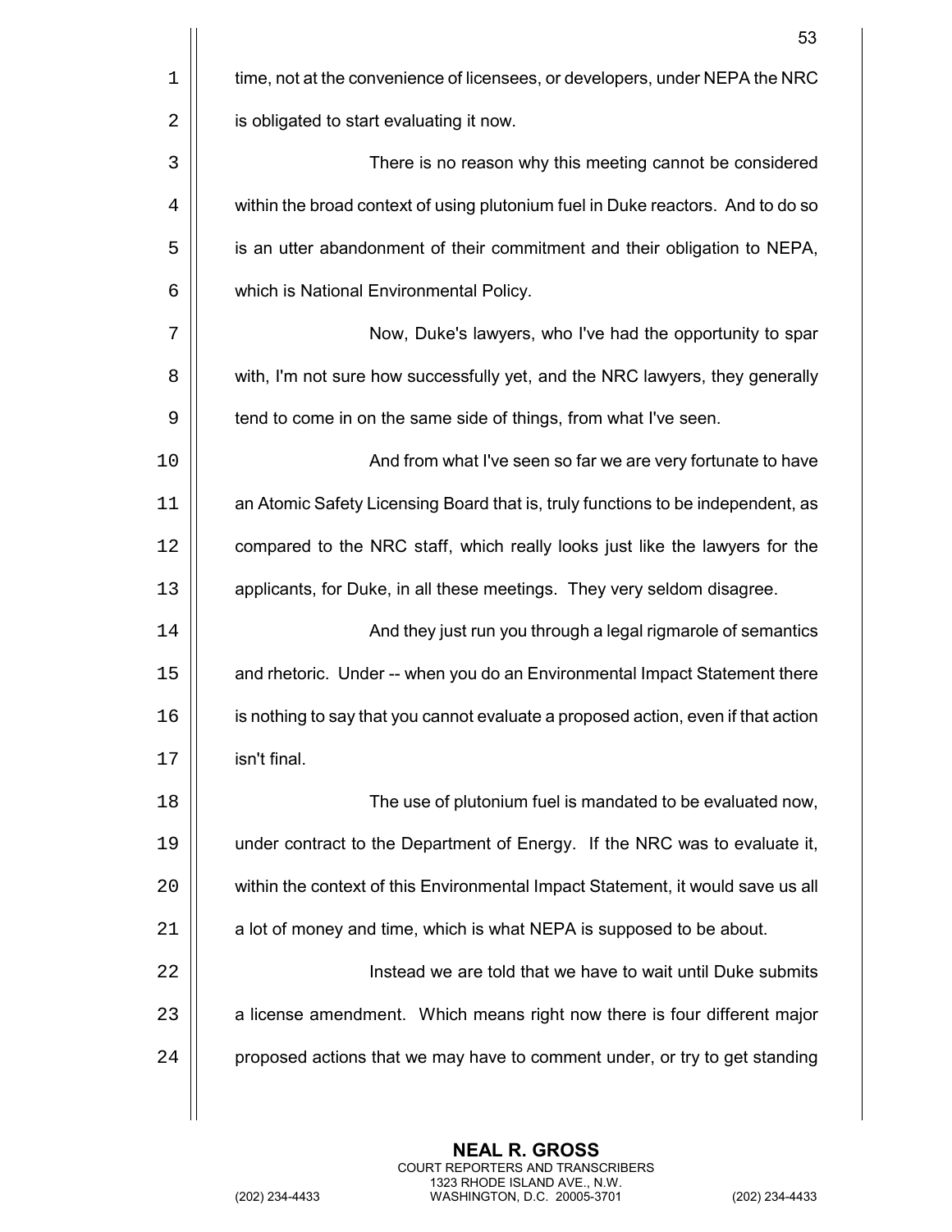time, not at the convenience of licensees, or developers, under NEPA the NRC is obligated to start evaluating it now.

There is no reason why this meeting cannot be considered within the broad context of using plutonium fuel in Duke reactors. And to do so is an utter abandonment of their commitment and their obligation to NEPA, which is National Environmental Policy.

Now, Duke's lawyers, who I've had the opportunity to spar with, I'm not sure how successfully yet, and the NRC lawyers, they generally tend to come in on the same side of things, from what I've seen.

And from what I've seen so far we are very fortunate to have an Atomic Safety Licensing Board that is, truly functions to be independent, as compared to the NRC staff, which really looks just like the lawyers for the applicants, for Duke, in all these meetings. They very seldom disagree.

And they just run you through a legal rigmarole of semantics and rhetoric. Under -- when you do an Environmental Impact Statement there is nothing to say that you cannot evaluate a proposed action, even if that action isn't final.

The use of plutonium fuel is mandated to be evaluated now, under contract to the Department of Energy. If the NRC was to evaluate it, within the context of this Environmental Impact Statement, it would save us all a lot of money and time, which is what NEPA is supposed to be about.

Instead we are told that we have to wait until Duke submits a license amendment. Which means right now there is four different major proposed actions that we may have to comment under, or try to get standing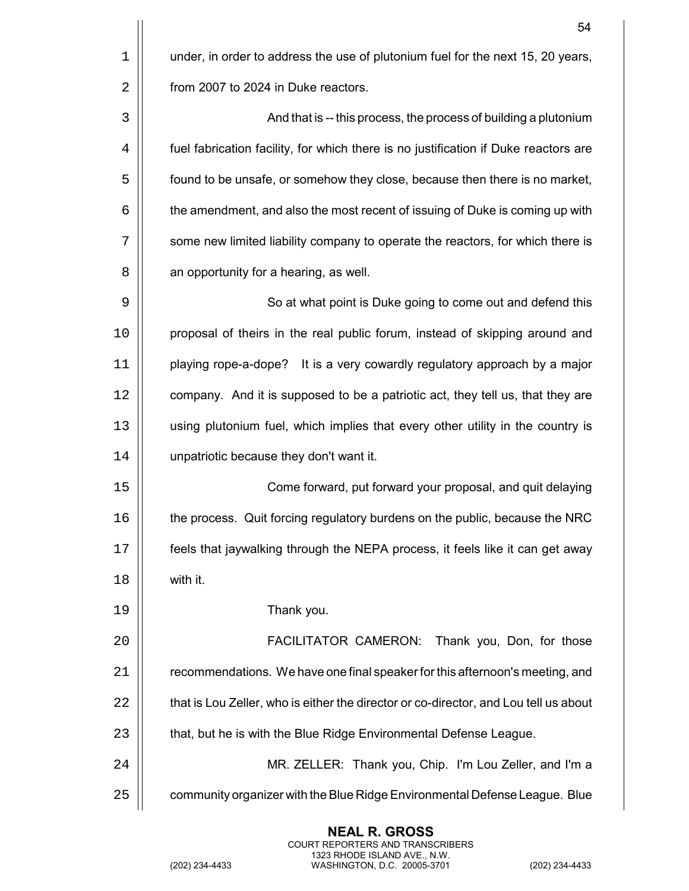under, in order to address the use of plutonium fuel for the next 15, 20 years, from 2007 to 2024 in Duke reactors.

And that is -- this process, the process of building a plutonium fuel fabrication facility, for which there is no justification if Duke reactors are found to be unsafe, or somehow they close, because then there is no market, the amendment, and also the most recent of issuing of Duke is coming up with some new limited liability company to operate the reactors, for which there is an opportunity for a hearing, as well.

So at what point is Duke going to come out and defend this proposal of theirs in the real public forum, instead of skipping around and playing rope-a-dope? It is a very cowardly regulatory approach by a major company. And it is supposed to be a patriotic act, they tell us, that they are using plutonium fuel, which implies that every other utility in the country is unpatriotic because they don't want it.

Come forward, put forward your proposal, and quit delaying the process. Quit forcing regulatory burdens on the public, because the NRC feels that jaywalking through the NEPA process, it feels like it can get away with it.

Thank you.

FACILITATOR CAMERON: Thank you, Don, for those recommendations. We have one final speaker for this afternoon's meeting, and that is Lou Zeller, who is either the director or co-director, and Lou tell us about that, but he is with the Blue Ridge Environmental Defense League.

MR. ZELLER: Thank you, Chip. I'm Lou Zeller, and I'm a community organizer with the Blue Ridge Environmental Defense League. Blue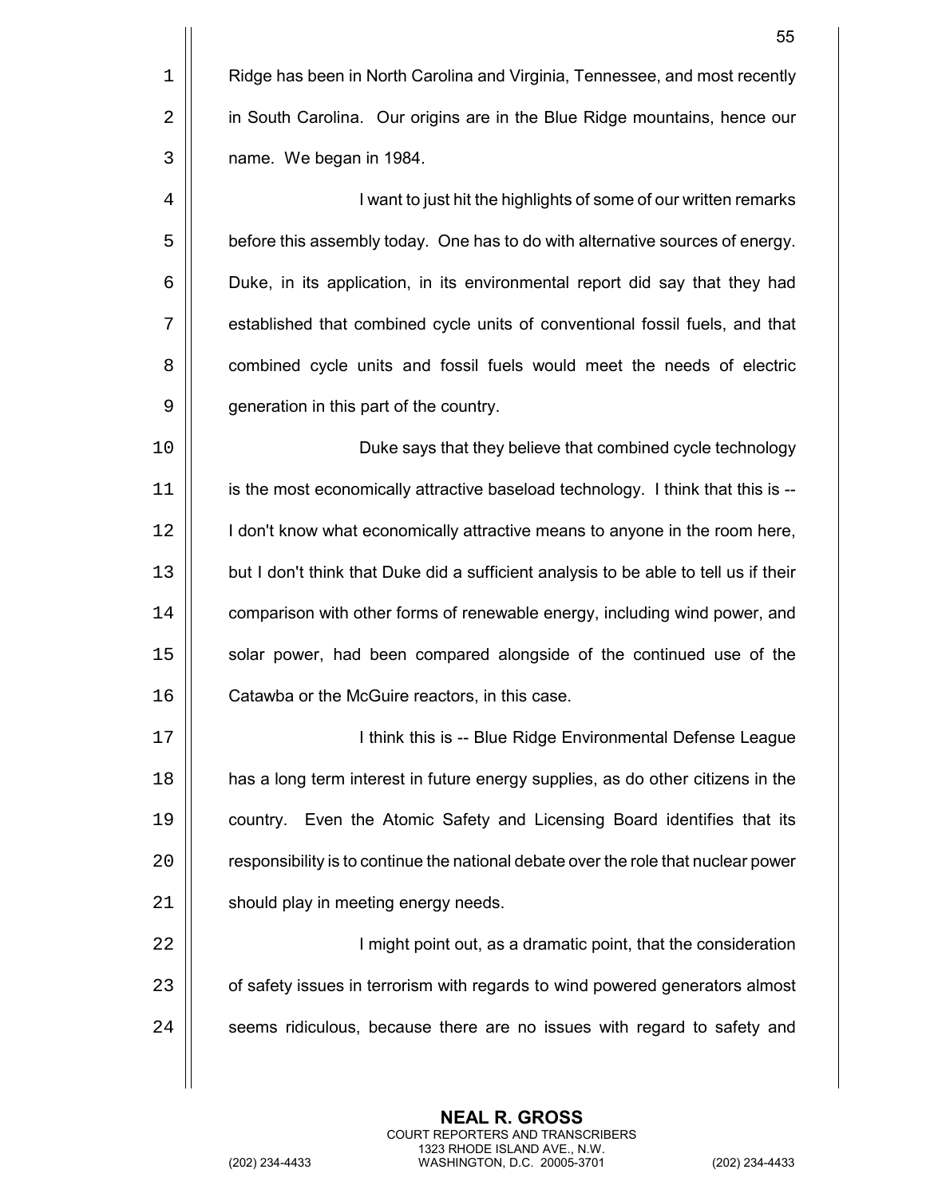Ridge has been in North Carolina and Virginia, Tennessee, and most recently in South Carolina. Our origins are in the Blue Ridge mountains, hence our name. We began in 1984.

I want to just hit the highlights of some of our written remarks before this assembly today. One has to do with alternative sources of energy. Duke, in its application, in its environmental report did say that they had established that combined cycle units of conventional fossil fuels, and that combined cycle units and fossil fuels would meet the needs of electric generation in this part of the country.

Duke says that they believe that combined cycle technology is the most economically attractive baseload technology. I think that this is -- I don't know what economically attractive means to anyone in the room here, but I don't think that Duke did a sufficient analysis to be able to tell us if their comparison with other forms of renewable energy, including wind power, and solar power, had been compared alongside of the continued use of the Catawba or the McGuire reactors, in this case.

I think this is -- Blue Ridge Environmental Defense League has a long term interest in future energy supplies, as do other citizens in the country. Even the Atomic Safety and Licensing Board identifies that its responsibility is to continue the national debate over the role that nuclear power should play in meeting energy needs.

I might point out, as a dramatic point, that the consideration of safety issues in terrorism with regards to wind powered generators almost seems ridiculous, because there are no issues with regard to safety and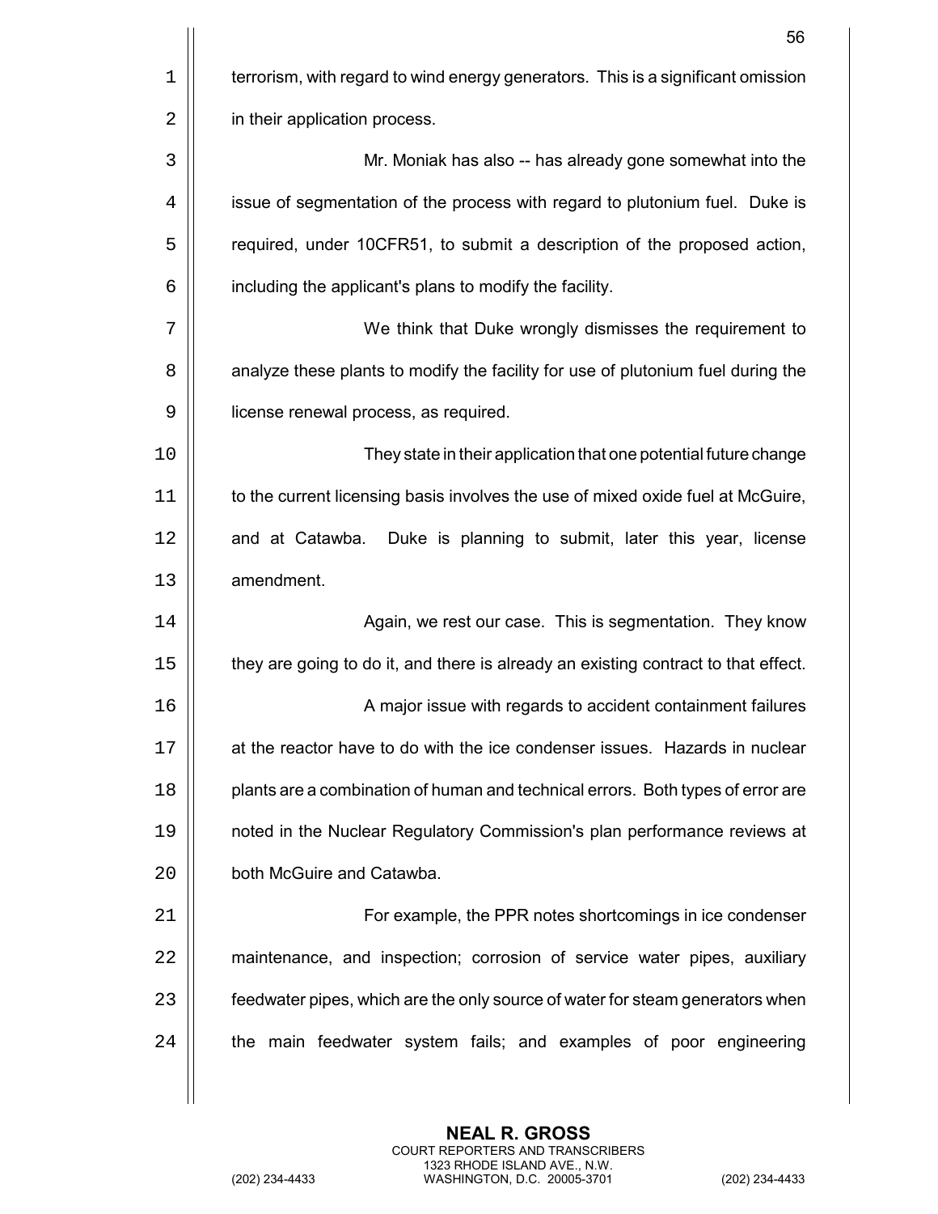terrorism, with regard to wind energy generators. This is a significant omission in their application process.

Mr. Moniak has also -- has already gone somewhat into the issue of segmentation of the process with regard to plutonium fuel. Duke is required, under 10CFR51, to submit a description of the proposed action, including the applicant's plans to modify the facility.

We think that Duke wrongly dismisses the requirement to analyze these plants to modify the facility for use of plutonium fuel during the license renewal process, as required.

They state in their application that one potential future change to the current licensing basis involves the use of mixed oxide fuel at McGuire, and at Catawba. Duke is planning to submit, later this year, license amendment.

Again, we rest our case. This is segmentation. They know they are going to do it, and there is already an existing contract to that effect.

A major issue with regards to accident containment failures at the reactor have to do with the ice condenser issues. Hazards in nuclear plants are a combination of human and technical errors. Both types of error are noted in the Nuclear Regulatory Commission's plan performance reviews at both McGuire and Catawba.

For example, the PPR notes shortcomings in ice condenser maintenance, and inspection; corrosion of service water pipes, auxiliary feedwater pipes, which are the only source of water for steam generators when the main feedwater system fails; and examples of poor engineering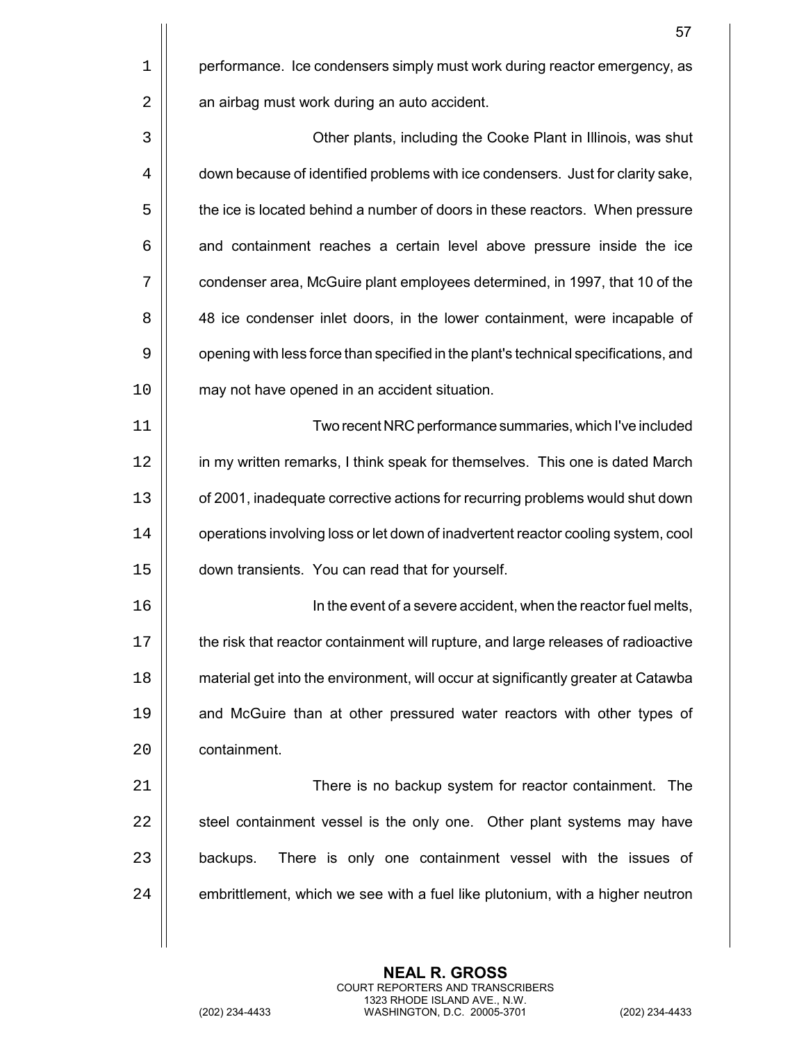performance. Ice condensers simply must work during reactor emergency, as an airbag must work during an auto accident.

Other plants, including the Cooke Plant in Illinois, was shut down because of identified problems with ice condensers. Just for clarity sake, the ice is located behind a number of doors in these reactors. When pressure and containment reaches a certain level above pressure inside the ice condenser area, McGuire plant employees determined, in 1997, that 10 of the 48 ice condenser inlet doors, in the lower containment, were incapable of opening with less force than specified in the plant's technical specifications, and may not have opened in an accident situation.

Two recent NRC performance summaries, which I've included in my written remarks, I think speak for themselves. This one is dated March of 2001, inadequate corrective actions for recurring problems would shut down operations involving loss or let down of inadvertent reactor cooling system, cool down transients. You can read that for yourself.

In the event of a severe accident, when the reactor fuel melts, the risk that reactor containment will rupture, and large releases of radioactive material get into the environment, will occur at significantly greater at Catawba and McGuire than at other pressured water reactors with other types of containment.

There is no backup system for reactor containment. The steel containment vessel is the only one. Other plant systems may have backups. There is only one containment vessel with the issues of embrittlement, which we see with a fuel like plutonium, with a higher neutron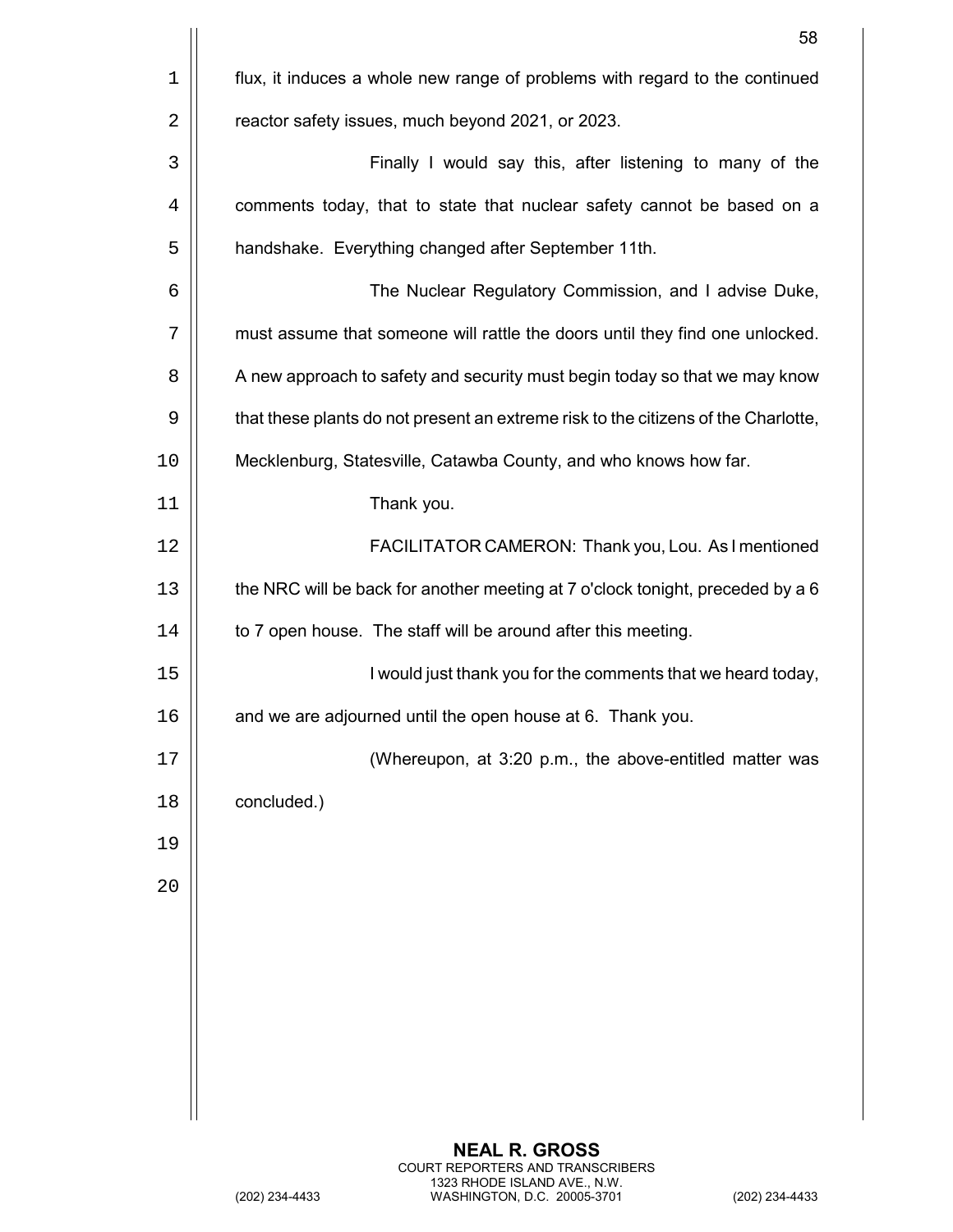flux, it induces a whole new range of problems with regard to the continued reactor safety issues, much beyond 2021, or 2023.

Finally I would say this, after listening to many of the comments today, that to state that nuclear safety cannot be based on a handshake. Everything changed after September 11th.

The Nuclear Regulatory Commission, and I advise Duke, must assume that someone will rattle the doors until they find one unlocked. A new approach to safety and security must begin today so that we may know that these plants do not present an extreme risk to the citizens of the Charlotte, Mecklenburg, Statesville, Catawba County, and who knows how far.

Thank you.

FACILITATOR CAMERON: Thank you, Lou. As I mentioned the NRC will be back for another meeting at 7 o'clock tonight, preceded by a 6 to 7 open house. The staff will be around after this meeting.

I would just thank you for the comments that we heard today, and we are adjourned until the open house at 6. Thank you.

(Whereupon, at 3:20 p.m., the above-entitled matter was concluded.)